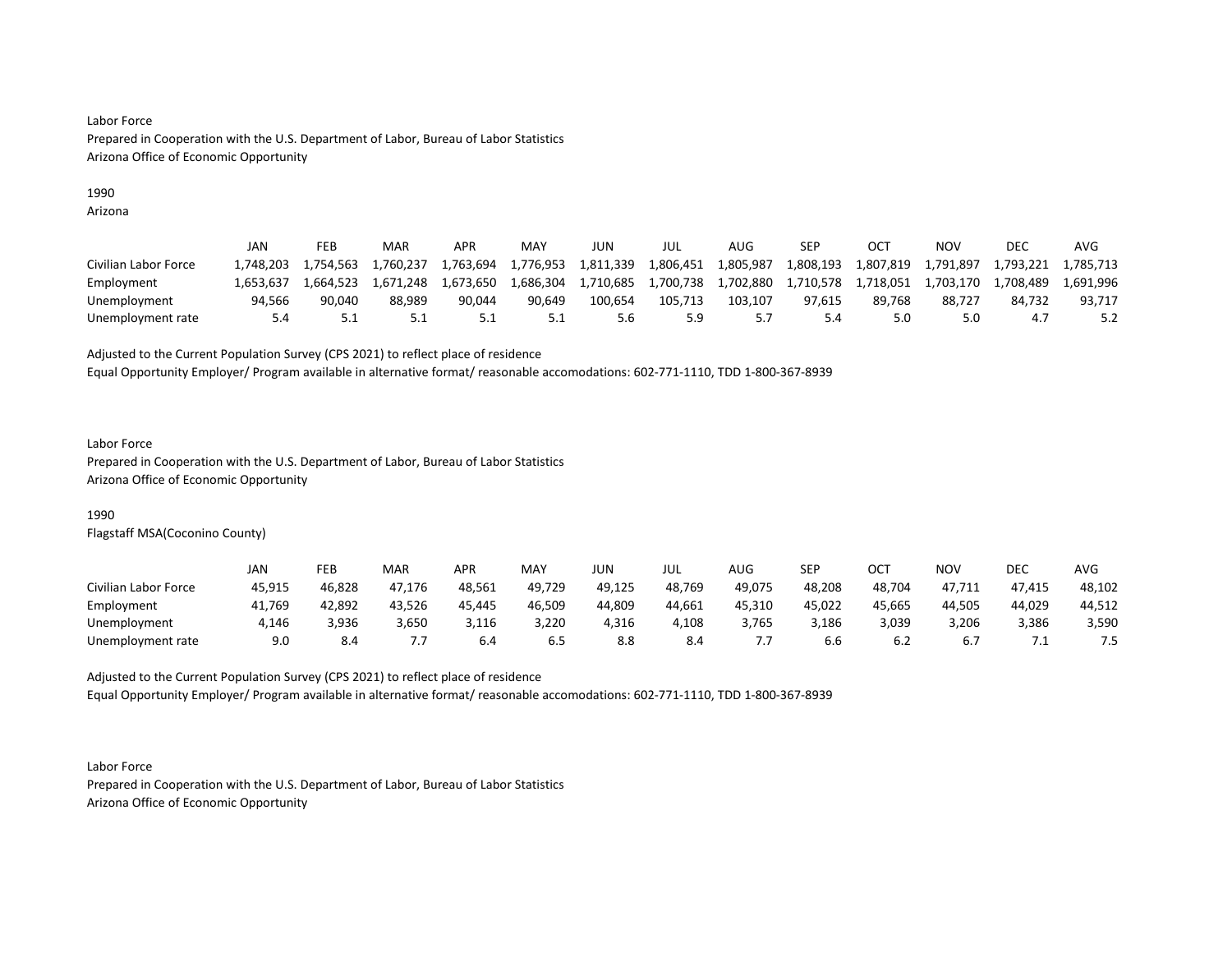Labor Force
Prepared in Cooperation with the U.S. Department of Labor, Bureau of Labor Statistics
Arizona Office of Economic Opportunity

1990
Arizona

| | JAN | FEB | MAR | APR | MAY | JUN | JUL | AUG | SEP | OCT | NOV | DEC | AVG |
|---|---|---|---|---|---|---|---|---|---|---|---|---|---|
| Civilian Labor Force | 1,748,203 | 1,754,563 | 1,760,237 | 1,763,694 | 1,776,953 | 1,811,339 | 1,806,451 | 1,805,987 | 1,808,193 | 1,807,819 | 1,791,897 | 1,793,221 | 1,785,713 |
| Employment | 1,653,637 | 1,664,523 | 1,671,248 | 1,673,650 | 1,686,304 | 1,710,685 | 1,700,738 | 1,702,880 | 1,710,578 | 1,718,051 | 1,703,170 | 1,708,489 | 1,691,996 |
| Unemployment | 94,566 | 90,040 | 88,989 | 90,044 | 90,649 | 100,654 | 105,713 | 103,107 | 97,615 | 89,768 | 88,727 | 84,732 | 93,717 |
| Unemployment rate | 5.4 | 5.1 | 5.1 | 5.1 | 5.1 | 5.6 | 5.9 | 5.7 | 5.4 | 5.0 | 5.0 | 4.7 | 5.2 |

Adjusted to the Current Population Survey (CPS 2021) to reflect place of residence
Equal Opportunity Employer/ Program available in alternative format/ reasonable accomodations: 602-771-1110, TDD 1-800-367-8939

Labor Force
Prepared in Cooperation with the U.S. Department of Labor, Bureau of Labor Statistics
Arizona Office of Economic Opportunity

1990
Flagstaff MSA(Coconino County)

| | JAN | FEB | MAR | APR | MAY | JUN | JUL | AUG | SEP | OCT | NOV | DEC | AVG |
|---|---|---|---|---|---|---|---|---|---|---|---|---|---|
| Civilian Labor Force | 45,915 | 46,828 | 47,176 | 48,561 | 49,729 | 49,125 | 48,769 | 49,075 | 48,208 | 48,704 | 47,711 | 47,415 | 48,102 |
| Employment | 41,769 | 42,892 | 43,526 | 45,445 | 46,509 | 44,809 | 44,661 | 45,310 | 45,022 | 45,665 | 44,505 | 44,029 | 44,512 |
| Unemployment | 4,146 | 3,936 | 3,650 | 3,116 | 3,220 | 4,316 | 4,108 | 3,765 | 3,186 | 3,039 | 3,206 | 3,386 | 3,590 |
| Unemployment rate | 9.0 | 8.4 | 7.7 | 6.4 | 6.5 | 8.8 | 8.4 | 7.7 | 6.6 | 6.2 | 6.7 | 7.1 | 7.5 |

Adjusted to the Current Population Survey (CPS 2021) to reflect place of residence
Equal Opportunity Employer/ Program available in alternative format/ reasonable accomodations: 602-771-1110, TDD 1-800-367-8939

Labor Force
Prepared in Cooperation with the U.S. Department of Labor, Bureau of Labor Statistics
Arizona Office of Economic Opportunity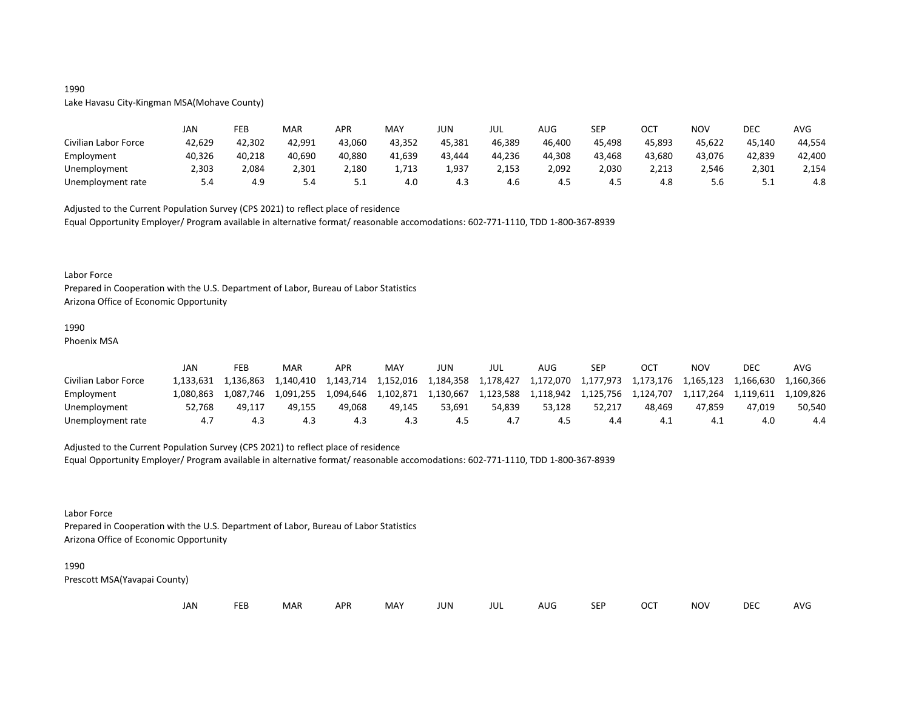1990

Lake Havasu City-Kingman MSA(Mohave County)

| | JAN | FEB | MAR | APR | MAY | JUN | JUL | AUG | SEP | OCT | NOV | DEC | AVG |
|---|---|---|---|---|---|---|---|---|---|---|---|---|---|
| Civilian Labor Force | 42,629 | 42,302 | 42,991 | 43,060 | 43,352 | 45,381 | 46,389 | 46,400 | 45,498 | 45,893 | 45,622 | 45,140 | 44,554 |
| Employment | 40,326 | 40,218 | 40,690 | 40,880 | 41,639 | 43,444 | 44,236 | 44,308 | 43,468 | 43,680 | 43,076 | 42,839 | 42,400 |
| Unemployment | 2,303 | 2,084 | 2,301 | 2,180 | 1,713 | 1,937 | 2,153 | 2,092 | 2,030 | 2,213 | 2,546 | 2,301 | 2,154 |
| Unemployment rate | 5.4 | 4.9 | 5.4 | 5.1 | 4.0 | 4.3 | 4.6 | 4.5 | 4.5 | 4.8 | 5.6 | 5.1 | 4.8 |

Adjusted to the Current Population Survey (CPS 2021) to reflect place of residence

Equal Opportunity Employer/ Program available in alternative format/ reasonable accomodations: 602-771-1110, TDD 1-800-367-8939

Labor Force

Prepared in Cooperation with the U.S. Department of Labor, Bureau of Labor Statistics

Arizona Office of Economic Opportunity

1990

Phoenix MSA

| | JAN | FEB | MAR | APR | MAY | JUN | JUL | AUG | SEP | OCT | NOV | DEC | AVG |
|---|---|---|---|---|---|---|---|---|---|---|---|---|---|
| Civilian Labor Force | 1,133,631 | 1,136,863 | 1,140,410 | 1,143,714 | 1,152,016 | 1,184,358 | 1,178,427 | 1,172,070 | 1,177,973 | 1,173,176 | 1,165,123 | 1,166,630 | 1,160,366 |
| Employment | 1,080,863 | 1,087,746 | 1,091,255 | 1,094,646 | 1,102,871 | 1,130,667 | 1,123,588 | 1,118,942 | 1,125,756 | 1,124,707 | 1,117,264 | 1,119,611 | 1,109,826 |
| Unemployment | 52,768 | 49,117 | 49,155 | 49,068 | 49,145 | 53,691 | 54,839 | 53,128 | 52,217 | 48,469 | 47,859 | 47,019 | 50,540 |
| Unemployment rate | 4.7 | 4.3 | 4.3 | 4.3 | 4.3 | 4.5 | 4.7 | 4.5 | 4.4 | 4.1 | 4.1 | 4.0 | 4.4 |

Adjusted to the Current Population Survey (CPS 2021) to reflect place of residence

Equal Opportunity Employer/ Program available in alternative format/ reasonable accomodations: 602-771-1110, TDD 1-800-367-8939

Labor Force

Prepared in Cooperation with the U.S. Department of Labor, Bureau of Labor Statistics

Arizona Office of Economic Opportunity

1990

Prescott MSA(Yavapai County)

| | JAN | FEB | MAR | APR | MAY | JUN | JUL | AUG | SEP | OCT | NOV | DEC | AVG |
|---|---|---|---|---|---|---|---|---|---|---|---|---|---|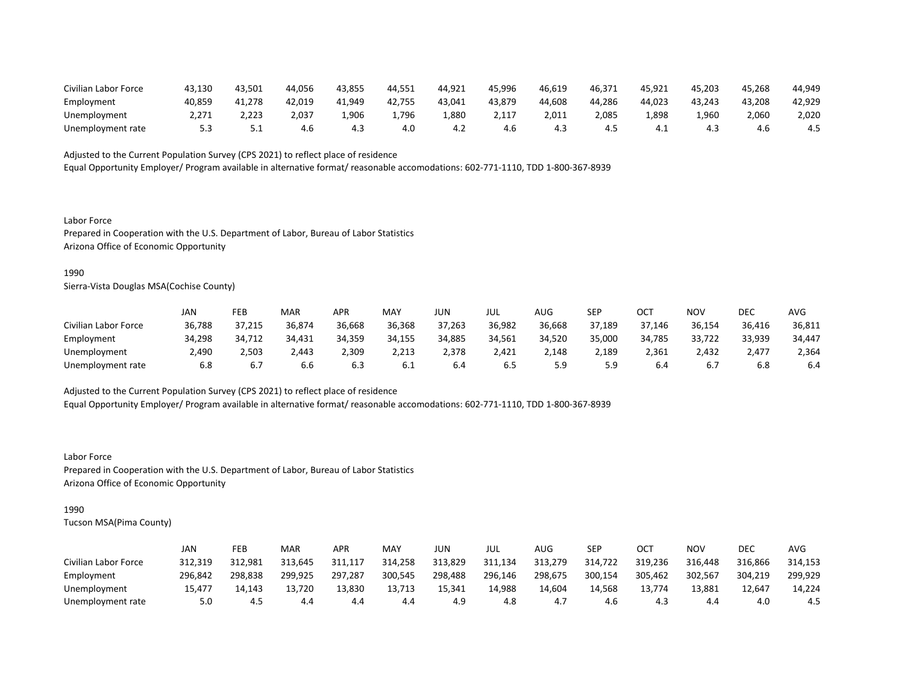| | | | | | | | | | | | | | |
|---|---|---|---|---|---|---|---|---|---|---|---|---|---|
| Civilian Labor Force | 43,130 | 43,501 | 44,056 | 43,855 | 44,551 | 44,921 | 45,996 | 46,619 | 46,371 | 45,921 | 45,203 | 45,268 | 44,949 |
| Employment | 40,859 | 41,278 | 42,019 | 41,949 | 42,755 | 43,041 | 43,879 | 44,608 | 44,286 | 44,023 | 43,243 | 43,208 | 42,929 |
| Unemployment | 2,271 | 2,223 | 2,037 | 1,906 | 1,796 | 1,880 | 2,117 | 2,011 | 2,085 | 1,898 | 1,960 | 2,060 | 2,020 |
| Unemployment rate | 5.3 | 5.1 | 4.6 | 4.3 | 4.0 | 4.2 | 4.6 | 4.3 | 4.5 | 4.1 | 4.3 | 4.6 | 4.5 |

Adjusted to the Current Population Survey (CPS 2021) to reflect place of residence
Equal Opportunity Employer/ Program available in alternative format/ reasonable accomodations: 602-771-1110, TDD 1-800-367-8939

Labor Force
Prepared in Cooperation with the U.S. Department of Labor, Bureau of Labor Statistics
Arizona Office of Economic Opportunity

1990
Sierra-Vista Douglas MSA(Cochise County)

| | JAN | FEB | MAR | APR | MAY | JUN | JUL | AUG | SEP | OCT | NOV | DEC | AVG |
|---|---|---|---|---|---|---|---|---|---|---|---|---|---|
| Civilian Labor Force | 36,788 | 37,215 | 36,874 | 36,668 | 36,368 | 37,263 | 36,982 | 36,668 | 37,189 | 37,146 | 36,154 | 36,416 | 36,811 |
| Employment | 34,298 | 34,712 | 34,431 | 34,359 | 34,155 | 34,885 | 34,561 | 34,520 | 35,000 | 34,785 | 33,722 | 33,939 | 34,447 |
| Unemployment | 2,490 | 2,503 | 2,443 | 2,309 | 2,213 | 2,378 | 2,421 | 2,148 | 2,189 | 2,361 | 2,432 | 2,477 | 2,364 |
| Unemployment rate | 6.8 | 6.7 | 6.6 | 6.3 | 6.1 | 6.4 | 6.5 | 5.9 | 5.9 | 6.4 | 6.7 | 6.8 | 6.4 |

Adjusted to the Current Population Survey (CPS 2021) to reflect place of residence
Equal Opportunity Employer/ Program available in alternative format/ reasonable accomodations: 602-771-1110, TDD 1-800-367-8939

Labor Force
Prepared in Cooperation with the U.S. Department of Labor, Bureau of Labor Statistics
Arizona Office of Economic Opportunity

1990
Tucson MSA(Pima County)

| | JAN | FEB | MAR | APR | MAY | JUN | JUL | AUG | SEP | OCT | NOV | DEC | AVG |
|---|---|---|---|---|---|---|---|---|---|---|---|---|---|
| Civilian Labor Force | 312,319 | 312,981 | 313,645 | 311,117 | 314,258 | 313,829 | 311,134 | 313,279 | 314,722 | 319,236 | 316,448 | 316,866 | 314,153 |
| Employment | 296,842 | 298,838 | 299,925 | 297,287 | 300,545 | 298,488 | 296,146 | 298,675 | 300,154 | 305,462 | 302,567 | 304,219 | 299,929 |
| Unemployment | 15,477 | 14,143 | 13,720 | 13,830 | 13,713 | 15,341 | 14,988 | 14,604 | 14,568 | 13,774 | 13,881 | 12,647 | 14,224 |
| Unemployment rate | 5.0 | 4.5 | 4.4 | 4.4 | 4.4 | 4.9 | 4.8 | 4.7 | 4.6 | 4.3 | 4.4 | 4.0 | 4.5 |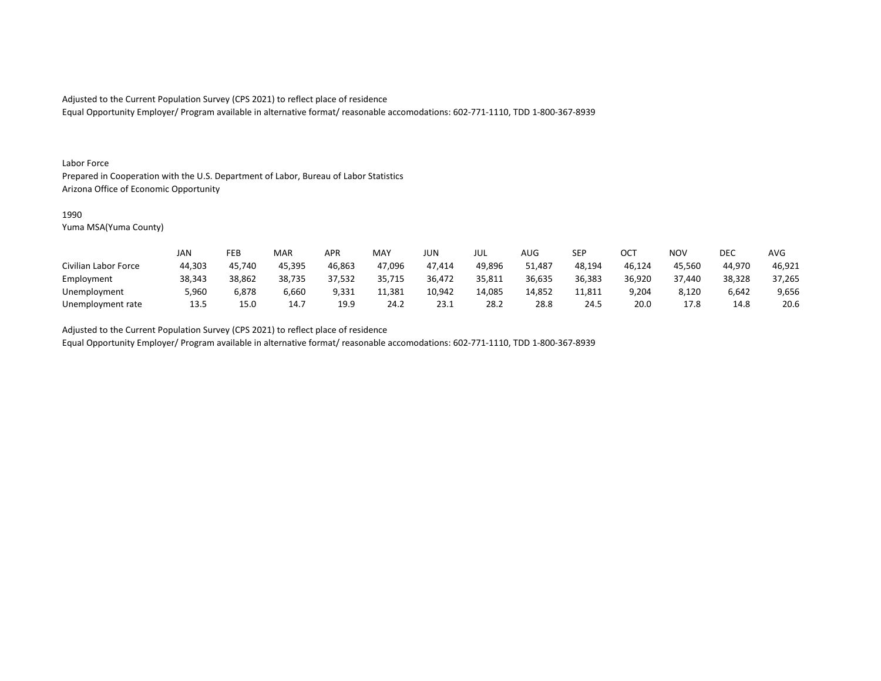Adjusted to the Current Population Survey (CPS 2021) to reflect place of residence
Equal Opportunity Employer/ Program available in alternative format/ reasonable accomodations: 602-771-1110, TDD 1-800-367-8939

Labor Force
Prepared in Cooperation with the U.S. Department of Labor, Bureau of Labor Statistics
Arizona Office of Economic Opportunity

1990
Yuma MSA(Yuma County)

| | JAN | FEB | MAR | APR | MAY | JUN | JUL | AUG | SEP | OCT | NOV | DEC | AVG |
|---|---|---|---|---|---|---|---|---|---|---|---|---|---|
| Civilian Labor Force | 44,303 | 45,740 | 45,395 | 46,863 | 47,096 | 47,414 | 49,896 | 51,487 | 48,194 | 46,124 | 45,560 | 44,970 | 46,921 |
| Employment | 38,343 | 38,862 | 38,735 | 37,532 | 35,715 | 36,472 | 35,811 | 36,635 | 36,383 | 36,920 | 37,440 | 38,328 | 37,265 |
| Unemployment | 5,960 | 6,878 | 6,660 | 9,331 | 11,381 | 10,942 | 14,085 | 14,852 | 11,811 | 9,204 | 8,120 | 6,642 | 9,656 |
| Unemployment rate | 13.5 | 15.0 | 14.7 | 19.9 | 24.2 | 23.1 | 28.2 | 28.8 | 24.5 | 20.0 | 17.8 | 14.8 | 20.6 |

Adjusted to the Current Population Survey (CPS 2021) to reflect place of residence
Equal Opportunity Employer/ Program available in alternative format/ reasonable accomodations: 602-771-1110, TDD 1-800-367-8939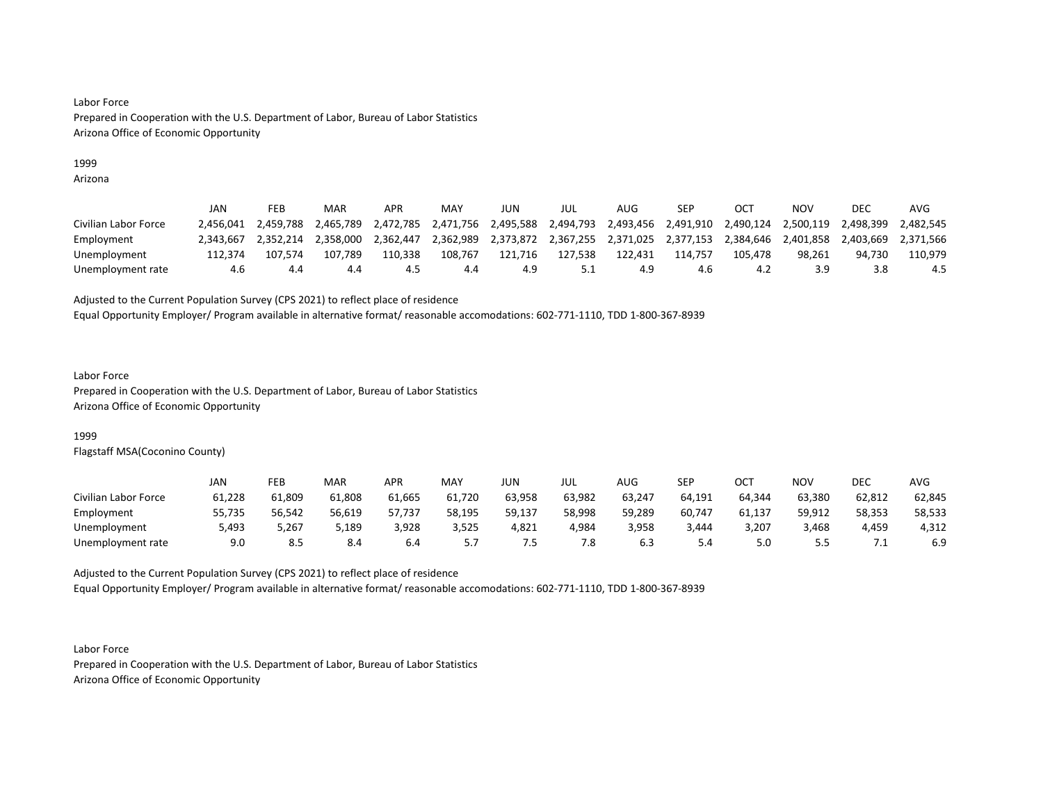Labor Force
Prepared in Cooperation with the U.S. Department of Labor, Bureau of Labor Statistics
Arizona Office of Economic Opportunity

1999
Arizona

| | JAN | FEB | MAR | APR | MAY | JUN | JUL | AUG | SEP | OCT | NOV | DEC | AVG |
|---|---|---|---|---|---|---|---|---|---|---|---|---|---|
| Civilian Labor Force | 2,456,041 | 2,459,788 | 2,465,789 | 2,472,785 | 2,471,756 | 2,495,588 | 2,494,793 | 2,493,456 | 2,491,910 | 2,490,124 | 2,500,119 | 2,498,399 | 2,482,545 |
| Employment | 2,343,667 | 2,352,214 | 2,358,000 | 2,362,447 | 2,362,989 | 2,373,872 | 2,367,255 | 2,371,025 | 2,377,153 | 2,384,646 | 2,401,858 | 2,403,669 | 2,371,566 |
| Unemployment | 112,374 | 107,574 | 107,789 | 110,338 | 108,767 | 121,716 | 127,538 | 122,431 | 114,757 | 105,478 | 98,261 | 94,730 | 110,979 |
| Unemployment rate | 4.6 | 4.4 | 4.4 | 4.5 | 4.4 | 4.9 | 5.1 | 4.9 | 4.6 | 4.2 | 3.9 | 3.8 | 4.5 |

Adjusted to the Current Population Survey (CPS 2021) to reflect place of residence
Equal Opportunity Employer/ Program available in alternative format/ reasonable accomodations: 602-771-1110, TDD 1-800-367-8939

Labor Force
Prepared in Cooperation with the U.S. Department of Labor, Bureau of Labor Statistics
Arizona Office of Economic Opportunity

1999
Flagstaff MSA(Coconino County)

| | JAN | FEB | MAR | APR | MAY | JUN | JUL | AUG | SEP | OCT | NOV | DEC | AVG |
|---|---|---|---|---|---|---|---|---|---|---|---|---|---|
| Civilian Labor Force | 61,228 | 61,809 | 61,808 | 61,665 | 61,720 | 63,958 | 63,982 | 63,247 | 64,191 | 64,344 | 63,380 | 62,812 | 62,845 |
| Employment | 55,735 | 56,542 | 56,619 | 57,737 | 58,195 | 59,137 | 58,998 | 59,289 | 60,747 | 61,137 | 59,912 | 58,353 | 58,533 |
| Unemployment | 5,493 | 5,267 | 5,189 | 3,928 | 3,525 | 4,821 | 4,984 | 3,958 | 3,444 | 3,207 | 3,468 | 4,459 | 4,312 |
| Unemployment rate | 9.0 | 8.5 | 8.4 | 6.4 | 5.7 | 7.5 | 7.8 | 6.3 | 5.4 | 5.0 | 5.5 | 7.1 | 6.9 |

Adjusted to the Current Population Survey (CPS 2021) to reflect place of residence
Equal Opportunity Employer/ Program available in alternative format/ reasonable accomodations: 602-771-1110, TDD 1-800-367-8939

Labor Force
Prepared in Cooperation with the U.S. Department of Labor, Bureau of Labor Statistics
Arizona Office of Economic Opportunity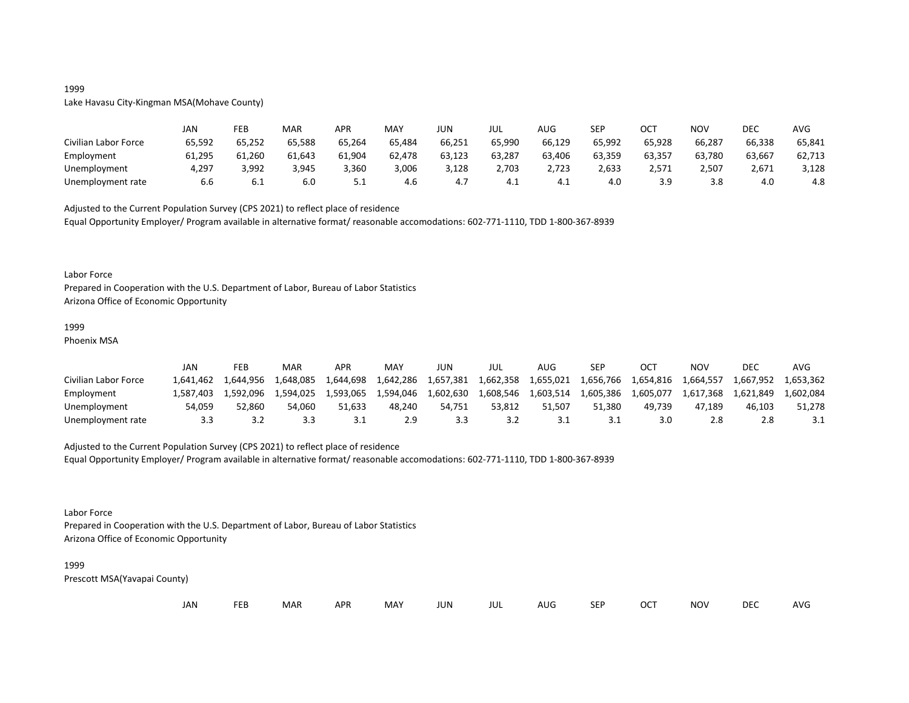1999

Lake Havasu City-Kingman MSA(Mohave County)

| | JAN | FEB | MAR | APR | MAY | JUN | JUL | AUG | SEP | OCT | NOV | DEC | AVG |
|---|---|---|---|---|---|---|---|---|---|---|---|---|---|
| Civilian Labor Force | 65,592 | 65,252 | 65,588 | 65,264 | 65,484 | 66,251 | 65,990 | 66,129 | 65,992 | 65,928 | 66,287 | 66,338 | 65,841 |
| Employment | 61,295 | 61,260 | 61,643 | 61,904 | 62,478 | 63,123 | 63,287 | 63,406 | 63,359 | 63,357 | 63,780 | 63,667 | 62,713 |
| Unemployment | 4,297 | 3,992 | 3,945 | 3,360 | 3,006 | 3,128 | 2,703 | 2,723 | 2,633 | 2,571 | 2,507 | 2,671 | 3,128 |
| Unemployment rate | 6.6 | 6.1 | 6.0 | 5.1 | 4.6 | 4.7 | 4.1 | 4.1 | 4.0 | 3.9 | 3.8 | 4.0 | 4.8 |

Adjusted to the Current Population Survey (CPS 2021) to reflect place of residence

Equal Opportunity Employer/ Program available in alternative format/ reasonable accomodations: 602-771-1110, TDD 1-800-367-8939

Labor Force

Prepared in Cooperation with the U.S. Department of Labor, Bureau of Labor Statistics

Arizona Office of Economic Opportunity

1999

Phoenix MSA

| | JAN | FEB | MAR | APR | MAY | JUN | JUL | AUG | SEP | OCT | NOV | DEC | AVG |
|---|---|---|---|---|---|---|---|---|---|---|---|---|---|
| Civilian Labor Force | 1,641,462 | 1,644,956 | 1,648,085 | 1,644,698 | 1,642,286 | 1,657,381 | 1,662,358 | 1,655,021 | 1,656,766 | 1,654,816 | 1,664,557 | 1,667,952 | 1,653,362 |
| Employment | 1,587,403 | 1,592,096 | 1,594,025 | 1,593,065 | 1,594,046 | 1,602,630 | 1,608,546 | 1,603,514 | 1,605,386 | 1,605,077 | 1,617,368 | 1,621,849 | 1,602,084 |
| Unemployment | 54,059 | 52,860 | 54,060 | 51,633 | 48,240 | 54,751 | 53,812 | 51,507 | 51,380 | 49,739 | 47,189 | 46,103 | 51,278 |
| Unemployment rate | 3.3 | 3.2 | 3.3 | 3.1 | 2.9 | 3.3 | 3.2 | 3.1 | 3.1 | 3.0 | 2.8 | 2.8 | 3.1 |

Adjusted to the Current Population Survey (CPS 2021) to reflect place of residence

Equal Opportunity Employer/ Program available in alternative format/ reasonable accomodations: 602-771-1110, TDD 1-800-367-8939

Labor Force

Prepared in Cooperation with the U.S. Department of Labor, Bureau of Labor Statistics

Arizona Office of Economic Opportunity

1999

Prescott MSA(Yavapai County)

| | JAN | FEB | MAR | APR | MAY | JUN | JUL | AUG | SEP | OCT | NOV | DEC | AVG |
|---|---|---|---|---|---|---|---|---|---|---|---|---|---|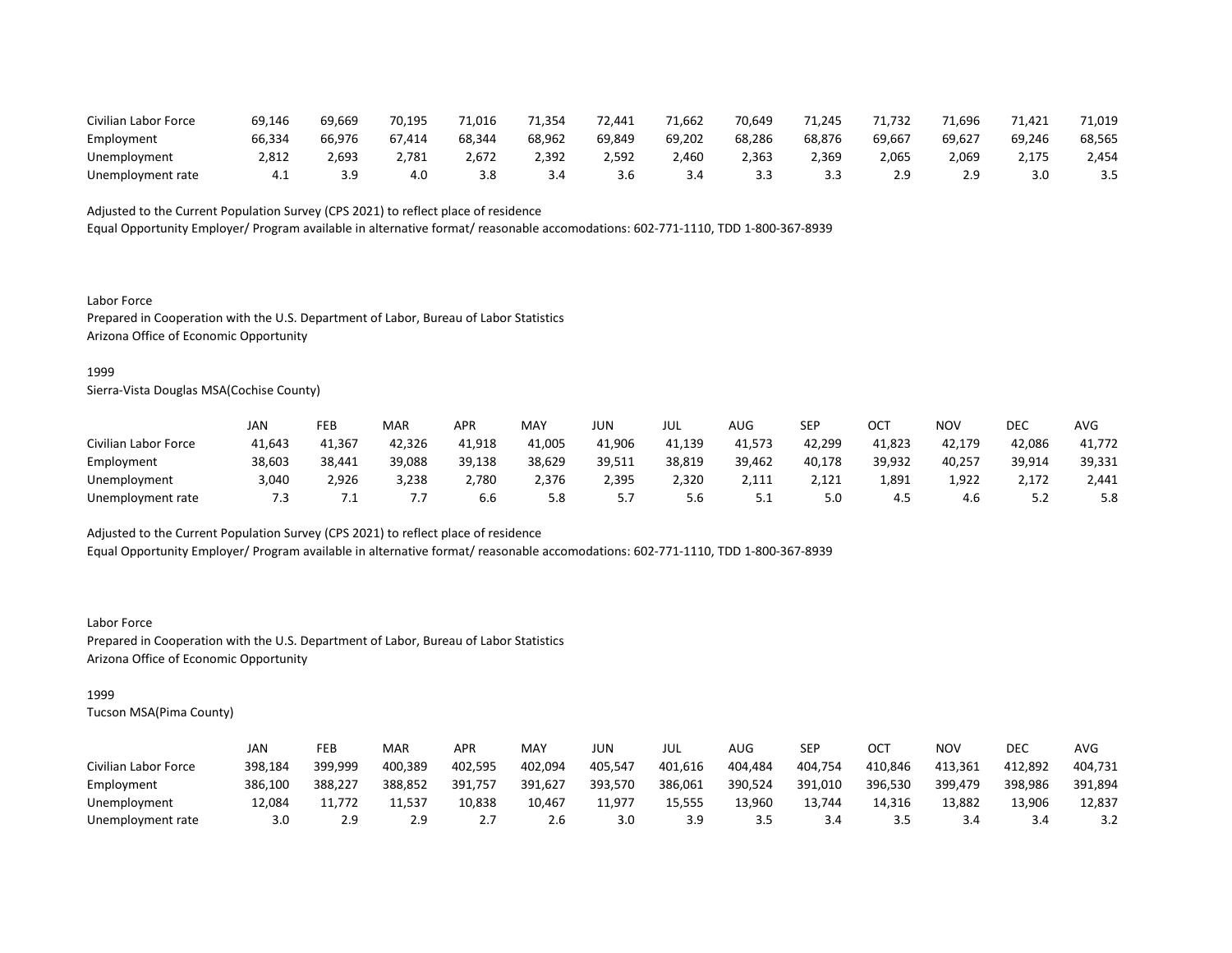| | | | | | | | | | | | | | |
|---|---|---|---|---|---|---|---|---|---|---|---|---|---|
| Civilian Labor Force | 69,146 | 69,669 | 70,195 | 71,016 | 71,354 | 72,441 | 71,662 | 70,649 | 71,245 | 71,732 | 71,696 | 71,421 | 71,019 |
| Employment | 66,334 | 66,976 | 67,414 | 68,344 | 68,962 | 69,849 | 69,202 | 68,286 | 68,876 | 69,667 | 69,627 | 69,246 | 68,565 |
| Unemployment | 2,812 | 2,693 | 2,781 | 2,672 | 2,392 | 2,592 | 2,460 | 2,363 | 2,369 | 2,065 | 2,069 | 2,175 | 2,454 |
| Unemployment rate | 4.1 | 3.9 | 4.0 | 3.8 | 3.4 | 3.6 | 3.4 | 3.3 | 3.3 | 2.9 | 2.9 | 3.0 | 3.5 |

Adjusted to the Current Population Survey (CPS 2021) to reflect place of residence

Equal Opportunity Employer/ Program available in alternative format/ reasonable accomodations: 602-771-1110, TDD 1-800-367-8939

Labor Force

Prepared in Cooperation with the U.S. Department of Labor, Bureau of Labor Statistics

Arizona Office of Economic Opportunity

1999

Sierra-Vista Douglas MSA(Cochise County)

| | JAN | FEB | MAR | APR | MAY | JUN | JUL | AUG | SEP | OCT | NOV | DEC | AVG |
|---|---|---|---|---|---|---|---|---|---|---|---|---|---|
| Civilian Labor Force | 41,643 | 41,367 | 42,326 | 41,918 | 41,005 | 41,906 | 41,139 | 41,573 | 42,299 | 41,823 | 42,179 | 42,086 | 41,772 |
| Employment | 38,603 | 38,441 | 39,088 | 39,138 | 38,629 | 39,511 | 38,819 | 39,462 | 40,178 | 39,932 | 40,257 | 39,914 | 39,331 |
| Unemployment | 3,040 | 2,926 | 3,238 | 2,780 | 2,376 | 2,395 | 2,320 | 2,111 | 2,121 | 1,891 | 1,922 | 2,172 | 2,441 |
| Unemployment rate | 7.3 | 7.1 | 7.7 | 6.6 | 5.8 | 5.7 | 5.6 | 5.1 | 5.0 | 4.5 | 4.6 | 5.2 | 5.8 |

Adjusted to the Current Population Survey (CPS 2021) to reflect place of residence

Equal Opportunity Employer/ Program available in alternative format/ reasonable accomodations: 602-771-1110, TDD 1-800-367-8939

Labor Force

Prepared in Cooperation with the U.S. Department of Labor, Bureau of Labor Statistics

Arizona Office of Economic Opportunity

1999

Tucson MSA(Pima County)

| | JAN | FEB | MAR | APR | MAY | JUN | JUL | AUG | SEP | OCT | NOV | DEC | AVG |
|---|---|---|---|---|---|---|---|---|---|---|---|---|---|
| Civilian Labor Force | 398,184 | 399,999 | 400,389 | 402,595 | 402,094 | 405,547 | 401,616 | 404,484 | 404,754 | 410,846 | 413,361 | 412,892 | 404,731 |
| Employment | 386,100 | 388,227 | 388,852 | 391,757 | 391,627 | 393,570 | 386,061 | 390,524 | 391,010 | 396,530 | 399,479 | 398,986 | 391,894 |
| Unemployment | 12,084 | 11,772 | 11,537 | 10,838 | 10,467 | 11,977 | 15,555 | 13,960 | 13,744 | 14,316 | 13,882 | 13,906 | 12,837 |
| Unemployment rate | 3.0 | 2.9 | 2.9 | 2.7 | 2.6 | 3.0 | 3.9 | 3.5 | 3.4 | 3.5 | 3.4 | 3.4 | 3.2 |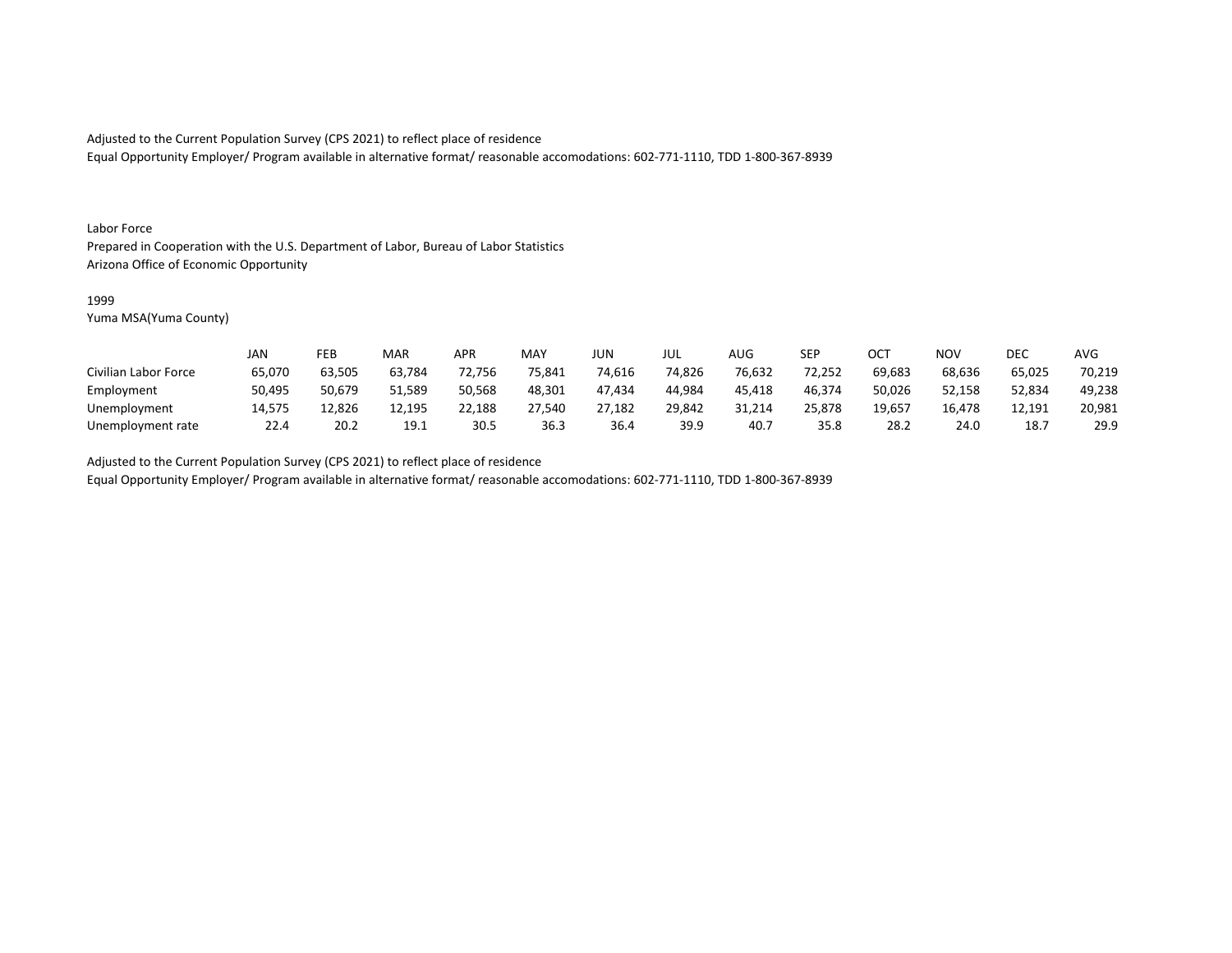Adjusted to the Current Population Survey (CPS 2021) to reflect place of residence
Equal Opportunity Employer/ Program available in alternative format/ reasonable accomodations: 602-771-1110, TDD 1-800-367-8939

Labor Force
Prepared in Cooperation with the U.S. Department of Labor, Bureau of Labor Statistics
Arizona Office of Economic Opportunity

1999
Yuma MSA(Yuma County)

| | JAN | FEB | MAR | APR | MAY | JUN | JUL | AUG | SEP | OCT | NOV | DEC | AVG |
|---|---|---|---|---|---|---|---|---|---|---|---|---|---|
| Civilian Labor Force | 65,070 | 63,505 | 63,784 | 72,756 | 75,841 | 74,616 | 74,826 | 76,632 | 72,252 | 69,683 | 68,636 | 65,025 | 70,219 |
| Employment | 50,495 | 50,679 | 51,589 | 50,568 | 48,301 | 47,434 | 44,984 | 45,418 | 46,374 | 50,026 | 52,158 | 52,834 | 49,238 |
| Unemployment | 14,575 | 12,826 | 12,195 | 22,188 | 27,540 | 27,182 | 29,842 | 31,214 | 25,878 | 19,657 | 16,478 | 12,191 | 20,981 |
| Unemployment rate | 22.4 | 20.2 | 19.1 | 30.5 | 36.3 | 36.4 | 39.9 | 40.7 | 35.8 | 28.2 | 24.0 | 18.7 | 29.9 |

Adjusted to the Current Population Survey (CPS 2021) to reflect place of residence
Equal Opportunity Employer/ Program available in alternative format/ reasonable accomodations: 602-771-1110, TDD 1-800-367-8939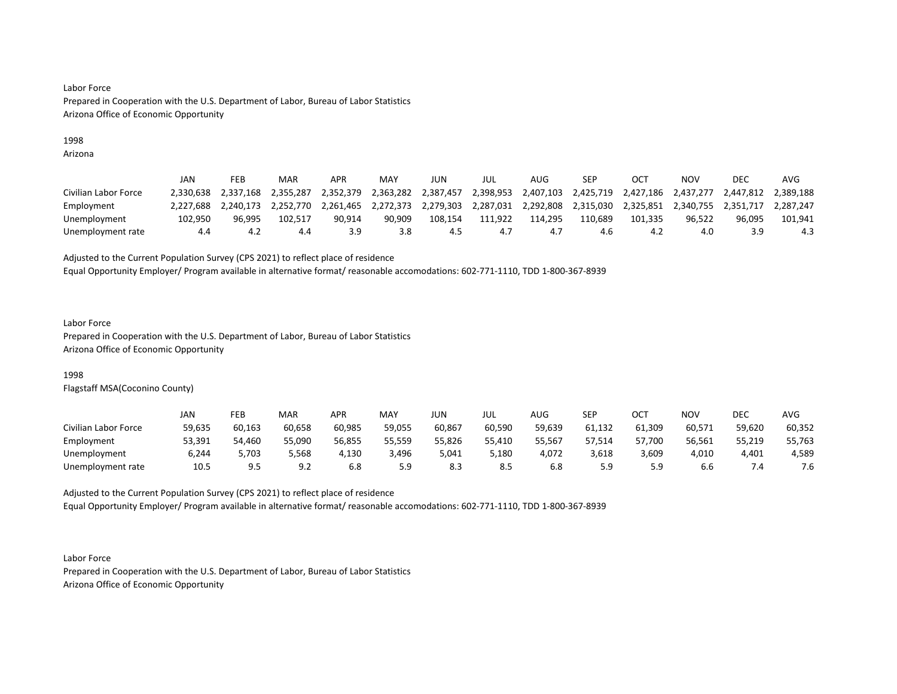Labor Force
Prepared in Cooperation with the U.S. Department of Labor, Bureau of Labor Statistics
Arizona Office of Economic Opportunity

1998
Arizona

| | JAN | FEB | MAR | APR | MAY | JUN | JUL | AUG | SEP | OCT | NOV | DEC | AVG |
|---|---|---|---|---|---|---|---|---|---|---|---|---|---|
| Civilian Labor Force | 2,330,638 | 2,337,168 | 2,355,287 | 2,352,379 | 2,363,282 | 2,387,457 | 2,398,953 | 2,407,103 | 2,425,719 | 2,427,186 | 2,437,277 | 2,447,812 | 2,389,188 |
| Employment | 2,227,688 | 2,240,173 | 2,252,770 | 2,261,465 | 2,272,373 | 2,279,303 | 2,287,031 | 2,292,808 | 2,315,030 | 2,325,851 | 2,340,755 | 2,351,717 | 2,287,247 |
| Unemployment | 102,950 | 96,995 | 102,517 | 90,914 | 90,909 | 108,154 | 111,922 | 114,295 | 110,689 | 101,335 | 96,522 | 96,095 | 101,941 |
| Unemployment rate | 4.4 | 4.2 | 4.4 | 3.9 | 3.8 | 4.5 | 4.7 | 4.7 | 4.6 | 4.2 | 4.0 | 3.9 | 4.3 |

Adjusted to the Current Population Survey (CPS 2021) to reflect place of residence
Equal Opportunity Employer/ Program available in alternative format/ reasonable accomodations: 602-771-1110, TDD 1-800-367-8939

Labor Force
Prepared in Cooperation with the U.S. Department of Labor, Bureau of Labor Statistics
Arizona Office of Economic Opportunity

1998
Flagstaff MSA(Coconino County)

| | JAN | FEB | MAR | APR | MAY | JUN | JUL | AUG | SEP | OCT | NOV | DEC | AVG |
|---|---|---|---|---|---|---|---|---|---|---|---|---|---|
| Civilian Labor Force | 59,635 | 60,163 | 60,658 | 60,985 | 59,055 | 60,867 | 60,590 | 59,639 | 61,132 | 61,309 | 60,571 | 59,620 | 60,352 |
| Employment | 53,391 | 54,460 | 55,090 | 56,855 | 55,559 | 55,826 | 55,410 | 55,567 | 57,514 | 57,700 | 56,561 | 55,219 | 55,763 |
| Unemployment | 6,244 | 5,703 | 5,568 | 4,130 | 3,496 | 5,041 | 5,180 | 4,072 | 3,618 | 3,609 | 4,010 | 4,401 | 4,589 |
| Unemployment rate | 10.5 | 9.5 | 9.2 | 6.8 | 5.9 | 8.3 | 8.5 | 6.8 | 5.9 | 5.9 | 6.6 | 7.4 | 7.6 |

Adjusted to the Current Population Survey (CPS 2021) to reflect place of residence
Equal Opportunity Employer/ Program available in alternative format/ reasonable accomodations: 602-771-1110, TDD 1-800-367-8939

Labor Force
Prepared in Cooperation with the U.S. Department of Labor, Bureau of Labor Statistics
Arizona Office of Economic Opportunity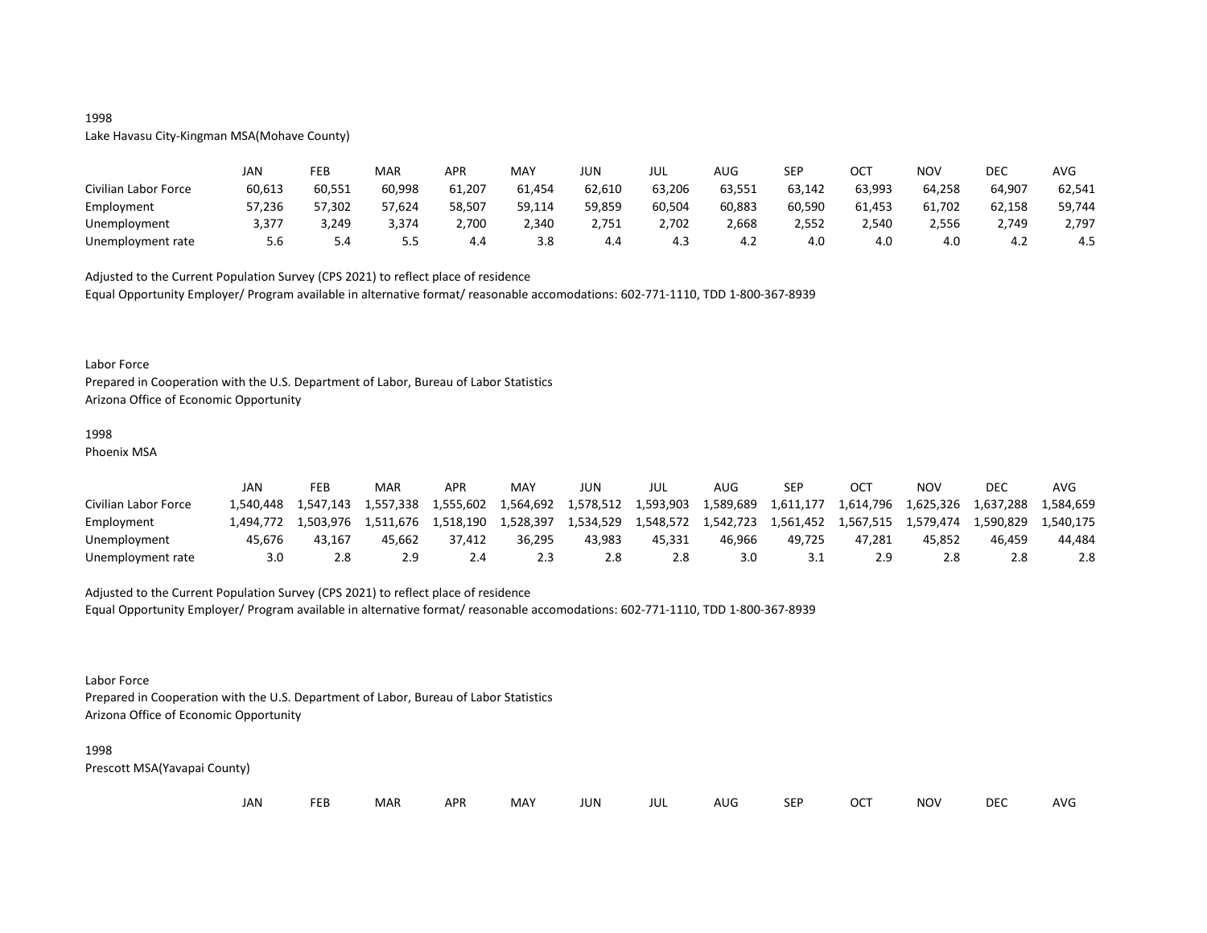1998

Lake Havasu City-Kingman MSA(Mohave County)

| | JAN | FEB | MAR | APR | MAY | JUN | JUL | AUG | SEP | OCT | NOV | DEC | AVG |
|---|---|---|---|---|---|---|---|---|---|---|---|---|---|
| Civilian Labor Force | 60,613 | 60,551 | 60,998 | 61,207 | 61,454 | 62,610 | 63,206 | 63,551 | 63,142 | 63,993 | 64,258 | 64,907 | 62,541 |
| Employment | 57,236 | 57,302 | 57,624 | 58,507 | 59,114 | 59,859 | 60,504 | 60,883 | 60,590 | 61,453 | 61,702 | 62,158 | 59,744 |
| Unemployment | 3,377 | 3,249 | 3,374 | 2,700 | 2,340 | 2,751 | 2,702 | 2,668 | 2,552 | 2,540 | 2,556 | 2,749 | 2,797 |
| Unemployment rate | 5.6 | 5.4 | 5.5 | 4.4 | 3.8 | 4.4 | 4.3 | 4.2 | 4.0 | 4.0 | 4.0 | 4.2 | 4.5 |

Adjusted to the Current Population Survey (CPS 2021) to reflect place of residence

Equal Opportunity Employer/ Program available in alternative format/ reasonable accomodations: 602-771-1110, TDD 1-800-367-8939

Labor Force

Prepared in Cooperation with the U.S. Department of Labor, Bureau of Labor Statistics

Arizona Office of Economic Opportunity

1998

Phoenix MSA

| | JAN | FEB | MAR | APR | MAY | JUN | JUL | AUG | SEP | OCT | NOV | DEC | AVG |
|---|---|---|---|---|---|---|---|---|---|---|---|---|---|
| Civilian Labor Force | 1,540,448 | 1,547,143 | 1,557,338 | 1,555,602 | 1,564,692 | 1,578,512 | 1,593,903 | 1,589,689 | 1,611,177 | 1,614,796 | 1,625,326 | 1,637,288 | 1,584,659 |
| Employment | 1,494,772 | 1,503,976 | 1,511,676 | 1,518,190 | 1,528,397 | 1,534,529 | 1,548,572 | 1,542,723 | 1,561,452 | 1,567,515 | 1,579,474 | 1,590,829 | 1,540,175 |
| Unemployment | 45,676 | 43,167 | 45,662 | 37,412 | 36,295 | 43,983 | 45,331 | 46,966 | 49,725 | 47,281 | 45,852 | 46,459 | 44,484 |
| Unemployment rate | 3.0 | 2.8 | 2.9 | 2.4 | 2.3 | 2.8 | 2.8 | 3.0 | 3.1 | 2.9 | 2.8 | 2.8 | 2.8 |

Adjusted to the Current Population Survey (CPS 2021) to reflect place of residence

Equal Opportunity Employer/ Program available in alternative format/ reasonable accomodations: 602-771-1110, TDD 1-800-367-8939

Labor Force

Prepared in Cooperation with the U.S. Department of Labor, Bureau of Labor Statistics

Arizona Office of Economic Opportunity

1998

Prescott MSA(Yavapai County)

| | JAN | FEB | MAR | APR | MAY | JUN | JUL | AUG | SEP | OCT | NOV | DEC | AVG |
|---|---|---|---|---|---|---|---|---|---|---|---|---|---|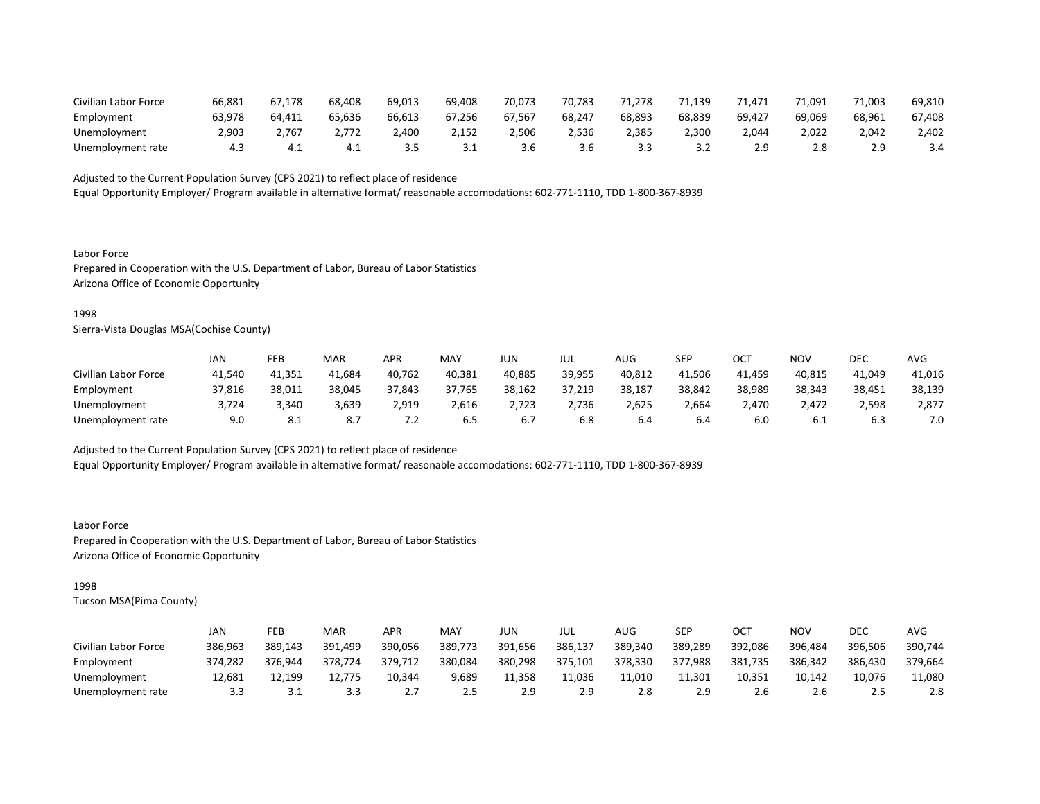| | | | | | | | | | | | | | |
|---|---|---|---|---|---|---|---|---|---|---|---|---|---|
| Civilian Labor Force | 66,881 | 67,178 | 68,408 | 69,013 | 69,408 | 70,073 | 70,783 | 71,278 | 71,139 | 71,471 | 71,091 | 71,003 | 69,810 |
| Employment | 63,978 | 64,411 | 65,636 | 66,613 | 67,256 | 67,567 | 68,247 | 68,893 | 68,839 | 69,427 | 69,069 | 68,961 | 67,408 |
| Unemployment | 2,903 | 2,767 | 2,772 | 2,400 | 2,152 | 2,506 | 2,536 | 2,385 | 2,300 | 2,044 | 2,022 | 2,042 | 2,402 |
| Unemployment rate | 4.3 | 4.1 | 4.1 | 3.5 | 3.1 | 3.6 | 3.6 | 3.3 | 3.2 | 2.9 | 2.8 | 2.9 | 3.4 |

Adjusted to the Current Population Survey (CPS 2021) to reflect place of residence
Equal Opportunity Employer/ Program available in alternative format/ reasonable accomodations: 602-771-1110, TDD 1-800-367-8939

Labor Force
Prepared in Cooperation with the U.S. Department of Labor, Bureau of Labor Statistics
Arizona Office of Economic Opportunity

1998
Sierra-Vista Douglas MSA(Cochise County)

| | JAN | FEB | MAR | APR | MAY | JUN | JUL | AUG | SEP | OCT | NOV | DEC | AVG |
|---|---|---|---|---|---|---|---|---|---|---|---|---|---|
| Civilian Labor Force | 41,540 | 41,351 | 41,684 | 40,762 | 40,381 | 40,885 | 39,955 | 40,812 | 41,506 | 41,459 | 40,815 | 41,049 | 41,016 |
| Employment | 37,816 | 38,011 | 38,045 | 37,843 | 37,765 | 38,162 | 37,219 | 38,187 | 38,842 | 38,989 | 38,343 | 38,451 | 38,139 |
| Unemployment | 3,724 | 3,340 | 3,639 | 2,919 | 2,616 | 2,723 | 2,736 | 2,625 | 2,664 | 2,470 | 2,472 | 2,598 | 2,877 |
| Unemployment rate | 9.0 | 8.1 | 8.7 | 7.2 | 6.5 | 6.7 | 6.8 | 6.4 | 6.4 | 6.0 | 6.1 | 6.3 | 7.0 |

Adjusted to the Current Population Survey (CPS 2021) to reflect place of residence
Equal Opportunity Employer/ Program available in alternative format/ reasonable accomodations: 602-771-1110, TDD 1-800-367-8939

Labor Force
Prepared in Cooperation with the U.S. Department of Labor, Bureau of Labor Statistics
Arizona Office of Economic Opportunity

1998
Tucson MSA(Pima County)

| | JAN | FEB | MAR | APR | MAY | JUN | JUL | AUG | SEP | OCT | NOV | DEC | AVG |
|---|---|---|---|---|---|---|---|---|---|---|---|---|---|
| Civilian Labor Force | 386,963 | 389,143 | 391,499 | 390,056 | 389,773 | 391,656 | 386,137 | 389,340 | 389,289 | 392,086 | 396,484 | 396,506 | 390,744 |
| Employment | 374,282 | 376,944 | 378,724 | 379,712 | 380,084 | 380,298 | 375,101 | 378,330 | 377,988 | 381,735 | 386,342 | 386,430 | 379,664 |
| Unemployment | 12,681 | 12,199 | 12,775 | 10,344 | 9,689 | 11,358 | 11,036 | 11,010 | 11,301 | 10,351 | 10,142 | 10,076 | 11,080 |
| Unemployment rate | 3.3 | 3.1 | 3.3 | 2.7 | 2.5 | 2.9 | 2.9 | 2.8 | 2.9 | 2.6 | 2.6 | 2.5 | 2.8 |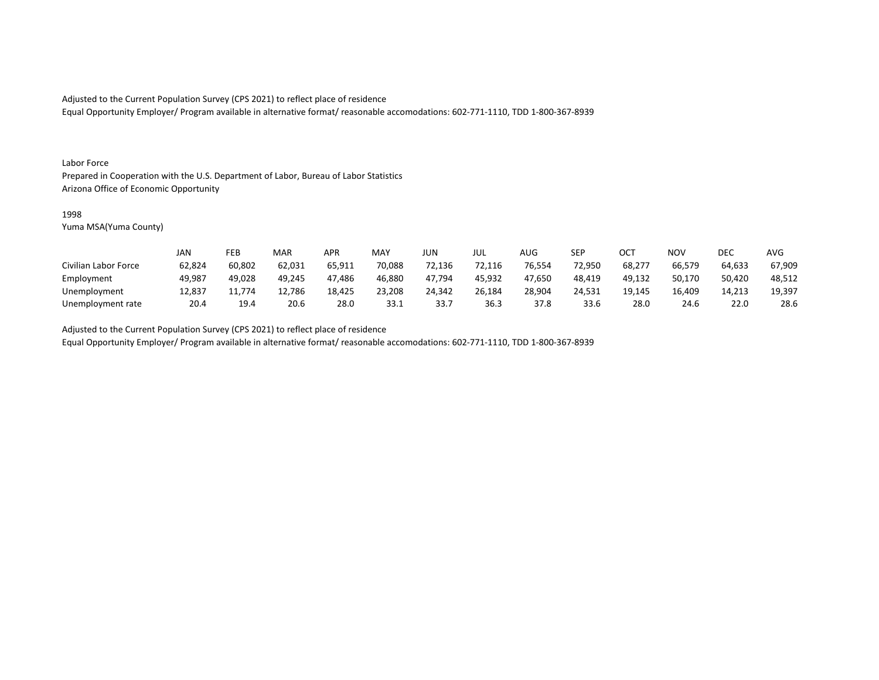Adjusted to the Current Population Survey (CPS 2021) to reflect place of residence
Equal Opportunity Employer/ Program available in alternative format/ reasonable accomodations: 602-771-1110, TDD 1-800-367-8939

Labor Force
Prepared in Cooperation with the U.S. Department of Labor, Bureau of Labor Statistics
Arizona Office of Economic Opportunity

1998
Yuma MSA(Yuma County)

| | JAN | FEB | MAR | APR | MAY | JUN | JUL | AUG | SEP | OCT | NOV | DEC | AVG |
|---|---|---|---|---|---|---|---|---|---|---|---|---|---|
| Civilian Labor Force | 62,824 | 60,802 | 62,031 | 65,911 | 70,088 | 72,136 | 72,116 | 76,554 | 72,950 | 68,277 | 66,579 | 64,633 | 67,909 |
| Employment | 49,987 | 49,028 | 49,245 | 47,486 | 46,880 | 47,794 | 45,932 | 47,650 | 48,419 | 49,132 | 50,170 | 50,420 | 48,512 |
| Unemployment | 12,837 | 11,774 | 12,786 | 18,425 | 23,208 | 24,342 | 26,184 | 28,904 | 24,531 | 19,145 | 16,409 | 14,213 | 19,397 |
| Unemployment rate | 20.4 | 19.4 | 20.6 | 28.0 | 33.1 | 33.7 | 36.3 | 37.8 | 33.6 | 28.0 | 24.6 | 22.0 | 28.6 |

Adjusted to the Current Population Survey (CPS 2021) to reflect place of residence
Equal Opportunity Employer/ Program available in alternative format/ reasonable accomodations: 602-771-1110, TDD 1-800-367-8939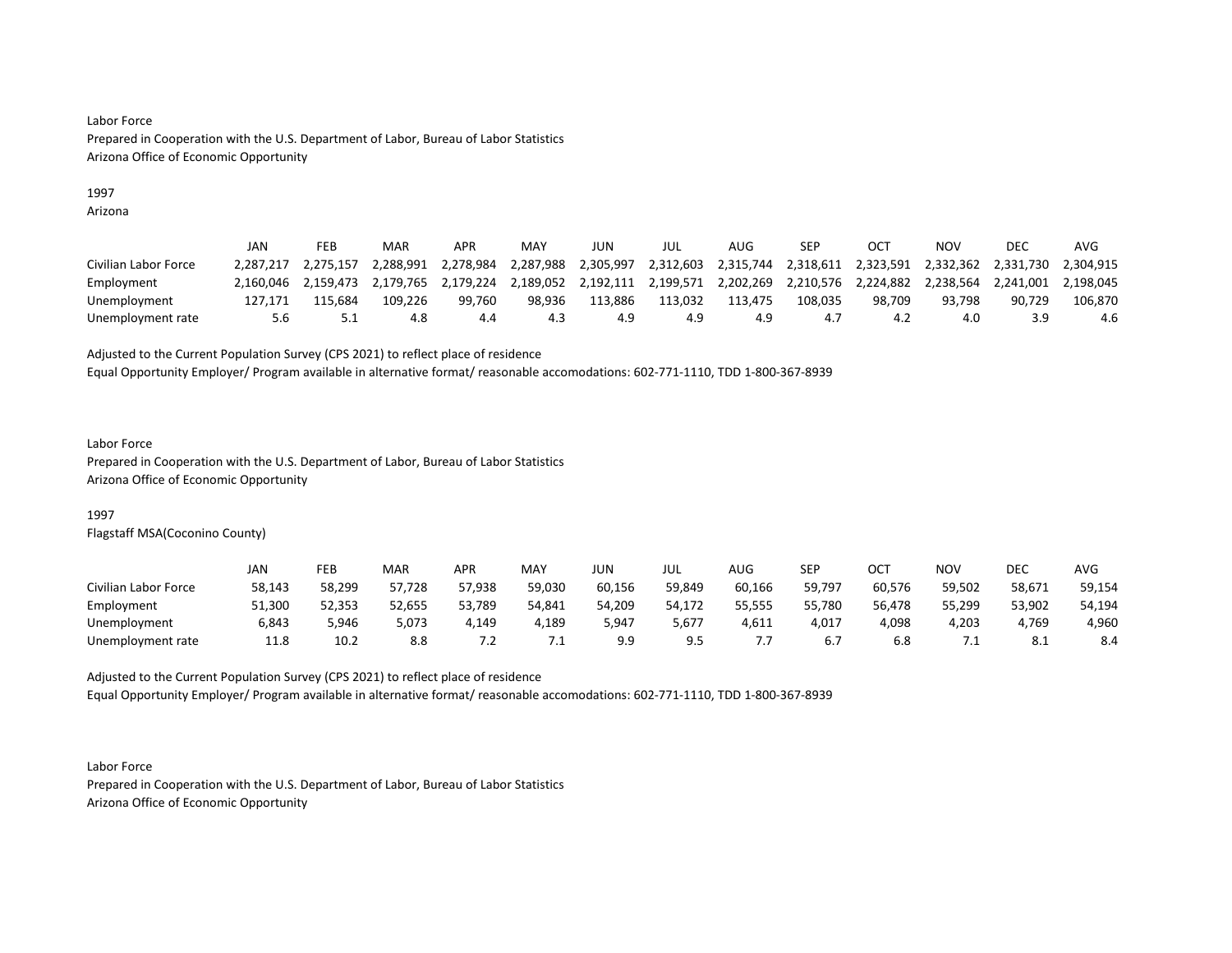Labor Force
Prepared in Cooperation with the U.S. Department of Labor, Bureau of Labor Statistics
Arizona Office of Economic Opportunity

1997
Arizona

| | JAN | FEB | MAR | APR | MAY | JUN | JUL | AUG | SEP | OCT | NOV | DEC | AVG |
|---|---|---|---|---|---|---|---|---|---|---|---|---|---|
| Civilian Labor Force | 2,287,217 | 2,275,157 | 2,288,991 | 2,278,984 | 2,287,988 | 2,305,997 | 2,312,603 | 2,315,744 | 2,318,611 | 2,323,591 | 2,332,362 | 2,331,730 | 2,304,915 |
| Employment | 2,160,046 | 2,159,473 | 2,179,765 | 2,179,224 | 2,189,052 | 2,192,111 | 2,199,571 | 2,202,269 | 2,210,576 | 2,224,882 | 2,238,564 | 2,241,001 | 2,198,045 |
| Unemployment | 127,171 | 115,684 | 109,226 | 99,760 | 98,936 | 113,886 | 113,032 | 113,475 | 108,035 | 98,709 | 93,798 | 90,729 | 106,870 |
| Unemployment rate | 5.6 | 5.1 | 4.8 | 4.4 | 4.3 | 4.9 | 4.9 | 4.9 | 4.7 | 4.2 | 4.0 | 3.9 | 4.6 |

Adjusted to the Current Population Survey (CPS 2021) to reflect place of residence
Equal Opportunity Employer/ Program available in alternative format/ reasonable accomodations: 602-771-1110, TDD 1-800-367-8939

Labor Force
Prepared in Cooperation with the U.S. Department of Labor, Bureau of Labor Statistics
Arizona Office of Economic Opportunity

1997
Flagstaff MSA(Coconino County)

| | JAN | FEB | MAR | APR | MAY | JUN | JUL | AUG | SEP | OCT | NOV | DEC | AVG |
|---|---|---|---|---|---|---|---|---|---|---|---|---|---|
| Civilian Labor Force | 58,143 | 58,299 | 57,728 | 57,938 | 59,030 | 60,156 | 59,849 | 60,166 | 59,797 | 60,576 | 59,502 | 58,671 | 59,154 |
| Employment | 51,300 | 52,353 | 52,655 | 53,789 | 54,841 | 54,209 | 54,172 | 55,555 | 55,780 | 56,478 | 55,299 | 53,902 | 54,194 |
| Unemployment | 6,843 | 5,946 | 5,073 | 4,149 | 4,189 | 5,947 | 5,677 | 4,611 | 4,017 | 4,098 | 4,203 | 4,769 | 4,960 |
| Unemployment rate | 11.8 | 10.2 | 8.8 | 7.2 | 7.1 | 9.9 | 9.5 | 7.7 | 6.7 | 6.8 | 7.1 | 8.1 | 8.4 |

Adjusted to the Current Population Survey (CPS 2021) to reflect place of residence
Equal Opportunity Employer/ Program available in alternative format/ reasonable accomodations: 602-771-1110, TDD 1-800-367-8939

Labor Force
Prepared in Cooperation with the U.S. Department of Labor, Bureau of Labor Statistics
Arizona Office of Economic Opportunity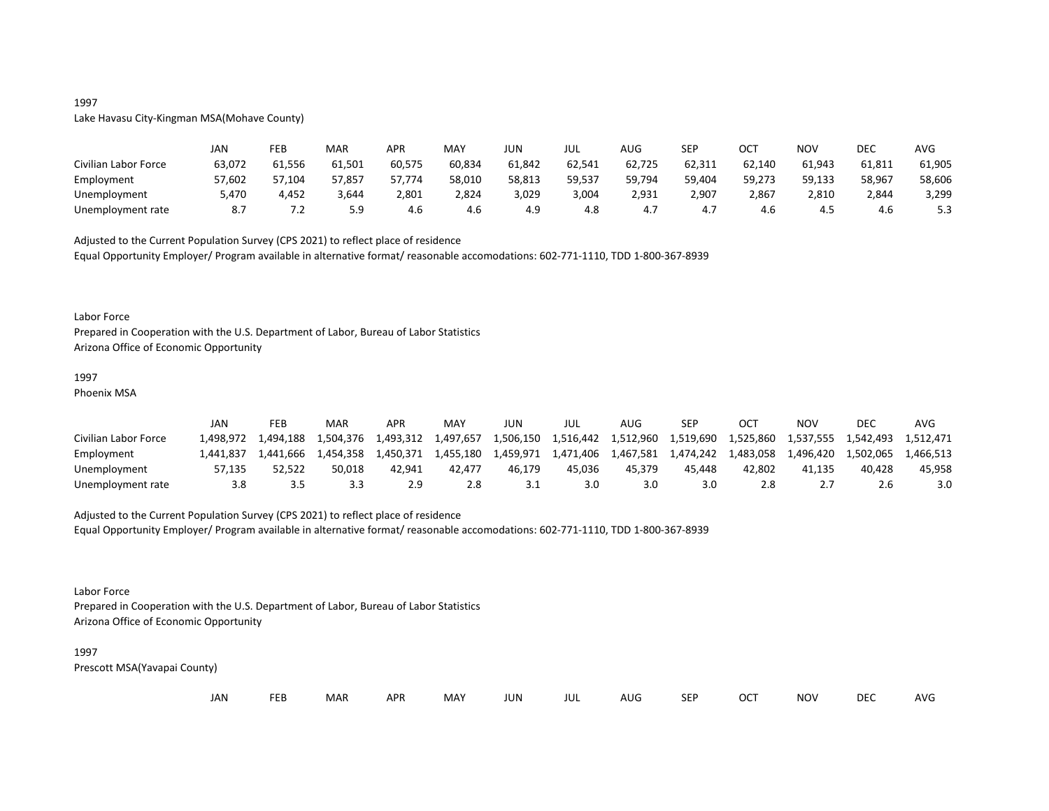1997
Lake Havasu City-Kingman MSA(Mohave County)

| | JAN | FEB | MAR | APR | MAY | JUN | JUL | AUG | SEP | OCT | NOV | DEC | AVG |
|---|---|---|---|---|---|---|---|---|---|---|---|---|---|
| Civilian Labor Force | 63,072 | 61,556 | 61,501 | 60,575 | 60,834 | 61,842 | 62,541 | 62,725 | 62,311 | 62,140 | 61,943 | 61,811 | 61,905 |
| Employment | 57,602 | 57,104 | 57,857 | 57,774 | 58,010 | 58,813 | 59,537 | 59,794 | 59,404 | 59,273 | 59,133 | 58,967 | 58,606 |
| Unemployment | 5,470 | 4,452 | 3,644 | 2,801 | 2,824 | 3,029 | 3,004 | 2,931 | 2,907 | 2,867 | 2,810 | 2,844 | 3,299 |
| Unemployment rate | 8.7 | 7.2 | 5.9 | 4.6 | 4.6 | 4.9 | 4.8 | 4.7 | 4.7 | 4.6 | 4.5 | 4.6 | 5.3 |

Adjusted to the Current Population Survey (CPS 2021) to reflect place of residence
Equal Opportunity Employer/ Program available in alternative format/ reasonable accomodations: 602-771-1110, TDD 1-800-367-8939

Labor Force
Prepared in Cooperation with the U.S. Department of Labor, Bureau of Labor Statistics
Arizona Office of Economic Opportunity

1997
Phoenix MSA

| | JAN | FEB | MAR | APR | MAY | JUN | JUL | AUG | SEP | OCT | NOV | DEC | AVG |
|---|---|---|---|---|---|---|---|---|---|---|---|---|---|
| Civilian Labor Force | 1,498,972 | 1,494,188 | 1,504,376 | 1,493,312 | 1,497,657 | 1,506,150 | 1,516,442 | 1,512,960 | 1,519,690 | 1,525,860 | 1,537,555 | 1,542,493 | 1,512,471 |
| Employment | 1,441,837 | 1,441,666 | 1,454,358 | 1,450,371 | 1,455,180 | 1,459,971 | 1,471,406 | 1,467,581 | 1,474,242 | 1,483,058 | 1,496,420 | 1,502,065 | 1,466,513 |
| Unemployment | 57,135 | 52,522 | 50,018 | 42,941 | 42,477 | 46,179 | 45,036 | 45,379 | 45,448 | 42,802 | 41,135 | 40,428 | 45,958 |
| Unemployment rate | 3.8 | 3.5 | 3.3 | 2.9 | 2.8 | 3.1 | 3.0 | 3.0 | 3.0 | 2.8 | 2.7 | 2.6 | 3.0 |

Adjusted to the Current Population Survey (CPS 2021) to reflect place of residence
Equal Opportunity Employer/ Program available in alternative format/ reasonable accomodations: 602-771-1110, TDD 1-800-367-8939

Labor Force
Prepared in Cooperation with the U.S. Department of Labor, Bureau of Labor Statistics
Arizona Office of Economic Opportunity

1997
Prescott MSA(Yavapai County)

| | JAN | FEB | MAR | APR | MAY | JUN | JUL | AUG | SEP | OCT | NOV | DEC | AVG |
|---|---|---|---|---|---|---|---|---|---|---|---|---|---|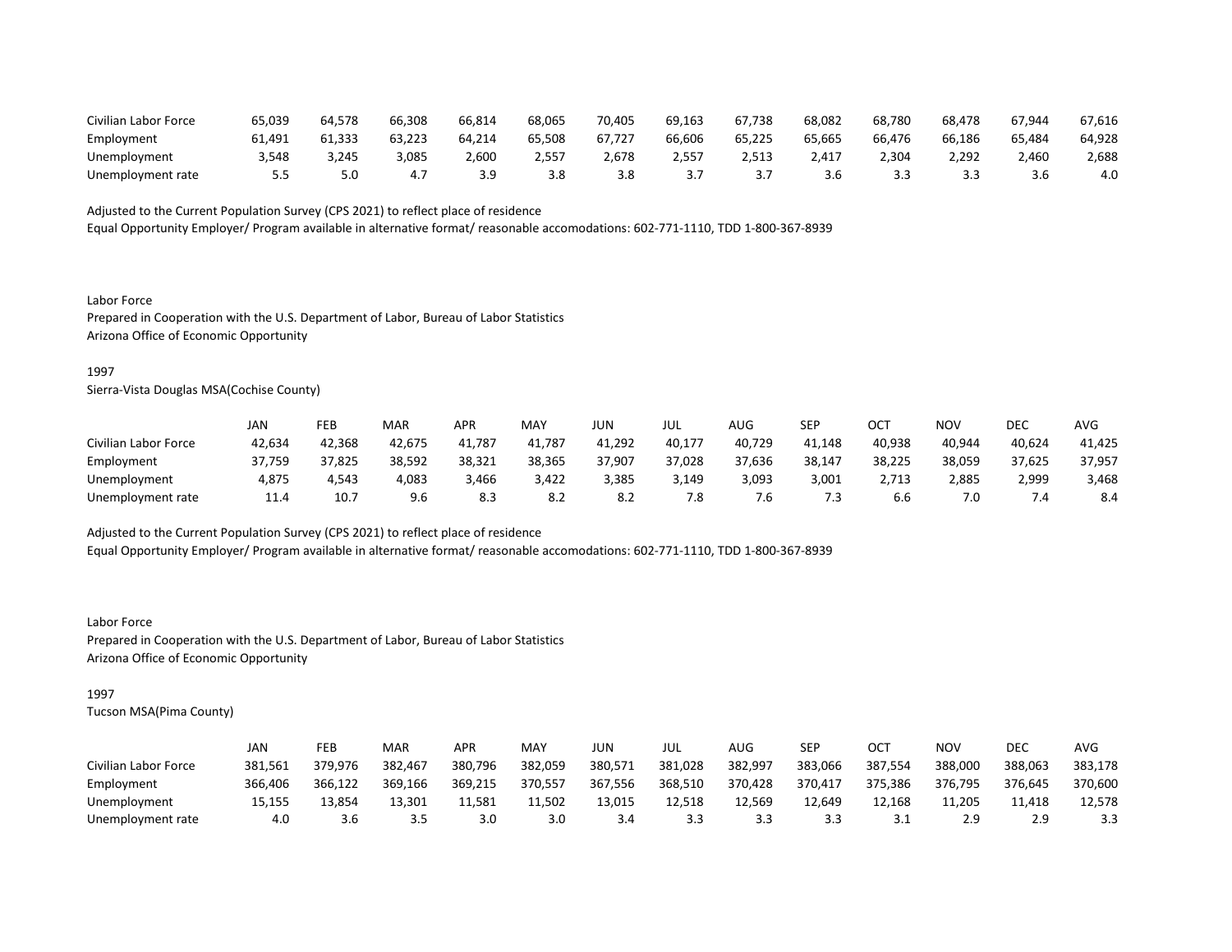| | | | | | | | | | | | | | |
|---|---|---|---|---|---|---|---|---|---|---|---|---|---|
| Civilian Labor Force | 65,039 | 64,578 | 66,308 | 66,814 | 68,065 | 70,405 | 69,163 | 67,738 | 68,082 | 68,780 | 68,478 | 67,944 | 67,616 |
| Employment | 61,491 | 61,333 | 63,223 | 64,214 | 65,508 | 67,727 | 66,606 | 65,225 | 65,665 | 66,476 | 66,186 | 65,484 | 64,928 |
| Unemployment | 3,548 | 3,245 | 3,085 | 2,600 | 2,557 | 2,678 | 2,557 | 2,513 | 2,417 | 2,304 | 2,292 | 2,460 | 2,688 |
| Unemployment rate | 5.5 | 5.0 | 4.7 | 3.9 | 3.8 | 3.8 | 3.7 | 3.7 | 3.6 | 3.3 | 3.3 | 3.6 | 4.0 |

Adjusted to the Current Population Survey (CPS 2021) to reflect place of residence
Equal Opportunity Employer/ Program available in alternative format/ reasonable accomodations: 602-771-1110, TDD 1-800-367-8939

Labor Force
Prepared in Cooperation with the U.S. Department of Labor, Bureau of Labor Statistics
Arizona Office of Economic Opportunity

1997
Sierra-Vista Douglas MSA(Cochise County)

| | JAN | FEB | MAR | APR | MAY | JUN | JUL | AUG | SEP | OCT | NOV | DEC | AVG |
|---|---|---|---|---|---|---|---|---|---|---|---|---|---|
| Civilian Labor Force | 42,634 | 42,368 | 42,675 | 41,787 | 41,787 | 41,292 | 40,177 | 40,729 | 41,148 | 40,938 | 40,944 | 40,624 | 41,425 |
| Employment | 37,759 | 37,825 | 38,592 | 38,321 | 38,365 | 37,907 | 37,028 | 37,636 | 38,147 | 38,225 | 38,059 | 37,625 | 37,957 |
| Unemployment | 4,875 | 4,543 | 4,083 | 3,466 | 3,422 | 3,385 | 3,149 | 3,093 | 3,001 | 2,713 | 2,885 | 2,999 | 3,468 |
| Unemployment rate | 11.4 | 10.7 | 9.6 | 8.3 | 8.2 | 8.2 | 7.8 | 7.6 | 7.3 | 6.6 | 7.0 | 7.4 | 8.4 |

Adjusted to the Current Population Survey (CPS 2021) to reflect place of residence
Equal Opportunity Employer/ Program available in alternative format/ reasonable accomodations: 602-771-1110, TDD 1-800-367-8939

Labor Force
Prepared in Cooperation with the U.S. Department of Labor, Bureau of Labor Statistics
Arizona Office of Economic Opportunity

1997
Tucson MSA(Pima County)

| | JAN | FEB | MAR | APR | MAY | JUN | JUL | AUG | SEP | OCT | NOV | DEC | AVG |
|---|---|---|---|---|---|---|---|---|---|---|---|---|---|
| Civilian Labor Force | 381,561 | 379,976 | 382,467 | 380,796 | 382,059 | 380,571 | 381,028 | 382,997 | 383,066 | 387,554 | 388,000 | 388,063 | 383,178 |
| Employment | 366,406 | 366,122 | 369,166 | 369,215 | 370,557 | 367,556 | 368,510 | 370,428 | 370,417 | 375,386 | 376,795 | 376,645 | 370,600 |
| Unemployment | 15,155 | 13,854 | 13,301 | 11,581 | 11,502 | 13,015 | 12,518 | 12,569 | 12,649 | 12,168 | 11,205 | 11,418 | 12,578 |
| Unemployment rate | 4.0 | 3.6 | 3.5 | 3.0 | 3.0 | 3.4 | 3.3 | 3.3 | 3.3 | 3.1 | 2.9 | 2.9 | 3.3 |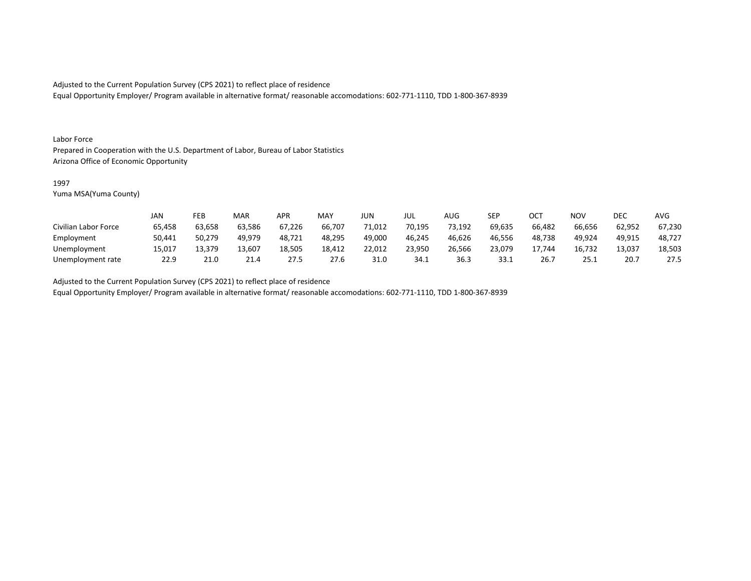Adjusted to the Current Population Survey (CPS 2021) to reflect place of residence
Equal Opportunity Employer/ Program available in alternative format/ reasonable accomodations: 602-771-1110, TDD 1-800-367-8939

Labor Force
Prepared in Cooperation with the U.S. Department of Labor, Bureau of Labor Statistics
Arizona Office of Economic Opportunity

1997
Yuma MSA(Yuma County)

| | JAN | FEB | MAR | APR | MAY | JUN | JUL | AUG | SEP | OCT | NOV | DEC | AVG |
|---|---|---|---|---|---|---|---|---|---|---|---|---|---|
| Civilian Labor Force | 65,458 | 63,658 | 63,586 | 67,226 | 66,707 | 71,012 | 70,195 | 73,192 | 69,635 | 66,482 | 66,656 | 62,952 | 67,230 |
| Employment | 50,441 | 50,279 | 49,979 | 48,721 | 48,295 | 49,000 | 46,245 | 46,626 | 46,556 | 48,738 | 49,924 | 49,915 | 48,727 |
| Unemployment | 15,017 | 13,379 | 13,607 | 18,505 | 18,412 | 22,012 | 23,950 | 26,566 | 23,079 | 17,744 | 16,732 | 13,037 | 18,503 |
| Unemployment rate | 22.9 | 21.0 | 21.4 | 27.5 | 27.6 | 31.0 | 34.1 | 36.3 | 33.1 | 26.7 | 25.1 | 20.7 | 27.5 |

Adjusted to the Current Population Survey (CPS 2021) to reflect place of residence
Equal Opportunity Employer/ Program available in alternative format/ reasonable accomodations: 602-771-1110, TDD 1-800-367-8939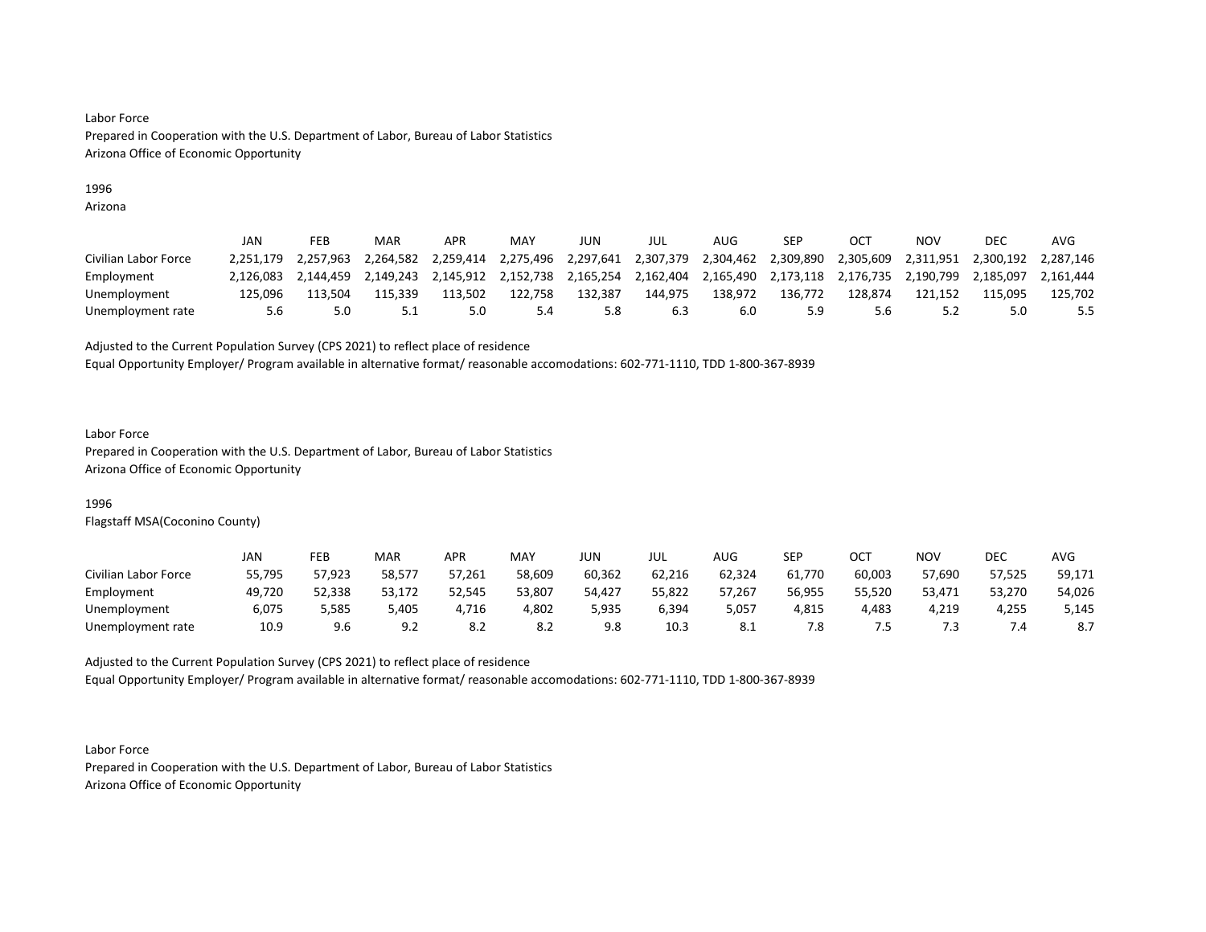Labor Force
Prepared in Cooperation with the U.S. Department of Labor, Bureau of Labor Statistics
Arizona Office of Economic Opportunity

1996
Arizona

| | JAN | FEB | MAR | APR | MAY | JUN | JUL | AUG | SEP | OCT | NOV | DEC | AVG |
|---|---|---|---|---|---|---|---|---|---|---|---|---|---|
| Civilian Labor Force | 2,251,179 | 2,257,963 | 2,264,582 | 2,259,414 | 2,275,496 | 2,297,641 | 2,307,379 | 2,304,462 | 2,309,890 | 2,305,609 | 2,311,951 | 2,300,192 | 2,287,146 |
| Employment | 2,126,083 | 2,144,459 | 2,149,243 | 2,145,912 | 2,152,738 | 2,165,254 | 2,162,404 | 2,165,490 | 2,173,118 | 2,176,735 | 2,190,799 | 2,185,097 | 2,161,444 |
| Unemployment | 125,096 | 113,504 | 115,339 | 113,502 | 122,758 | 132,387 | 144,975 | 138,972 | 136,772 | 128,874 | 121,152 | 115,095 | 125,702 |
| Unemployment rate | 5.6 | 5.0 | 5.1 | 5.0 | 5.4 | 5.8 | 6.3 | 6.0 | 5.9 | 5.6 | 5.2 | 5.0 | 5.5 |

Adjusted to the Current Population Survey (CPS 2021) to reflect place of residence
Equal Opportunity Employer/ Program available in alternative format/ reasonable accomodations: 602-771-1110, TDD 1-800-367-8939

Labor Force
Prepared in Cooperation with the U.S. Department of Labor, Bureau of Labor Statistics
Arizona Office of Economic Opportunity

1996
Flagstaff MSA(Coconino County)

| | JAN | FEB | MAR | APR | MAY | JUN | JUL | AUG | SEP | OCT | NOV | DEC | AVG |
|---|---|---|---|---|---|---|---|---|---|---|---|---|---|
| Civilian Labor Force | 55,795 | 57,923 | 58,577 | 57,261 | 58,609 | 60,362 | 62,216 | 62,324 | 61,770 | 60,003 | 57,690 | 57,525 | 59,171 |
| Employment | 49,720 | 52,338 | 53,172 | 52,545 | 53,807 | 54,427 | 55,822 | 57,267 | 56,955 | 55,520 | 53,471 | 53,270 | 54,026 |
| Unemployment | 6,075 | 5,585 | 5,405 | 4,716 | 4,802 | 5,935 | 6,394 | 5,057 | 4,815 | 4,483 | 4,219 | 4,255 | 5,145 |
| Unemployment rate | 10.9 | 9.6 | 9.2 | 8.2 | 8.2 | 9.8 | 10.3 | 8.1 | 7.8 | 7.5 | 7.3 | 7.4 | 8.7 |

Adjusted to the Current Population Survey (CPS 2021) to reflect place of residence
Equal Opportunity Employer/ Program available in alternative format/ reasonable accomodations: 602-771-1110, TDD 1-800-367-8939

Labor Force
Prepared in Cooperation with the U.S. Department of Labor, Bureau of Labor Statistics
Arizona Office of Economic Opportunity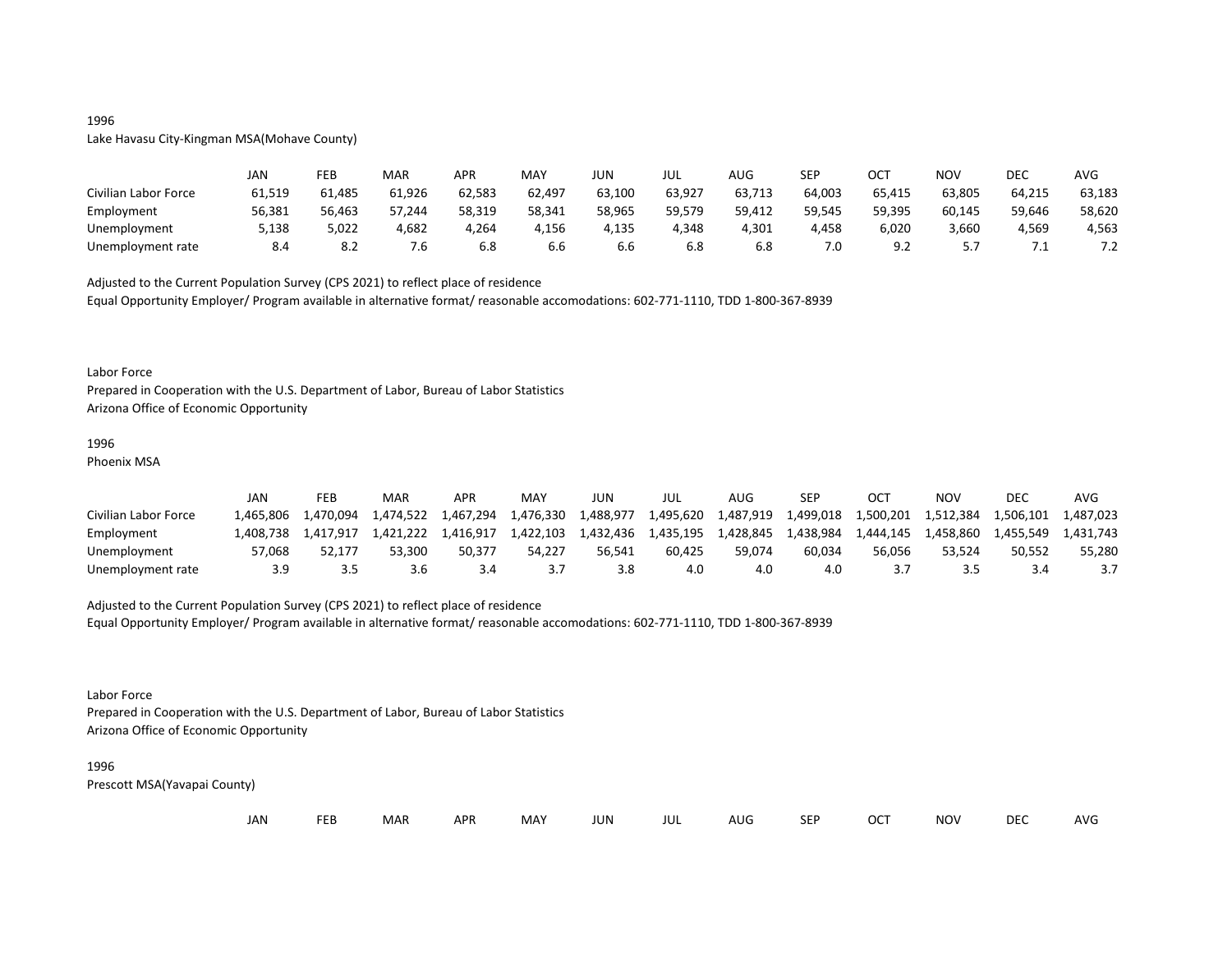1996

Lake Havasu City-Kingman MSA(Mohave County)

| | JAN | FEB | MAR | APR | MAY | JUN | JUL | AUG | SEP | OCT | NOV | DEC | AVG |
|---|---|---|---|---|---|---|---|---|---|---|---|---|---|
| Civilian Labor Force | 61,519 | 61,485 | 61,926 | 62,583 | 62,497 | 63,100 | 63,927 | 63,713 | 64,003 | 65,415 | 63,805 | 64,215 | 63,183 |
| Employment | 56,381 | 56,463 | 57,244 | 58,319 | 58,341 | 58,965 | 59,579 | 59,412 | 59,545 | 59,395 | 60,145 | 59,646 | 58,620 |
| Unemployment | 5,138 | 5,022 | 4,682 | 4,264 | 4,156 | 4,135 | 4,348 | 4,301 | 4,458 | 6,020 | 3,660 | 4,569 | 4,563 |
| Unemployment rate | 8.4 | 8.2 | 7.6 | 6.8 | 6.6 | 6.6 | 6.8 | 6.8 | 7.0 | 9.2 | 5.7 | 7.1 | 7.2 |

Adjusted to the Current Population Survey (CPS 2021) to reflect place of residence
Equal Opportunity Employer/ Program available in alternative format/ reasonable accomodations: 602-771-1110, TDD 1-800-367-8939

Labor Force
Prepared in Cooperation with the U.S. Department of Labor, Bureau of Labor Statistics
Arizona Office of Economic Opportunity

1996

Phoenix MSA

| | JAN | FEB | MAR | APR | MAY | JUN | JUL | AUG | SEP | OCT | NOV | DEC | AVG |
|---|---|---|---|---|---|---|---|---|---|---|---|---|---|
| Civilian Labor Force | 1,465,806 | 1,470,094 | 1,474,522 | 1,467,294 | 1,476,330 | 1,488,977 | 1,495,620 | 1,487,919 | 1,499,018 | 1,500,201 | 1,512,384 | 1,506,101 | 1,487,023 |
| Employment | 1,408,738 | 1,417,917 | 1,421,222 | 1,416,917 | 1,422,103 | 1,432,436 | 1,435,195 | 1,428,845 | 1,438,984 | 1,444,145 | 1,458,860 | 1,455,549 | 1,431,743 |
| Unemployment | 57,068 | 52,177 | 53,300 | 50,377 | 54,227 | 56,541 | 60,425 | 59,074 | 60,034 | 56,056 | 53,524 | 50,552 | 55,280 |
| Unemployment rate | 3.9 | 3.5 | 3.6 | 3.4 | 3.7 | 3.8 | 4.0 | 4.0 | 4.0 | 3.7 | 3.5 | 3.4 | 3.7 |

Adjusted to the Current Population Survey (CPS 2021) to reflect place of residence
Equal Opportunity Employer/ Program available in alternative format/ reasonable accomodations: 602-771-1110, TDD 1-800-367-8939

Labor Force
Prepared in Cooperation with the U.S. Department of Labor, Bureau of Labor Statistics
Arizona Office of Economic Opportunity

1996

Prescott MSA(Yavapai County)

| | JAN | FEB | MAR | APR | MAY | JUN | JUL | AUG | SEP | OCT | NOV | DEC | AVG |
|---|---|---|---|---|---|---|---|---|---|---|---|---|---|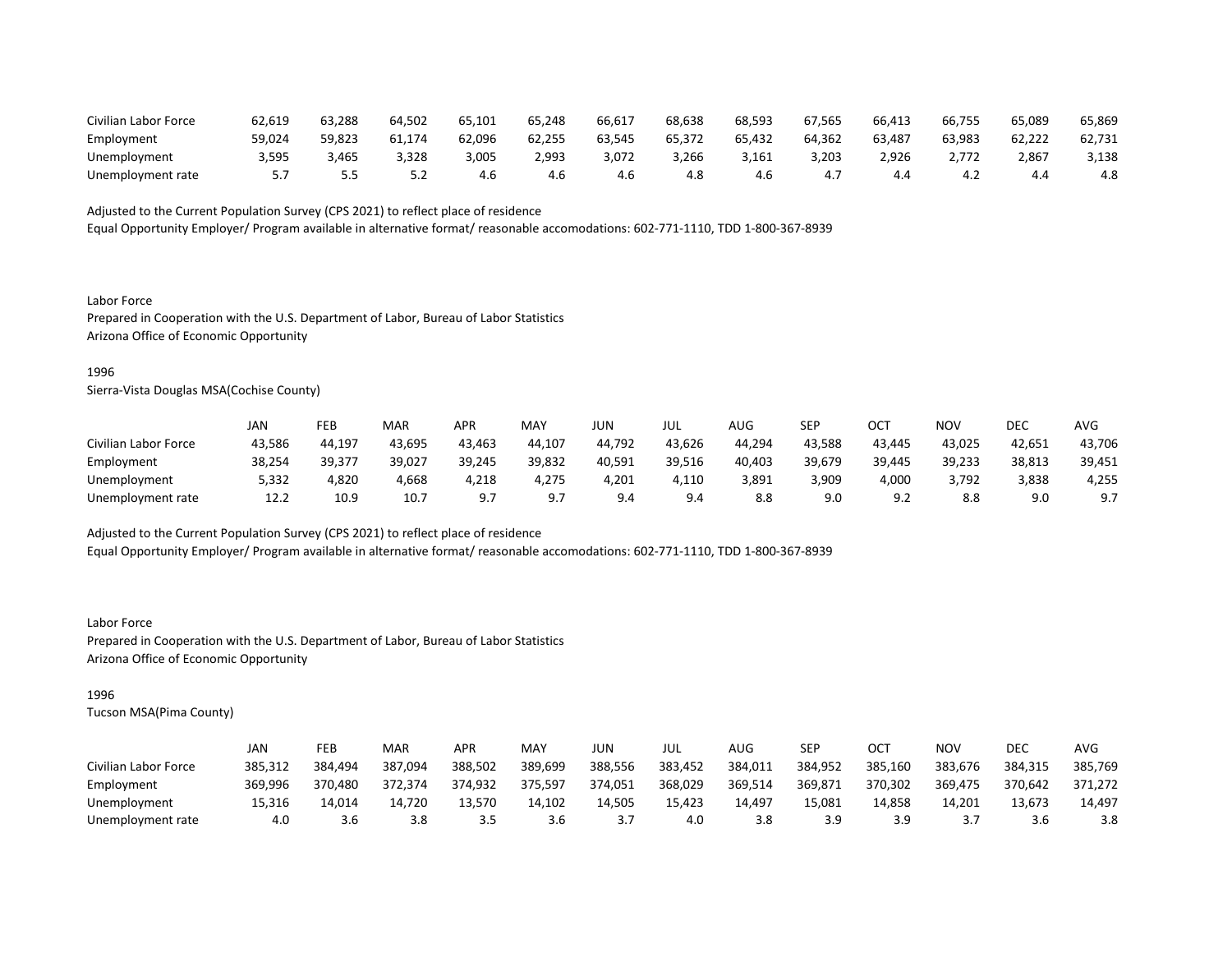| | | | | | | | | | | | | | |
|---|---|---|---|---|---|---|---|---|---|---|---|---|---|
| Civilian Labor Force | 62,619 | 63,288 | 64,502 | 65,101 | 65,248 | 66,617 | 68,638 | 68,593 | 67,565 | 66,413 | 66,755 | 65,089 | 65,869 |
| Employment | 59,024 | 59,823 | 61,174 | 62,096 | 62,255 | 63,545 | 65,372 | 65,432 | 64,362 | 63,487 | 63,983 | 62,222 | 62,731 |
| Unemployment | 3,595 | 3,465 | 3,328 | 3,005 | 2,993 | 3,072 | 3,266 | 3,161 | 3,203 | 2,926 | 2,772 | 2,867 | 3,138 |
| Unemployment rate | 5.7 | 5.5 | 5.2 | 4.6 | 4.6 | 4.6 | 4.8 | 4.6 | 4.7 | 4.4 | 4.2 | 4.4 | 4.8 |

Adjusted to the Current Population Survey (CPS 2021) to reflect place of residence
Equal Opportunity Employer/ Program available in alternative format/ reasonable accomodations: 602-771-1110, TDD 1-800-367-8939

Labor Force
Prepared in Cooperation with the U.S. Department of Labor, Bureau of Labor Statistics
Arizona Office of Economic Opportunity

1996
Sierra-Vista Douglas MSA(Cochise County)

| | JAN | FEB | MAR | APR | MAY | JUN | JUL | AUG | SEP | OCT | NOV | DEC | AVG |
|---|---|---|---|---|---|---|---|---|---|---|---|---|---|
| Civilian Labor Force | 43,586 | 44,197 | 43,695 | 43,463 | 44,107 | 44,792 | 43,626 | 44,294 | 43,588 | 43,445 | 43,025 | 42,651 | 43,706 |
| Employment | 38,254 | 39,377 | 39,027 | 39,245 | 39,832 | 40,591 | 39,516 | 40,403 | 39,679 | 39,445 | 39,233 | 38,813 | 39,451 |
| Unemployment | 5,332 | 4,820 | 4,668 | 4,218 | 4,275 | 4,201 | 4,110 | 3,891 | 3,909 | 4,000 | 3,792 | 3,838 | 4,255 |
| Unemployment rate | 12.2 | 10.9 | 10.7 | 9.7 | 9.7 | 9.4 | 9.4 | 8.8 | 9.0 | 9.2 | 8.8 | 9.0 | 9.7 |

Adjusted to the Current Population Survey (CPS 2021) to reflect place of residence
Equal Opportunity Employer/ Program available in alternative format/ reasonable accomodations: 602-771-1110, TDD 1-800-367-8939

Labor Force
Prepared in Cooperation with the U.S. Department of Labor, Bureau of Labor Statistics
Arizona Office of Economic Opportunity

1996
Tucson MSA(Pima County)

| | JAN | FEB | MAR | APR | MAY | JUN | JUL | AUG | SEP | OCT | NOV | DEC | AVG |
|---|---|---|---|---|---|---|---|---|---|---|---|---|---|
| Civilian Labor Force | 385,312 | 384,494 | 387,094 | 388,502 | 389,699 | 388,556 | 383,452 | 384,011 | 384,952 | 385,160 | 383,676 | 384,315 | 385,769 |
| Employment | 369,996 | 370,480 | 372,374 | 374,932 | 375,597 | 374,051 | 368,029 | 369,514 | 369,871 | 370,302 | 369,475 | 370,642 | 371,272 |
| Unemployment | 15,316 | 14,014 | 14,720 | 13,570 | 14,102 | 14,505 | 15,423 | 14,497 | 15,081 | 14,858 | 14,201 | 13,673 | 14,497 |
| Unemployment rate | 4.0 | 3.6 | 3.8 | 3.5 | 3.6 | 3.7 | 4.0 | 3.8 | 3.9 | 3.9 | 3.7 | 3.6 | 3.8 |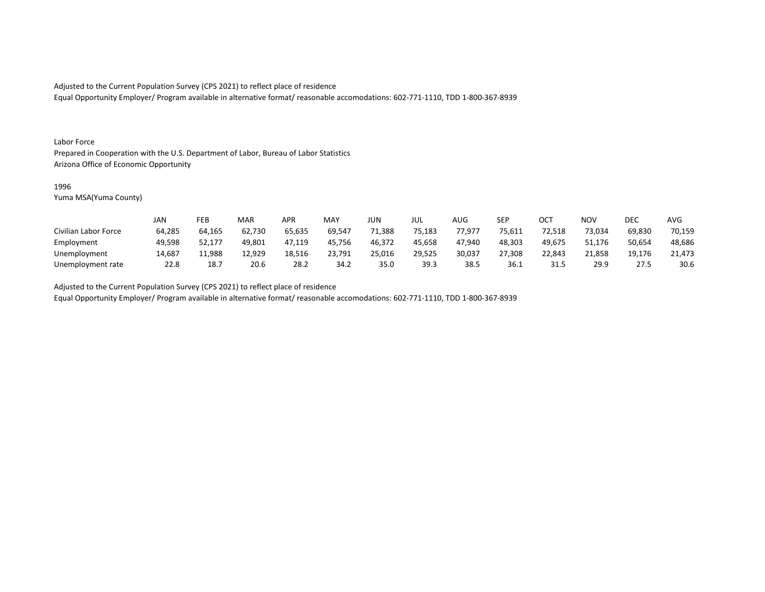Adjusted to the Current Population Survey (CPS 2021) to reflect place of residence
Equal Opportunity Employer/ Program available in alternative format/ reasonable accomodations: 602-771-1110, TDD 1-800-367-8939

Labor Force
Prepared in Cooperation with the U.S. Department of Labor, Bureau of Labor Statistics
Arizona Office of Economic Opportunity

1996
Yuma MSA(Yuma County)

| | JAN | FEB | MAR | APR | MAY | JUN | JUL | AUG | SEP | OCT | NOV | DEC | AVG |
|---|---|---|---|---|---|---|---|---|---|---|---|---|---|
| Civilian Labor Force | 64,285 | 64,165 | 62,730 | 65,635 | 69,547 | 71,388 | 75,183 | 77,977 | 75,611 | 72,518 | 73,034 | 69,830 | 70,159 |
| Employment | 49,598 | 52,177 | 49,801 | 47,119 | 45,756 | 46,372 | 45,658 | 47,940 | 48,303 | 49,675 | 51,176 | 50,654 | 48,686 |
| Unemployment | 14,687 | 11,988 | 12,929 | 18,516 | 23,791 | 25,016 | 29,525 | 30,037 | 27,308 | 22,843 | 21,858 | 19,176 | 21,473 |
| Unemployment rate | 22.8 | 18.7 | 20.6 | 28.2 | 34.2 | 35.0 | 39.3 | 38.5 | 36.1 | 31.5 | 29.9 | 27.5 | 30.6 |

Adjusted to the Current Population Survey (CPS 2021) to reflect place of residence
Equal Opportunity Employer/ Program available in alternative format/ reasonable accomodations: 602-771-1110, TDD 1-800-367-8939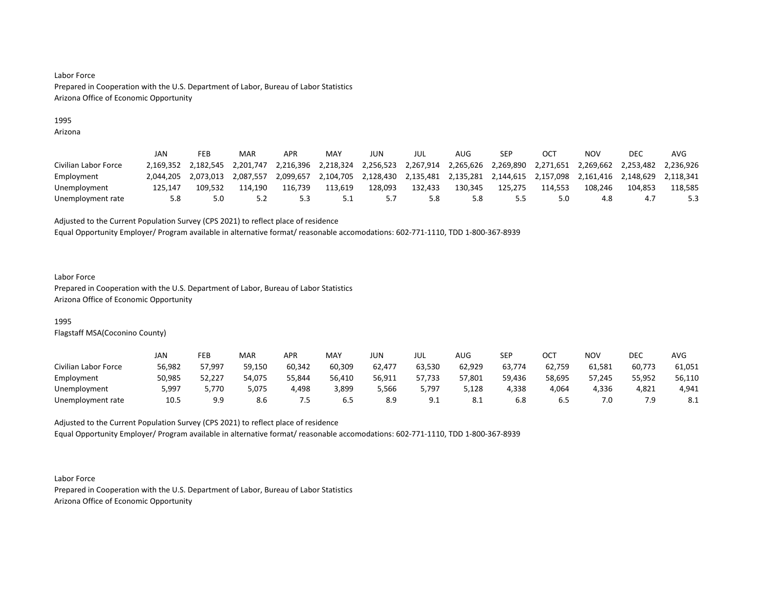Labor Force
Prepared in Cooperation with the U.S. Department of Labor, Bureau of Labor Statistics
Arizona Office of Economic Opportunity

1995
Arizona

| | JAN | FEB | MAR | APR | MAY | JUN | JUL | AUG | SEP | OCT | NOV | DEC | AVG |
|---|---|---|---|---|---|---|---|---|---|---|---|---|---|
| Civilian Labor Force | 2,169,352 | 2,182,545 | 2,201,747 | 2,216,396 | 2,218,324 | 2,256,523 | 2,267,914 | 2,265,626 | 2,269,890 | 2,271,651 | 2,269,662 | 2,253,482 | 2,236,926 |
| Employment | 2,044,205 | 2,073,013 | 2,087,557 | 2,099,657 | 2,104,705 | 2,128,430 | 2,135,481 | 2,135,281 | 2,144,615 | 2,157,098 | 2,161,416 | 2,148,629 | 2,118,341 |
| Unemployment | 125,147 | 109,532 | 114,190 | 116,739 | 113,619 | 128,093 | 132,433 | 130,345 | 125,275 | 114,553 | 108,246 | 104,853 | 118,585 |
| Unemployment rate | 5.8 | 5.0 | 5.2 | 5.3 | 5.1 | 5.7 | 5.8 | 5.8 | 5.5 | 5.0 | 4.8 | 4.7 | 5.3 |

Adjusted to the Current Population Survey (CPS 2021) to reflect place of residence
Equal Opportunity Employer/ Program available in alternative format/ reasonable accomodations: 602-771-1110, TDD 1-800-367-8939

Labor Force
Prepared in Cooperation with the U.S. Department of Labor, Bureau of Labor Statistics
Arizona Office of Economic Opportunity

1995
Flagstaff MSA(Coconino County)

| | JAN | FEB | MAR | APR | MAY | JUN | JUL | AUG | SEP | OCT | NOV | DEC | AVG |
|---|---|---|---|---|---|---|---|---|---|---|---|---|---|
| Civilian Labor Force | 56,982 | 57,997 | 59,150 | 60,342 | 60,309 | 62,477 | 63,530 | 62,929 | 63,774 | 62,759 | 61,581 | 60,773 | 61,051 |
| Employment | 50,985 | 52,227 | 54,075 | 55,844 | 56,410 | 56,911 | 57,733 | 57,801 | 59,436 | 58,695 | 57,245 | 55,952 | 56,110 |
| Unemployment | 5,997 | 5,770 | 5,075 | 4,498 | 3,899 | 5,566 | 5,797 | 5,128 | 4,338 | 4,064 | 4,336 | 4,821 | 4,941 |
| Unemployment rate | 10.5 | 9.9 | 8.6 | 7.5 | 6.5 | 8.9 | 9.1 | 8.1 | 6.8 | 6.5 | 7.0 | 7.9 | 8.1 |

Adjusted to the Current Population Survey (CPS 2021) to reflect place of residence
Equal Opportunity Employer/ Program available in alternative format/ reasonable accomodations: 602-771-1110, TDD 1-800-367-8939

Labor Force
Prepared in Cooperation with the U.S. Department of Labor, Bureau of Labor Statistics
Arizona Office of Economic Opportunity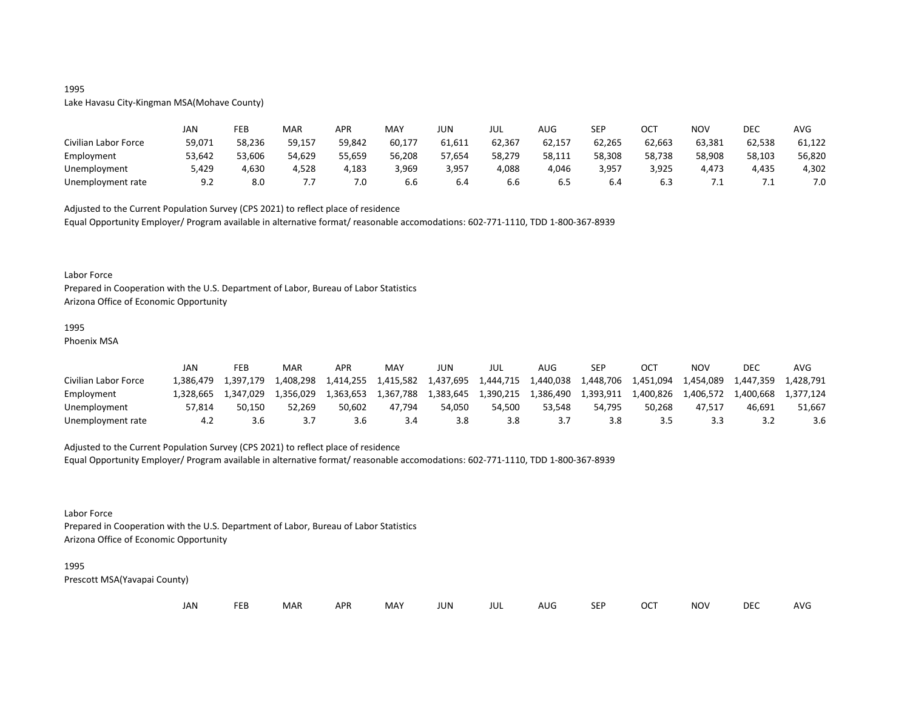1995

Lake Havasu City-Kingman MSA(Mohave County)

| | JAN | FEB | MAR | APR | MAY | JUN | JUL | AUG | SEP | OCT | NOV | DEC | AVG |
|---|---|---|---|---|---|---|---|---|---|---|---|---|---|
| Civilian Labor Force | 59,071 | 58,236 | 59,157 | 59,842 | 60,177 | 61,611 | 62,367 | 62,157 | 62,265 | 62,663 | 63,381 | 62,538 | 61,122 |
| Employment | 53,642 | 53,606 | 54,629 | 55,659 | 56,208 | 57,654 | 58,279 | 58,111 | 58,308 | 58,738 | 58,908 | 58,103 | 56,820 |
| Unemployment | 5,429 | 4,630 | 4,528 | 4,183 | 3,969 | 3,957 | 4,088 | 4,046 | 3,957 | 3,925 | 4,473 | 4,435 | 4,302 |
| Unemployment rate | 9.2 | 8.0 | 7.7 | 7.0 | 6.6 | 6.4 | 6.6 | 6.5 | 6.4 | 6.3 | 7.1 | 7.1 | 7.0 |

Adjusted to the Current Population Survey (CPS 2021) to reflect place of residence

Equal Opportunity Employer/ Program available in alternative format/ reasonable accomodations: 602-771-1110, TDD 1-800-367-8939

Labor Force

Prepared in Cooperation with the U.S. Department of Labor, Bureau of Labor Statistics

Arizona Office of Economic Opportunity

1995

Phoenix MSA

| | JAN | FEB | MAR | APR | MAY | JUN | JUL | AUG | SEP | OCT | NOV | DEC | AVG |
|---|---|---|---|---|---|---|---|---|---|---|---|---|---|
| Civilian Labor Force | 1,386,479 | 1,397,179 | 1,408,298 | 1,414,255 | 1,415,582 | 1,437,695 | 1,444,715 | 1,440,038 | 1,448,706 | 1,451,094 | 1,454,089 | 1,447,359 | 1,428,791 |
| Employment | 1,328,665 | 1,347,029 | 1,356,029 | 1,363,653 | 1,367,788 | 1,383,645 | 1,390,215 | 1,386,490 | 1,393,911 | 1,400,826 | 1,406,572 | 1,400,668 | 1,377,124 |
| Unemployment | 57,814 | 50,150 | 52,269 | 50,602 | 47,794 | 54,050 | 54,500 | 53,548 | 54,795 | 50,268 | 47,517 | 46,691 | 51,667 |
| Unemployment rate | 4.2 | 3.6 | 3.7 | 3.6 | 3.4 | 3.8 | 3.8 | 3.7 | 3.8 | 3.5 | 3.3 | 3.2 | 3.6 |

Adjusted to the Current Population Survey (CPS 2021) to reflect place of residence

Equal Opportunity Employer/ Program available in alternative format/ reasonable accomodations: 602-771-1110, TDD 1-800-367-8939

Labor Force

Prepared in Cooperation with the U.S. Department of Labor, Bureau of Labor Statistics

Arizona Office of Economic Opportunity

1995

Prescott MSA(Yavapai County)

| | JAN | FEB | MAR | APR | MAY | JUN | JUL | AUG | SEP | OCT | NOV | DEC | AVG |
|---|---|---|---|---|---|---|---|---|---|---|---|---|---|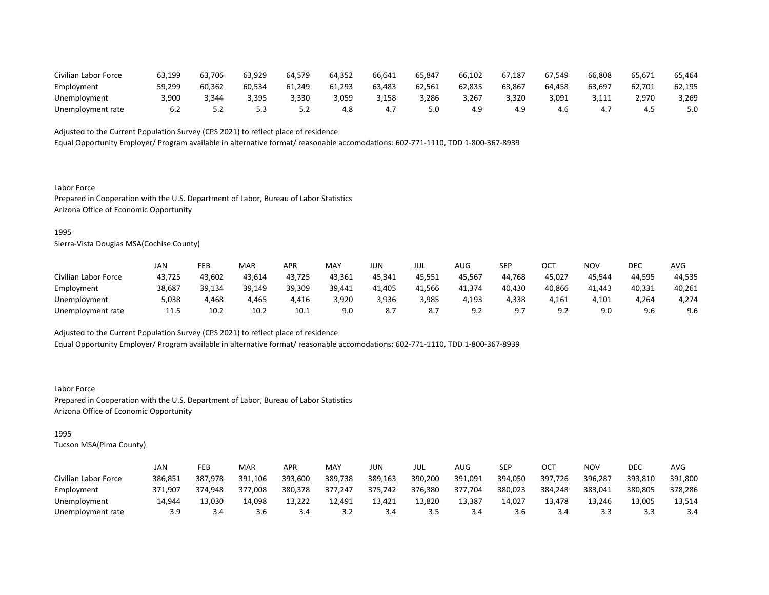| | | | | | | | | | | | | | |
|---|---|---|---|---|---|---|---|---|---|---|---|---|---|
| Civilian Labor Force | 63,199 | 63,706 | 63,929 | 64,579 | 64,352 | 66,641 | 65,847 | 66,102 | 67,187 | 67,549 | 66,808 | 65,671 | 65,464 |
| Employment | 59,299 | 60,362 | 60,534 | 61,249 | 61,293 | 63,483 | 62,561 | 62,835 | 63,867 | 64,458 | 63,697 | 62,701 | 62,195 |
| Unemployment | 3,900 | 3,344 | 3,395 | 3,330 | 3,059 | 3,158 | 3,286 | 3,267 | 3,320 | 3,091 | 3,111 | 2,970 | 3,269 |
| Unemployment rate | 6.2 | 5.2 | 5.3 | 5.2 | 4.8 | 4.7 | 5.0 | 4.9 | 4.9 | 4.6 | 4.7 | 4.5 | 5.0 |

Adjusted to the Current Population Survey (CPS 2021) to reflect place of residence
Equal Opportunity Employer/ Program available in alternative format/ reasonable accomodations: 602-771-1110, TDD 1-800-367-8939

Labor Force
Prepared in Cooperation with the U.S. Department of Labor, Bureau of Labor Statistics
Arizona Office of Economic Opportunity

1995
Sierra-Vista Douglas MSA(Cochise County)

| | JAN | FEB | MAR | APR | MAY | JUN | JUL | AUG | SEP | OCT | NOV | DEC | AVG |
|---|---|---|---|---|---|---|---|---|---|---|---|---|---|
| Civilian Labor Force | 43,725 | 43,602 | 43,614 | 43,725 | 43,361 | 45,341 | 45,551 | 45,567 | 44,768 | 45,027 | 45,544 | 44,595 | 44,535 |
| Employment | 38,687 | 39,134 | 39,149 | 39,309 | 39,441 | 41,405 | 41,566 | 41,374 | 40,430 | 40,866 | 41,443 | 40,331 | 40,261 |
| Unemployment | 5,038 | 4,468 | 4,465 | 4,416 | 3,920 | 3,936 | 3,985 | 4,193 | 4,338 | 4,161 | 4,101 | 4,264 | 4,274 |
| Unemployment rate | 11.5 | 10.2 | 10.2 | 10.1 | 9.0 | 8.7 | 8.7 | 9.2 | 9.7 | 9.2 | 9.0 | 9.6 | 9.6 |

Adjusted to the Current Population Survey (CPS 2021) to reflect place of residence
Equal Opportunity Employer/ Program available in alternative format/ reasonable accomodations: 602-771-1110, TDD 1-800-367-8939

Labor Force
Prepared in Cooperation with the U.S. Department of Labor, Bureau of Labor Statistics
Arizona Office of Economic Opportunity

1995
Tucson MSA(Pima County)

| | JAN | FEB | MAR | APR | MAY | JUN | JUL | AUG | SEP | OCT | NOV | DEC | AVG |
|---|---|---|---|---|---|---|---|---|---|---|---|---|---|
| Civilian Labor Force | 386,851 | 387,978 | 391,106 | 393,600 | 389,738 | 389,163 | 390,200 | 391,091 | 394,050 | 397,726 | 396,287 | 393,810 | 391,800 |
| Employment | 371,907 | 374,948 | 377,008 | 380,378 | 377,247 | 375,742 | 376,380 | 377,704 | 380,023 | 384,248 | 383,041 | 380,805 | 378,286 |
| Unemployment | 14,944 | 13,030 | 14,098 | 13,222 | 12,491 | 13,421 | 13,820 | 13,387 | 14,027 | 13,478 | 13,246 | 13,005 | 13,514 |
| Unemployment rate | 3.9 | 3.4 | 3.6 | 3.4 | 3.2 | 3.4 | 3.5 | 3.4 | 3.6 | 3.4 | 3.3 | 3.3 | 3.4 |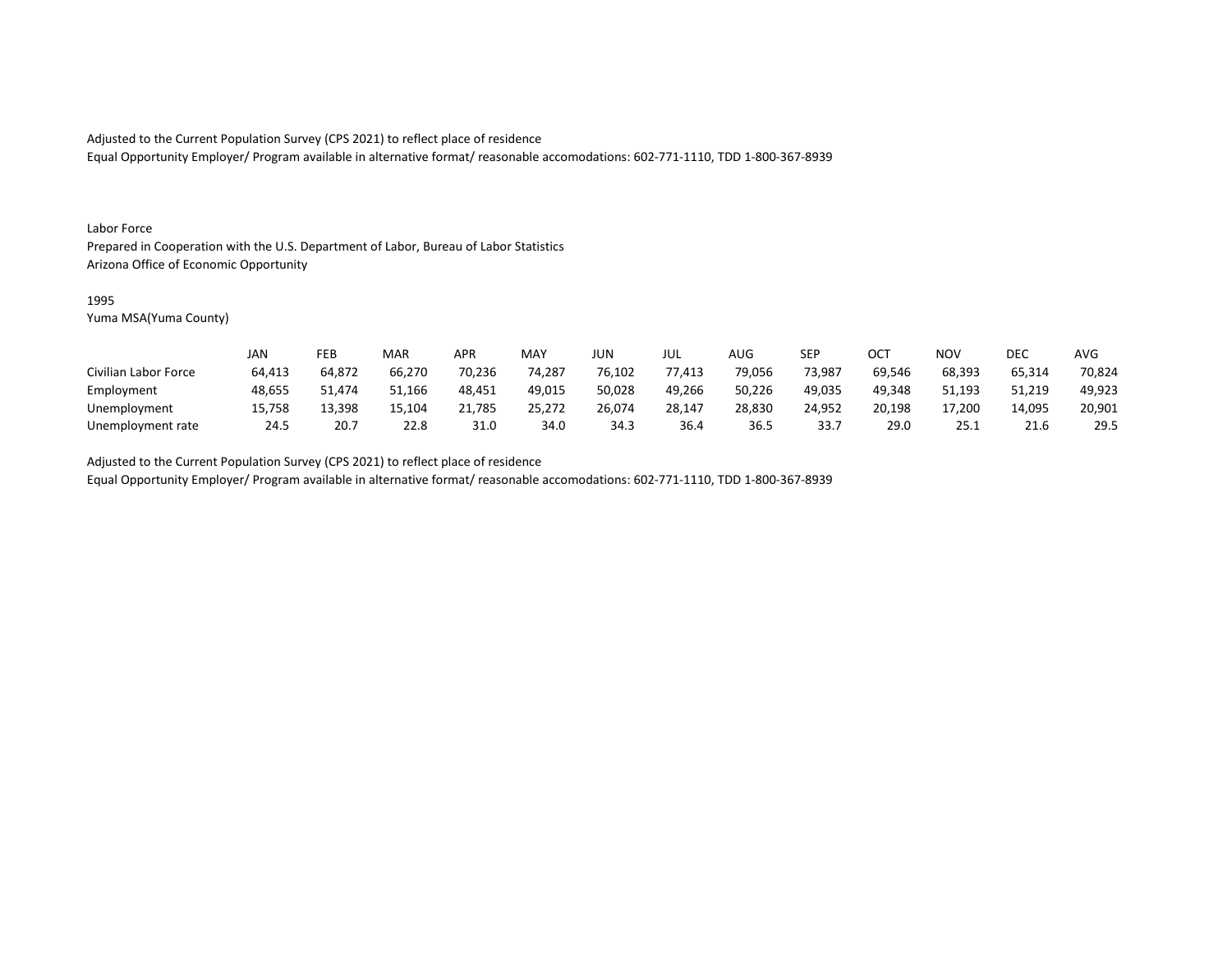Adjusted to the Current Population Survey (CPS 2021) to reflect place of residence
Equal Opportunity Employer/ Program available in alternative format/ reasonable accomodations: 602-771-1110, TDD 1-800-367-8939

Labor Force
Prepared in Cooperation with the U.S. Department of Labor, Bureau of Labor Statistics
Arizona Office of Economic Opportunity

1995
Yuma MSA(Yuma County)

| | JAN | FEB | MAR | APR | MAY | JUN | JUL | AUG | SEP | OCT | NOV | DEC | AVG |
|---|---|---|---|---|---|---|---|---|---|---|---|---|---|
| Civilian Labor Force | 64,413 | 64,872 | 66,270 | 70,236 | 74,287 | 76,102 | 77,413 | 79,056 | 73,987 | 69,546 | 68,393 | 65,314 | 70,824 |
| Employment | 48,655 | 51,474 | 51,166 | 48,451 | 49,015 | 50,028 | 49,266 | 50,226 | 49,035 | 49,348 | 51,193 | 51,219 | 49,923 |
| Unemployment | 15,758 | 13,398 | 15,104 | 21,785 | 25,272 | 26,074 | 28,147 | 28,830 | 24,952 | 20,198 | 17,200 | 14,095 | 20,901 |
| Unemployment rate | 24.5 | 20.7 | 22.8 | 31.0 | 34.0 | 34.3 | 36.4 | 36.5 | 33.7 | 29.0 | 25.1 | 21.6 | 29.5 |

Adjusted to the Current Population Survey (CPS 2021) to reflect place of residence
Equal Opportunity Employer/ Program available in alternative format/ reasonable accomodations: 602-771-1110, TDD 1-800-367-8939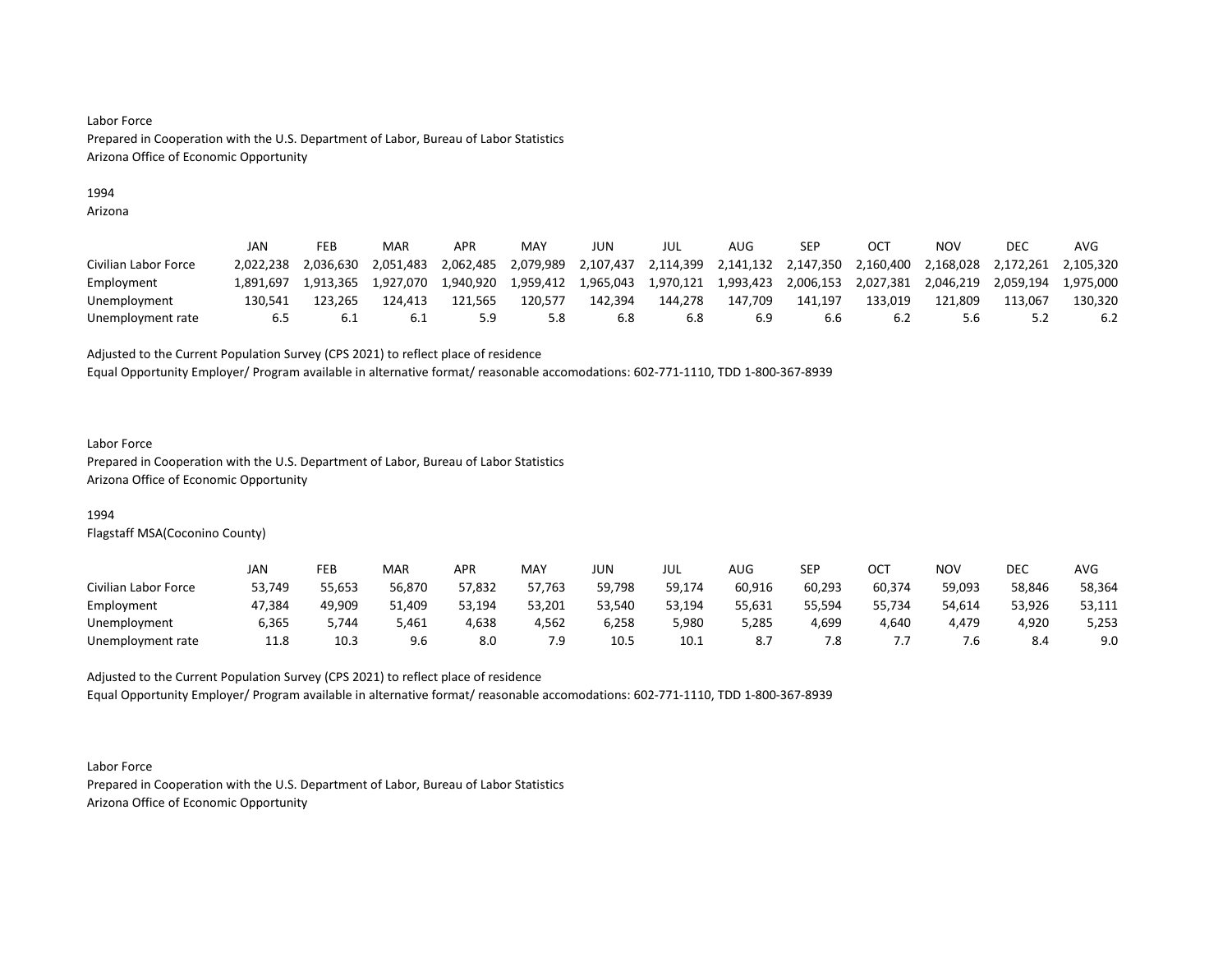Labor Force
Prepared in Cooperation with the U.S. Department of Labor, Bureau of Labor Statistics
Arizona Office of Economic Opportunity

1994
Arizona

| | JAN | FEB | MAR | APR | MAY | JUN | JUL | AUG | SEP | OCT | NOV | DEC | AVG |
|---|---|---|---|---|---|---|---|---|---|---|---|---|---|
| Civilian Labor Force | 2,022,238 | 2,036,630 | 2,051,483 | 2,062,485 | 2,079,989 | 2,107,437 | 2,114,399 | 2,141,132 | 2,147,350 | 2,160,400 | 2,168,028 | 2,172,261 | 2,105,320 |
| Employment | 1,891,697 | 1,913,365 | 1,927,070 | 1,940,920 | 1,959,412 | 1,965,043 | 1,970,121 | 1,993,423 | 2,006,153 | 2,027,381 | 2,046,219 | 2,059,194 | 1,975,000 |
| Unemployment | 130,541 | 123,265 | 124,413 | 121,565 | 120,577 | 142,394 | 144,278 | 147,709 | 141,197 | 133,019 | 121,809 | 113,067 | 130,320 |
| Unemployment rate | 6.5 | 6.1 | 6.1 | 5.9 | 5.8 | 6.8 | 6.8 | 6.9 | 6.6 | 6.2 | 5.6 | 5.2 | 6.2 |

Adjusted to the Current Population Survey (CPS 2021) to reflect place of residence
Equal Opportunity Employer/ Program available in alternative format/ reasonable accomodations: 602-771-1110, TDD 1-800-367-8939

Labor Force
Prepared in Cooperation with the U.S. Department of Labor, Bureau of Labor Statistics
Arizona Office of Economic Opportunity

1994
Flagstaff MSA(Coconino County)

| | JAN | FEB | MAR | APR | MAY | JUN | JUL | AUG | SEP | OCT | NOV | DEC | AVG |
|---|---|---|---|---|---|---|---|---|---|---|---|---|---|
| Civilian Labor Force | 53,749 | 55,653 | 56,870 | 57,832 | 57,763 | 59,798 | 59,174 | 60,916 | 60,293 | 60,374 | 59,093 | 58,846 | 58,364 |
| Employment | 47,384 | 49,909 | 51,409 | 53,194 | 53,201 | 53,540 | 53,194 | 55,631 | 55,594 | 55,734 | 54,614 | 53,926 | 53,111 |
| Unemployment | 6,365 | 5,744 | 5,461 | 4,638 | 4,562 | 6,258 | 5,980 | 5,285 | 4,699 | 4,640 | 4,479 | 4,920 | 5,253 |
| Unemployment rate | 11.8 | 10.3 | 9.6 | 8.0 | 7.9 | 10.5 | 10.1 | 8.7 | 7.8 | 7.7 | 7.6 | 8.4 | 9.0 |

Adjusted to the Current Population Survey (CPS 2021) to reflect place of residence
Equal Opportunity Employer/ Program available in alternative format/ reasonable accomodations: 602-771-1110, TDD 1-800-367-8939

Labor Force
Prepared in Cooperation with the U.S. Department of Labor, Bureau of Labor Statistics
Arizona Office of Economic Opportunity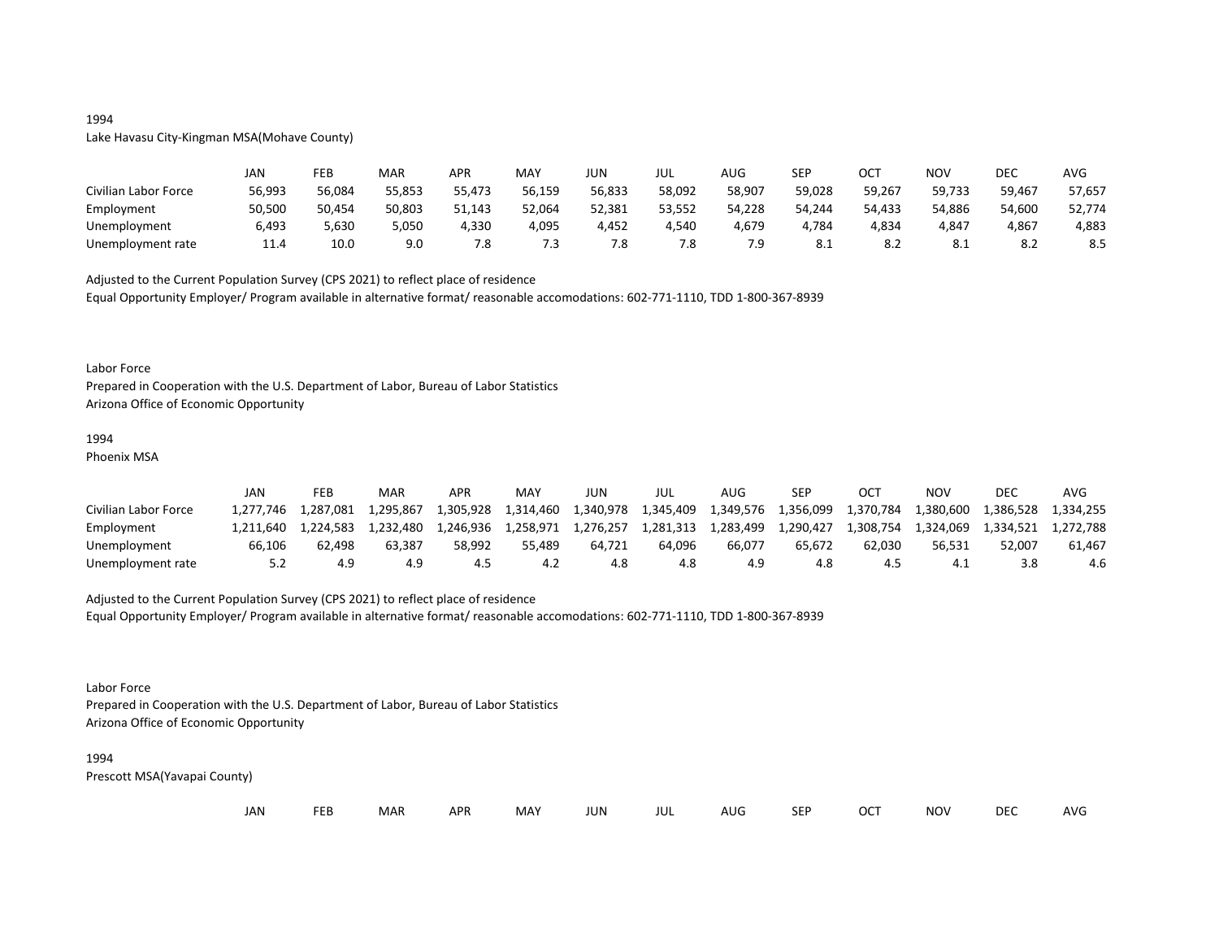1994

Lake Havasu City-Kingman MSA(Mohave County)

| | JAN | FEB | MAR | APR | MAY | JUN | JUL | AUG | SEP | OCT | NOV | DEC | AVG |
|---|---|---|---|---|---|---|---|---|---|---|---|---|---|
| Civilian Labor Force | 56,993 | 56,084 | 55,853 | 55,473 | 56,159 | 56,833 | 58,092 | 58,907 | 59,028 | 59,267 | 59,733 | 59,467 | 57,657 |
| Employment | 50,500 | 50,454 | 50,803 | 51,143 | 52,064 | 52,381 | 53,552 | 54,228 | 54,244 | 54,433 | 54,886 | 54,600 | 52,774 |
| Unemployment | 6,493 | 5,630 | 5,050 | 4,330 | 4,095 | 4,452 | 4,540 | 4,679 | 4,784 | 4,834 | 4,847 | 4,867 | 4,883 |
| Unemployment rate | 11.4 | 10.0 | 9.0 | 7.8 | 7.3 | 7.8 | 7.8 | 7.9 | 8.1 | 8.2 | 8.1 | 8.2 | 8.5 |

Adjusted to the Current Population Survey (CPS 2021) to reflect place of residence

Equal Opportunity Employer/ Program available in alternative format/ reasonable accomodations: 602-771-1110, TDD 1-800-367-8939

Labor Force

Prepared in Cooperation with the U.S. Department of Labor, Bureau of Labor Statistics

Arizona Office of Economic Opportunity

1994

Phoenix MSA

| | JAN | FEB | MAR | APR | MAY | JUN | JUL | AUG | SEP | OCT | NOV | DEC | AVG |
|---|---|---|---|---|---|---|---|---|---|---|---|---|---|
| Civilian Labor Force | 1,277,746 | 1,287,081 | 1,295,867 | 1,305,928 | 1,314,460 | 1,340,978 | 1,345,409 | 1,349,576 | 1,356,099 | 1,370,784 | 1,380,600 | 1,386,528 | 1,334,255 |
| Employment | 1,211,640 | 1,224,583 | 1,232,480 | 1,246,936 | 1,258,971 | 1,276,257 | 1,281,313 | 1,283,499 | 1,290,427 | 1,308,754 | 1,324,069 | 1,334,521 | 1,272,788 |
| Unemployment | 66,106 | 62,498 | 63,387 | 58,992 | 55,489 | 64,721 | 64,096 | 66,077 | 65,672 | 62,030 | 56,531 | 52,007 | 61,467 |
| Unemployment rate | 5.2 | 4.9 | 4.9 | 4.5 | 4.2 | 4.8 | 4.8 | 4.9 | 4.8 | 4.5 | 4.1 | 3.8 | 4.6 |

Adjusted to the Current Population Survey (CPS 2021) to reflect place of residence

Equal Opportunity Employer/ Program available in alternative format/ reasonable accomodations: 602-771-1110, TDD 1-800-367-8939

Labor Force

Prepared in Cooperation with the U.S. Department of Labor, Bureau of Labor Statistics

Arizona Office of Economic Opportunity

1994

Prescott MSA(Yavapai County)

| | JAN | FEB | MAR | APR | MAY | JUN | JUL | AUG | SEP | OCT | NOV | DEC | AVG |
|---|---|---|---|---|---|---|---|---|---|---|---|---|---|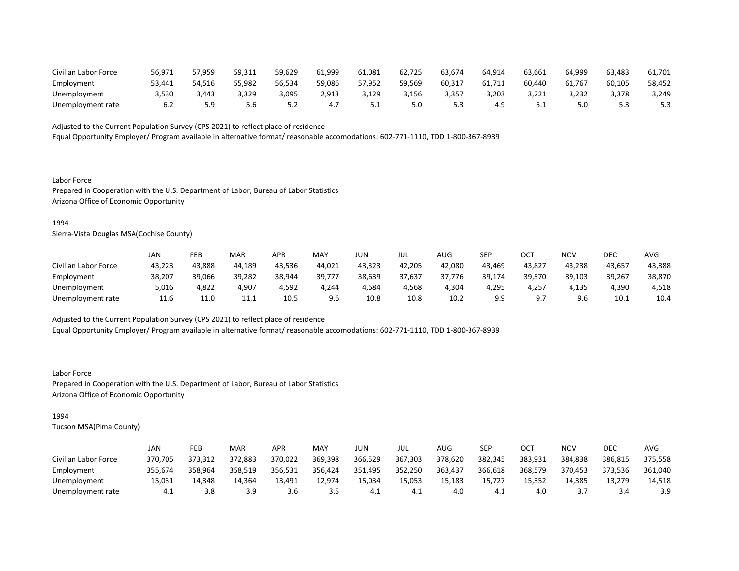| | | | | | | | | | | | | | |
|---|---|---|---|---|---|---|---|---|---|---|---|---|---|
| Civilian Labor Force | 56,971 | 57,959 | 59,311 | 59,629 | 61,999 | 61,081 | 62,725 | 63,674 | 64,914 | 63,661 | 64,999 | 63,483 | 61,701 |
| Employment | 53,441 | 54,516 | 55,982 | 56,534 | 59,086 | 57,952 | 59,569 | 60,317 | 61,711 | 60,440 | 61,767 | 60,105 | 58,452 |
| Unemployment | 3,530 | 3,443 | 3,329 | 3,095 | 2,913 | 3,129 | 3,156 | 3,357 | 3,203 | 3,221 | 3,232 | 3,378 | 3,249 |
| Unemployment rate | 6.2 | 5.9 | 5.6 | 5.2 | 4.7 | 5.1 | 5.0 | 5.3 | 4.9 | 5.1 | 5.0 | 5.3 | 5.3 |

Adjusted to the Current Population Survey (CPS 2021) to reflect place of residence
Equal Opportunity Employer/ Program available in alternative format/ reasonable accomodations: 602-771-1110, TDD 1-800-367-8939

Labor Force
Prepared in Cooperation with the U.S. Department of Labor, Bureau of Labor Statistics
Arizona Office of Economic Opportunity

1994
Sierra-Vista Douglas MSA(Cochise County)

| | JAN | FEB | MAR | APR | MAY | JUN | JUL | AUG | SEP | OCT | NOV | DEC | AVG |
|---|---|---|---|---|---|---|---|---|---|---|---|---|---|
| Civilian Labor Force | 43,223 | 43,888 | 44,189 | 43,536 | 44,021 | 43,323 | 42,205 | 42,080 | 43,469 | 43,827 | 43,238 | 43,657 | 43,388 |
| Employment | 38,207 | 39,066 | 39,282 | 38,944 | 39,777 | 38,639 | 37,637 | 37,776 | 39,174 | 39,570 | 39,103 | 39,267 | 38,870 |
| Unemployment | 5,016 | 4,822 | 4,907 | 4,592 | 4,244 | 4,684 | 4,568 | 4,304 | 4,295 | 4,257 | 4,135 | 4,390 | 4,518 |
| Unemployment rate | 11.6 | 11.0 | 11.1 | 10.5 | 9.6 | 10.8 | 10.8 | 10.2 | 9.9 | 9.7 | 9.6 | 10.1 | 10.4 |

Adjusted to the Current Population Survey (CPS 2021) to reflect place of residence
Equal Opportunity Employer/ Program available in alternative format/ reasonable accomodations: 602-771-1110, TDD 1-800-367-8939

Labor Force
Prepared in Cooperation with the U.S. Department of Labor, Bureau of Labor Statistics
Arizona Office of Economic Opportunity

1994
Tucson MSA(Pima County)

| | JAN | FEB | MAR | APR | MAY | JUN | JUL | AUG | SEP | OCT | NOV | DEC | AVG |
|---|---|---|---|---|---|---|---|---|---|---|---|---|---|
| Civilian Labor Force | 370,705 | 373,312 | 372,883 | 370,022 | 369,398 | 366,529 | 367,303 | 378,620 | 382,345 | 383,931 | 384,838 | 386,815 | 375,558 |
| Employment | 355,674 | 358,964 | 358,519 | 356,531 | 356,424 | 351,495 | 352,250 | 363,437 | 366,618 | 368,579 | 370,453 | 373,536 | 361,040 |
| Unemployment | 15,031 | 14,348 | 14,364 | 13,491 | 12,974 | 15,034 | 15,053 | 15,183 | 15,727 | 15,352 | 14,385 | 13,279 | 14,518 |
| Unemployment rate | 4.1 | 3.8 | 3.9 | 3.6 | 3.5 | 4.1 | 4.1 | 4.0 | 4.1 | 4.0 | 3.7 | 3.4 | 3.9 |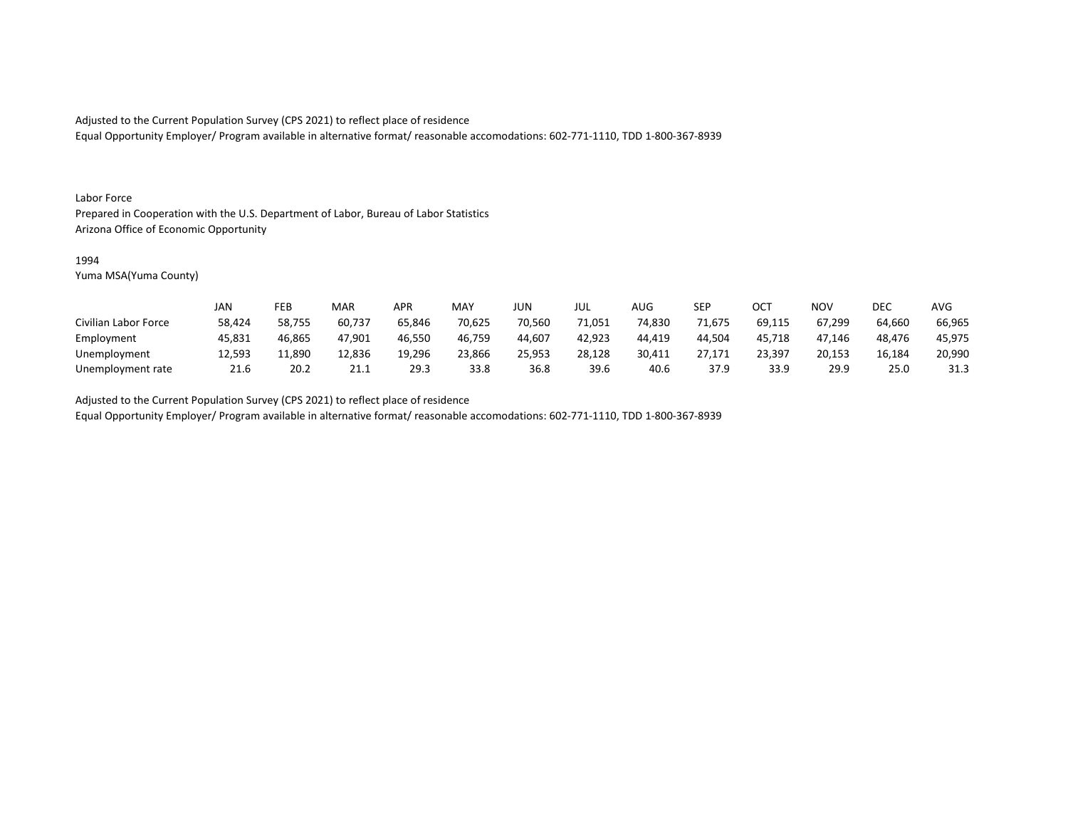Adjusted to the Current Population Survey (CPS 2021) to reflect place of residence
Equal Opportunity Employer/ Program available in alternative format/ reasonable accomodations: 602-771-1110, TDD 1-800-367-8939

Labor Force
Prepared in Cooperation with the U.S. Department of Labor, Bureau of Labor Statistics
Arizona Office of Economic Opportunity

1994
Yuma MSA(Yuma County)

| | JAN | FEB | MAR | APR | MAY | JUN | JUL | AUG | SEP | OCT | NOV | DEC | AVG |
|---|---|---|---|---|---|---|---|---|---|---|---|---|---|
| Civilian Labor Force | 58,424 | 58,755 | 60,737 | 65,846 | 70,625 | 70,560 | 71,051 | 74,830 | 71,675 | 69,115 | 67,299 | 64,660 | 66,965 |
| Employment | 45,831 | 46,865 | 47,901 | 46,550 | 46,759 | 44,607 | 42,923 | 44,419 | 44,504 | 45,718 | 47,146 | 48,476 | 45,975 |
| Unemployment | 12,593 | 11,890 | 12,836 | 19,296 | 23,866 | 25,953 | 28,128 | 30,411 | 27,171 | 23,397 | 20,153 | 16,184 | 20,990 |
| Unemployment rate | 21.6 | 20.2 | 21.1 | 29.3 | 33.8 | 36.8 | 39.6 | 40.6 | 37.9 | 33.9 | 29.9 | 25.0 | 31.3 |

Adjusted to the Current Population Survey (CPS 2021) to reflect place of residence
Equal Opportunity Employer/ Program available in alternative format/ reasonable accomodations: 602-771-1110, TDD 1-800-367-8939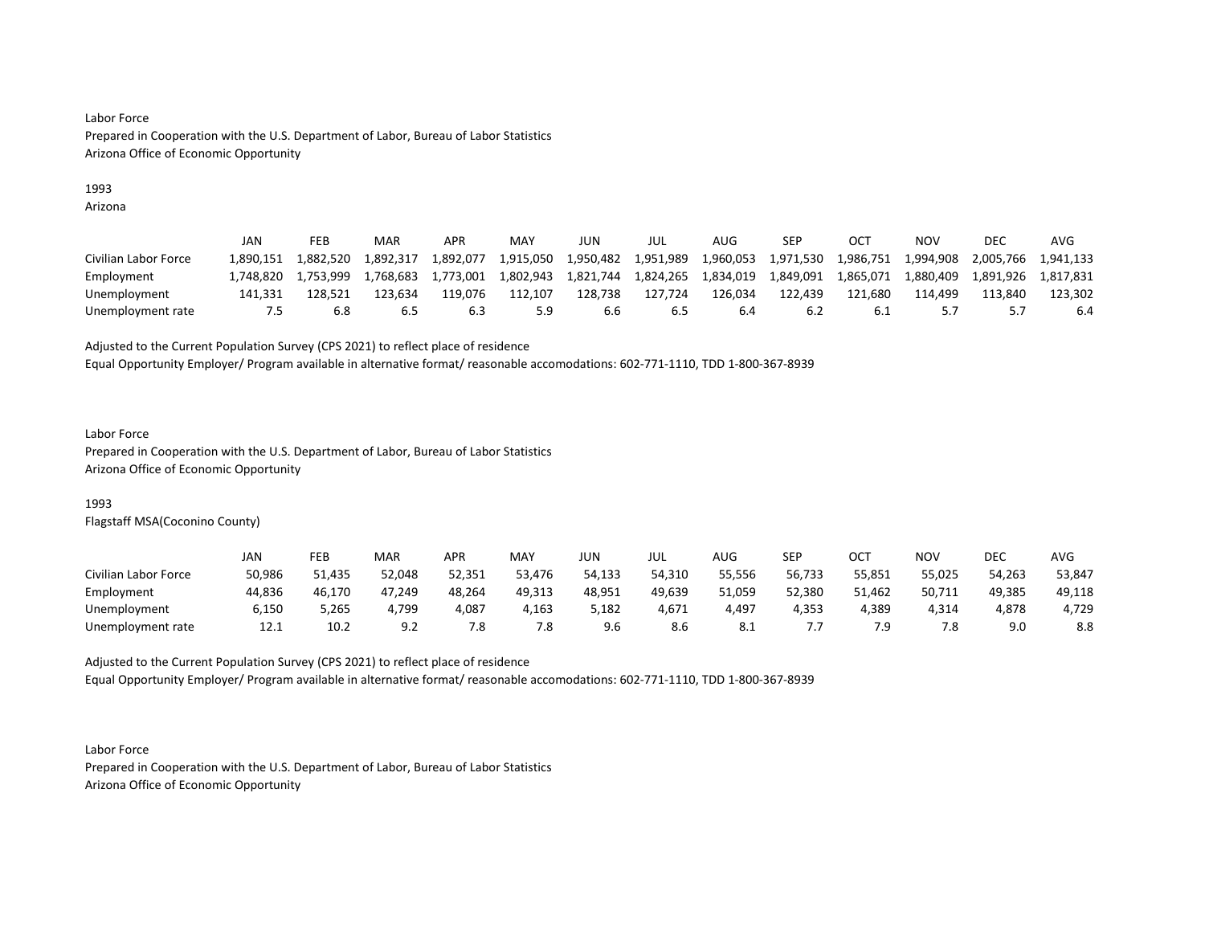Labor Force
Prepared in Cooperation with the U.S. Department of Labor, Bureau of Labor Statistics
Arizona Office of Economic Opportunity

1993
Arizona

| | JAN | FEB | MAR | APR | MAY | JUN | JUL | AUG | SEP | OCT | NOV | DEC | AVG |
|---|---|---|---|---|---|---|---|---|---|---|---|---|---|
| Civilian Labor Force | 1,890,151 | 1,882,520 | 1,892,317 | 1,892,077 | 1,915,050 | 1,950,482 | 1,951,989 | 1,960,053 | 1,971,530 | 1,986,751 | 1,994,908 | 2,005,766 | 1,941,133 |
| Employment | 1,748,820 | 1,753,999 | 1,768,683 | 1,773,001 | 1,802,943 | 1,821,744 | 1,824,265 | 1,834,019 | 1,849,091 | 1,865,071 | 1,880,409 | 1,891,926 | 1,817,831 |
| Unemployment | 141,331 | 128,521 | 123,634 | 119,076 | 112,107 | 128,738 | 127,724 | 126,034 | 122,439 | 121,680 | 114,499 | 113,840 | 123,302 |
| Unemployment rate | 7.5 | 6.8 | 6.5 | 6.3 | 5.9 | 6.6 | 6.5 | 6.4 | 6.2 | 6.1 | 5.7 | 5.7 | 6.4 |

Adjusted to the Current Population Survey (CPS 2021) to reflect place of residence
Equal Opportunity Employer/ Program available in alternative format/ reasonable accomodations: 602-771-1110, TDD 1-800-367-8939

Labor Force
Prepared in Cooperation with the U.S. Department of Labor, Bureau of Labor Statistics
Arizona Office of Economic Opportunity

1993
Flagstaff MSA(Coconino County)

| | JAN | FEB | MAR | APR | MAY | JUN | JUL | AUG | SEP | OCT | NOV | DEC | AVG |
|---|---|---|---|---|---|---|---|---|---|---|---|---|---|
| Civilian Labor Force | 50,986 | 51,435 | 52,048 | 52,351 | 53,476 | 54,133 | 54,310 | 55,556 | 56,733 | 55,851 | 55,025 | 54,263 | 53,847 |
| Employment | 44,836 | 46,170 | 47,249 | 48,264 | 49,313 | 48,951 | 49,639 | 51,059 | 52,380 | 51,462 | 50,711 | 49,385 | 49,118 |
| Unemployment | 6,150 | 5,265 | 4,799 | 4,087 | 4,163 | 5,182 | 4,671 | 4,497 | 4,353 | 4,389 | 4,314 | 4,878 | 4,729 |
| Unemployment rate | 12.1 | 10.2 | 9.2 | 7.8 | 7.8 | 9.6 | 8.6 | 8.1 | 7.7 | 7.9 | 7.8 | 9.0 | 8.8 |

Adjusted to the Current Population Survey (CPS 2021) to reflect place of residence
Equal Opportunity Employer/ Program available in alternative format/ reasonable accomodations: 602-771-1110, TDD 1-800-367-8939

Labor Force
Prepared in Cooperation with the U.S. Department of Labor, Bureau of Labor Statistics
Arizona Office of Economic Opportunity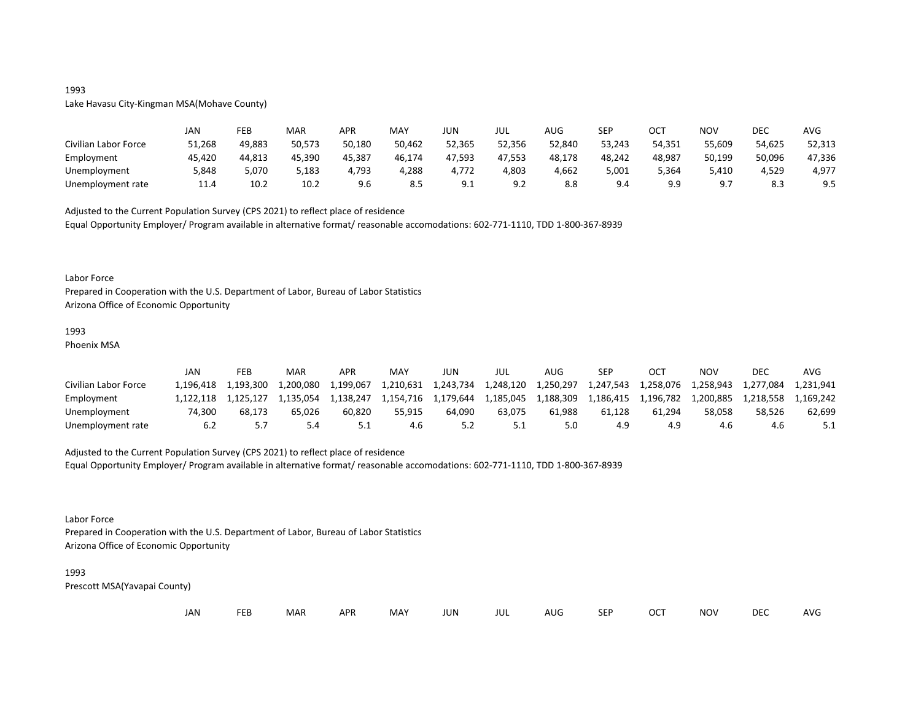1993
Lake Havasu City-Kingman MSA(Mohave County)

| | JAN | FEB | MAR | APR | MAY | JUN | JUL | AUG | SEP | OCT | NOV | DEC | AVG |
|---|---|---|---|---|---|---|---|---|---|---|---|---|---|
| Civilian Labor Force | 51,268 | 49,883 | 50,573 | 50,180 | 50,462 | 52,365 | 52,356 | 52,840 | 53,243 | 54,351 | 55,609 | 54,625 | 52,313 |
| Employment | 45,420 | 44,813 | 45,390 | 45,387 | 46,174 | 47,593 | 47,553 | 48,178 | 48,242 | 48,987 | 50,199 | 50,096 | 47,336 |
| Unemployment | 5,848 | 5,070 | 5,183 | 4,793 | 4,288 | 4,772 | 4,803 | 4,662 | 5,001 | 5,364 | 5,410 | 4,529 | 4,977 |
| Unemployment rate | 11.4 | 10.2 | 10.2 | 9.6 | 8.5 | 9.1 | 9.2 | 8.8 | 9.4 | 9.9 | 9.7 | 8.3 | 9.5 |

Adjusted to the Current Population Survey (CPS 2021) to reflect place of residence
Equal Opportunity Employer/ Program available in alternative format/ reasonable accomodations: 602-771-1110, TDD 1-800-367-8939

Labor Force
Prepared in Cooperation with the U.S. Department of Labor, Bureau of Labor Statistics
Arizona Office of Economic Opportunity

1993
Phoenix MSA

| | JAN | FEB | MAR | APR | MAY | JUN | JUL | AUG | SEP | OCT | NOV | DEC | AVG |
|---|---|---|---|---|---|---|---|---|---|---|---|---|---|
| Civilian Labor Force | 1,196,418 | 1,193,300 | 1,200,080 | 1,199,067 | 1,210,631 | 1,243,734 | 1,248,120 | 1,250,297 | 1,247,543 | 1,258,076 | 1,258,943 | 1,277,084 | 1,231,941 |
| Employment | 1,122,118 | 1,125,127 | 1,135,054 | 1,138,247 | 1,154,716 | 1,179,644 | 1,185,045 | 1,188,309 | 1,186,415 | 1,196,782 | 1,200,885 | 1,218,558 | 1,169,242 |
| Unemployment | 74,300 | 68,173 | 65,026 | 60,820 | 55,915 | 64,090 | 63,075 | 61,988 | 61,128 | 61,294 | 58,058 | 58,526 | 62,699 |
| Unemployment rate | 6.2 | 5.7 | 5.4 | 5.1 | 4.6 | 5.2 | 5.1 | 5.0 | 4.9 | 4.9 | 4.6 | 4.6 | 5.1 |

Adjusted to the Current Population Survey (CPS 2021) to reflect place of residence
Equal Opportunity Employer/ Program available in alternative format/ reasonable accomodations: 602-771-1110, TDD 1-800-367-8939

Labor Force
Prepared in Cooperation with the U.S. Department of Labor, Bureau of Labor Statistics
Arizona Office of Economic Opportunity

1993
Prescott MSA(Yavapai County)

| | JAN | FEB | MAR | APR | MAY | JUN | JUL | AUG | SEP | OCT | NOV | DEC | AVG |
|---|---|---|---|---|---|---|---|---|---|---|---|---|---|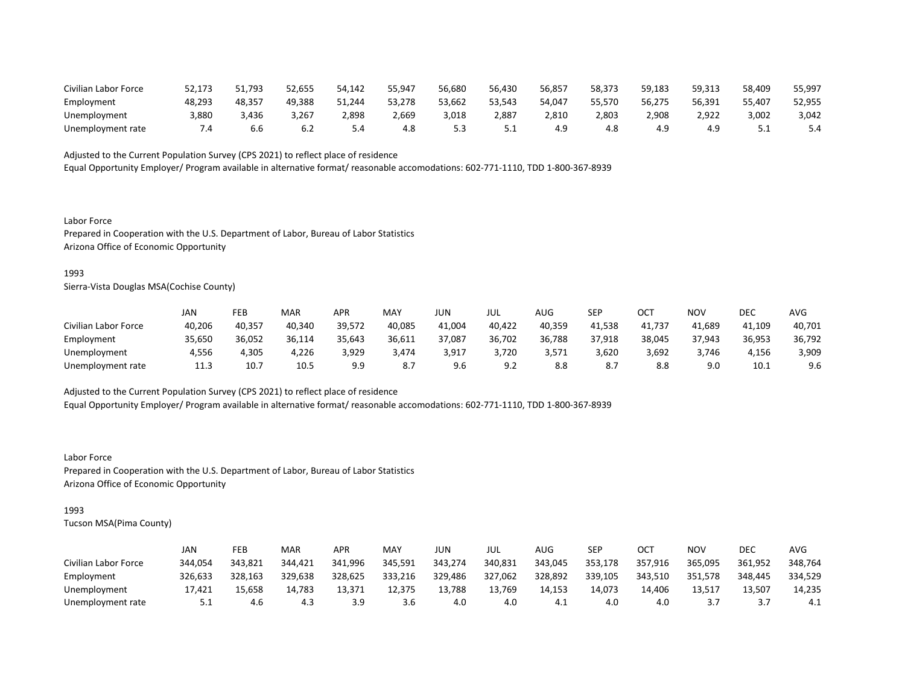| | | | | | | | | | | | | | |
|---|---|---|---|---|---|---|---|---|---|---|---|---|---|
| Civilian Labor Force | 52,173 | 51,793 | 52,655 | 54,142 | 55,947 | 56,680 | 56,430 | 56,857 | 58,373 | 59,183 | 59,313 | 58,409 | 55,997 |
| Employment | 48,293 | 48,357 | 49,388 | 51,244 | 53,278 | 53,662 | 53,543 | 54,047 | 55,570 | 56,275 | 56,391 | 55,407 | 52,955 |
| Unemployment | 3,880 | 3,436 | 3,267 | 2,898 | 2,669 | 3,018 | 2,887 | 2,810 | 2,803 | 2,908 | 2,922 | 3,002 | 3,042 |
| Unemployment rate | 7.4 | 6.6 | 6.2 | 5.4 | 4.8 | 5.3 | 5.1 | 4.9 | 4.8 | 4.9 | 4.9 | 5.1 | 5.4 |

Adjusted to the Current Population Survey (CPS 2021) to reflect place of residence
Equal Opportunity Employer/ Program available in alternative format/ reasonable accomodations: 602-771-1110, TDD 1-800-367-8939

Labor Force
Prepared in Cooperation with the U.S. Department of Labor, Bureau of Labor Statistics
Arizona Office of Economic Opportunity

1993
Sierra-Vista Douglas MSA(Cochise County)

| | JAN | FEB | MAR | APR | MAY | JUN | JUL | AUG | SEP | OCT | NOV | DEC | AVG |
|---|---|---|---|---|---|---|---|---|---|---|---|---|---|
| Civilian Labor Force | 40,206 | 40,357 | 40,340 | 39,572 | 40,085 | 41,004 | 40,422 | 40,359 | 41,538 | 41,737 | 41,689 | 41,109 | 40,701 |
| Employment | 35,650 | 36,052 | 36,114 | 35,643 | 36,611 | 37,087 | 36,702 | 36,788 | 37,918 | 38,045 | 37,943 | 36,953 | 36,792 |
| Unemployment | 4,556 | 4,305 | 4,226 | 3,929 | 3,474 | 3,917 | 3,720 | 3,571 | 3,620 | 3,692 | 3,746 | 4,156 | 3,909 |
| Unemployment rate | 11.3 | 10.7 | 10.5 | 9.9 | 8.7 | 9.6 | 9.2 | 8.8 | 8.7 | 8.8 | 9.0 | 10.1 | 9.6 |

Adjusted to the Current Population Survey (CPS 2021) to reflect place of residence
Equal Opportunity Employer/ Program available in alternative format/ reasonable accomodations: 602-771-1110, TDD 1-800-367-8939

Labor Force
Prepared in Cooperation with the U.S. Department of Labor, Bureau of Labor Statistics
Arizona Office of Economic Opportunity

1993
Tucson MSA(Pima County)

| | JAN | FEB | MAR | APR | MAY | JUN | JUL | AUG | SEP | OCT | NOV | DEC | AVG |
|---|---|---|---|---|---|---|---|---|---|---|---|---|---|
| Civilian Labor Force | 344,054 | 343,821 | 344,421 | 341,996 | 345,591 | 343,274 | 340,831 | 343,045 | 353,178 | 357,916 | 365,095 | 361,952 | 348,764 |
| Employment | 326,633 | 328,163 | 329,638 | 328,625 | 333,216 | 329,486 | 327,062 | 328,892 | 339,105 | 343,510 | 351,578 | 348,445 | 334,529 |
| Unemployment | 17,421 | 15,658 | 14,783 | 13,371 | 12,375 | 13,788 | 13,769 | 14,153 | 14,073 | 14,406 | 13,517 | 13,507 | 14,235 |
| Unemployment rate | 5.1 | 4.6 | 4.3 | 3.9 | 3.6 | 4.0 | 4.0 | 4.1 | 4.0 | 4.0 | 3.7 | 3.7 | 4.1 |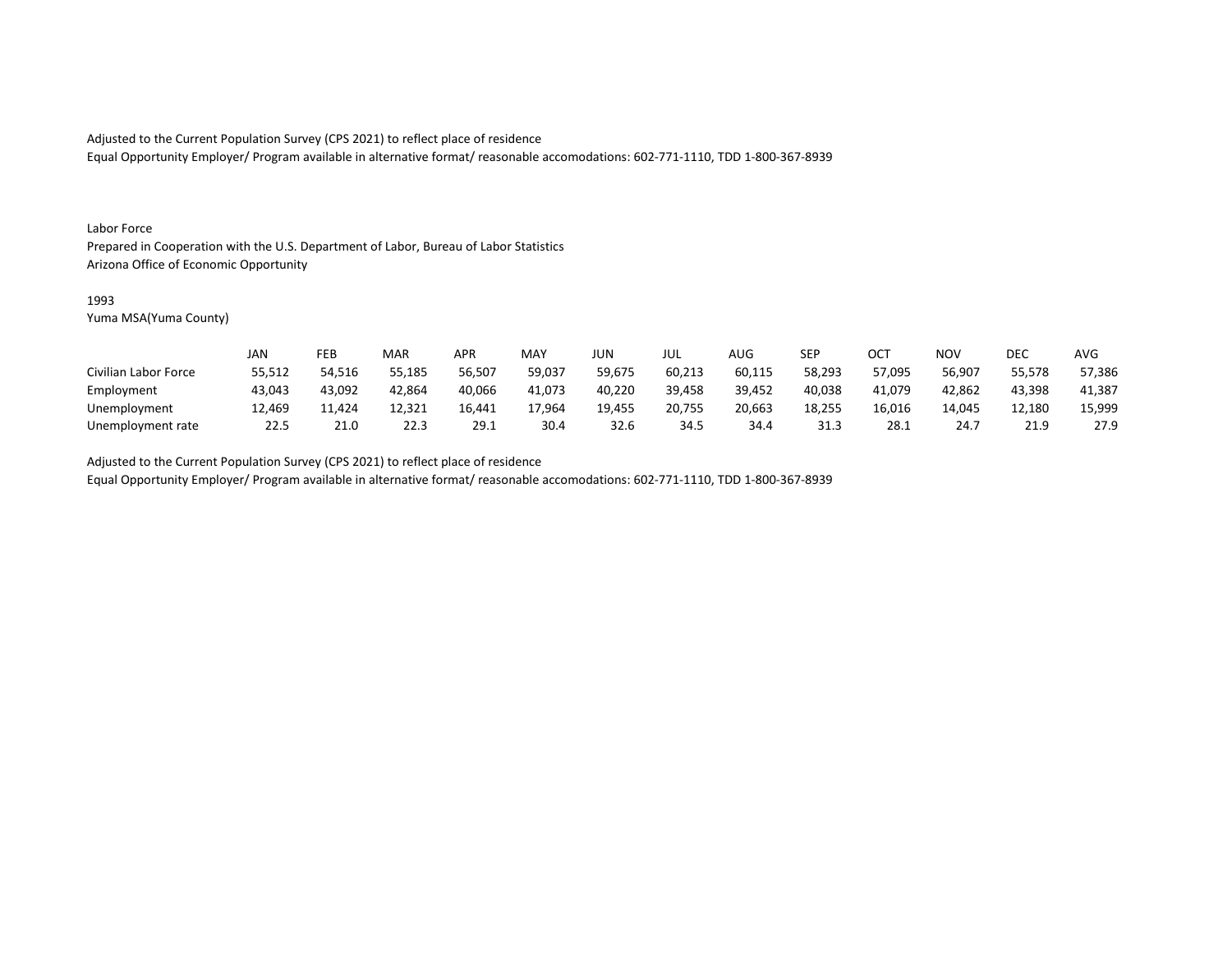Adjusted to the Current Population Survey (CPS 2021) to reflect place of residence
Equal Opportunity Employer/ Program available in alternative format/ reasonable accomodations: 602-771-1110, TDD 1-800-367-8939

Labor Force
Prepared in Cooperation with the U.S. Department of Labor, Bureau of Labor Statistics
Arizona Office of Economic Opportunity

1993
Yuma MSA(Yuma County)

| | JAN | FEB | MAR | APR | MAY | JUN | JUL | AUG | SEP | OCT | NOV | DEC | AVG |
|---|---|---|---|---|---|---|---|---|---|---|---|---|---|
| Civilian Labor Force | 55,512 | 54,516 | 55,185 | 56,507 | 59,037 | 59,675 | 60,213 | 60,115 | 58,293 | 57,095 | 56,907 | 55,578 | 57,386 |
| Employment | 43,043 | 43,092 | 42,864 | 40,066 | 41,073 | 40,220 | 39,458 | 39,452 | 40,038 | 41,079 | 42,862 | 43,398 | 41,387 |
| Unemployment | 12,469 | 11,424 | 12,321 | 16,441 | 17,964 | 19,455 | 20,755 | 20,663 | 18,255 | 16,016 | 14,045 | 12,180 | 15,999 |
| Unemployment rate | 22.5 | 21.0 | 22.3 | 29.1 | 30.4 | 32.6 | 34.5 | 34.4 | 31.3 | 28.1 | 24.7 | 21.9 | 27.9 |

Adjusted to the Current Population Survey (CPS 2021) to reflect place of residence
Equal Opportunity Employer/ Program available in alternative format/ reasonable accomodations: 602-771-1110, TDD 1-800-367-8939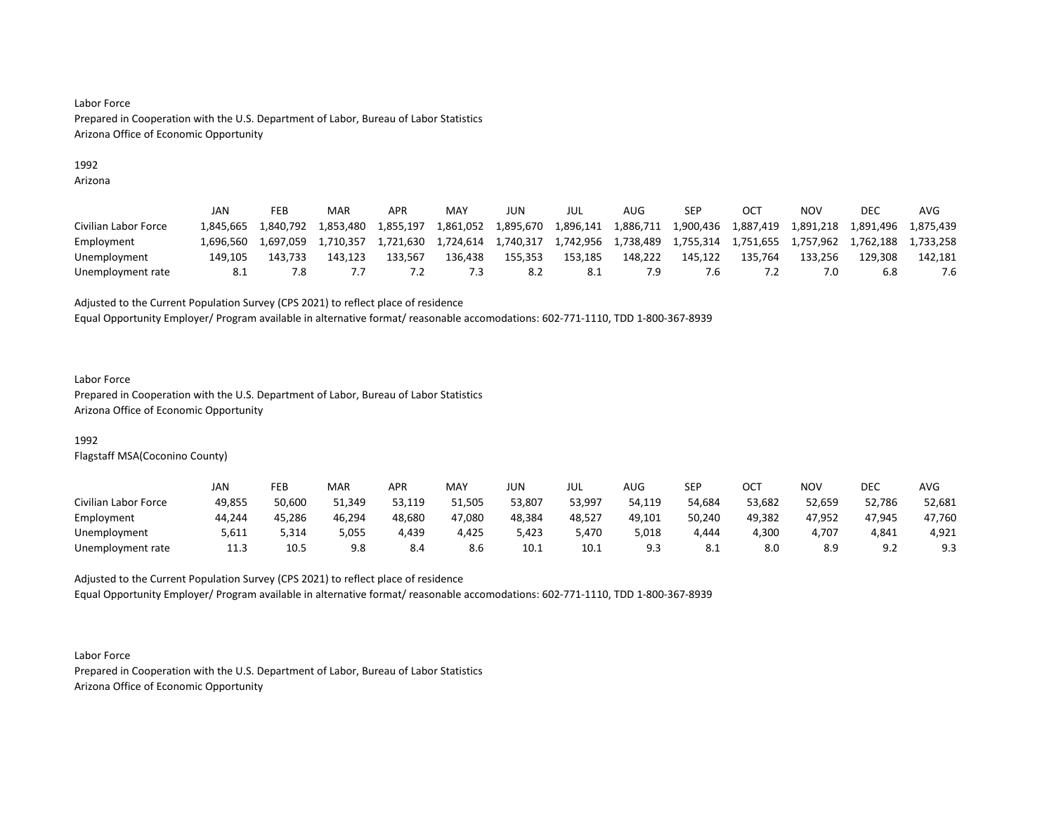Labor Force
Prepared in Cooperation with the U.S. Department of Labor, Bureau of Labor Statistics
Arizona Office of Economic Opportunity

1992
Arizona

| | JAN | FEB | MAR | APR | MAY | JUN | JUL | AUG | SEP | OCT | NOV | DEC | AVG |
|---|---|---|---|---|---|---|---|---|---|---|---|---|---|
| Civilian Labor Force | 1,845,665 | 1,840,792 | 1,853,480 | 1,855,197 | 1,861,052 | 1,895,670 | 1,896,141 | 1,886,711 | 1,900,436 | 1,887,419 | 1,891,218 | 1,891,496 | 1,875,439 |
| Employment | 1,696,560 | 1,697,059 | 1,710,357 | 1,721,630 | 1,724,614 | 1,740,317 | 1,742,956 | 1,738,489 | 1,755,314 | 1,751,655 | 1,757,962 | 1,762,188 | 1,733,258 |
| Unemployment | 149,105 | 143,733 | 143,123 | 133,567 | 136,438 | 155,353 | 153,185 | 148,222 | 145,122 | 135,764 | 133,256 | 129,308 | 142,181 |
| Unemployment rate | 8.1 | 7.8 | 7.7 | 7.2 | 7.3 | 8.2 | 8.1 | 7.9 | 7.6 | 7.2 | 7.0 | 6.8 | 7.6 |

Adjusted to the Current Population Survey (CPS 2021) to reflect place of residence
Equal Opportunity Employer/ Program available in alternative format/ reasonable accomodations: 602-771-1110, TDD 1-800-367-8939

Labor Force
Prepared in Cooperation with the U.S. Department of Labor, Bureau of Labor Statistics
Arizona Office of Economic Opportunity

1992
Flagstaff MSA(Coconino County)

| | JAN | FEB | MAR | APR | MAY | JUN | JUL | AUG | SEP | OCT | NOV | DEC | AVG |
|---|---|---|---|---|---|---|---|---|---|---|---|---|---|
| Civilian Labor Force | 49,855 | 50,600 | 51,349 | 53,119 | 51,505 | 53,807 | 53,997 | 54,119 | 54,684 | 53,682 | 52,659 | 52,786 | 52,681 |
| Employment | 44,244 | 45,286 | 46,294 | 48,680 | 47,080 | 48,384 | 48,527 | 49,101 | 50,240 | 49,382 | 47,952 | 47,945 | 47,760 |
| Unemployment | 5,611 | 5,314 | 5,055 | 4,439 | 4,425 | 5,423 | 5,470 | 5,018 | 4,444 | 4,300 | 4,707 | 4,841 | 4,921 |
| Unemployment rate | 11.3 | 10.5 | 9.8 | 8.4 | 8.6 | 10.1 | 10.1 | 9.3 | 8.1 | 8.0 | 8.9 | 9.2 | 9.3 |

Adjusted to the Current Population Survey (CPS 2021) to reflect place of residence
Equal Opportunity Employer/ Program available in alternative format/ reasonable accomodations: 602-771-1110, TDD 1-800-367-8939

Labor Force
Prepared in Cooperation with the U.S. Department of Labor, Bureau of Labor Statistics
Arizona Office of Economic Opportunity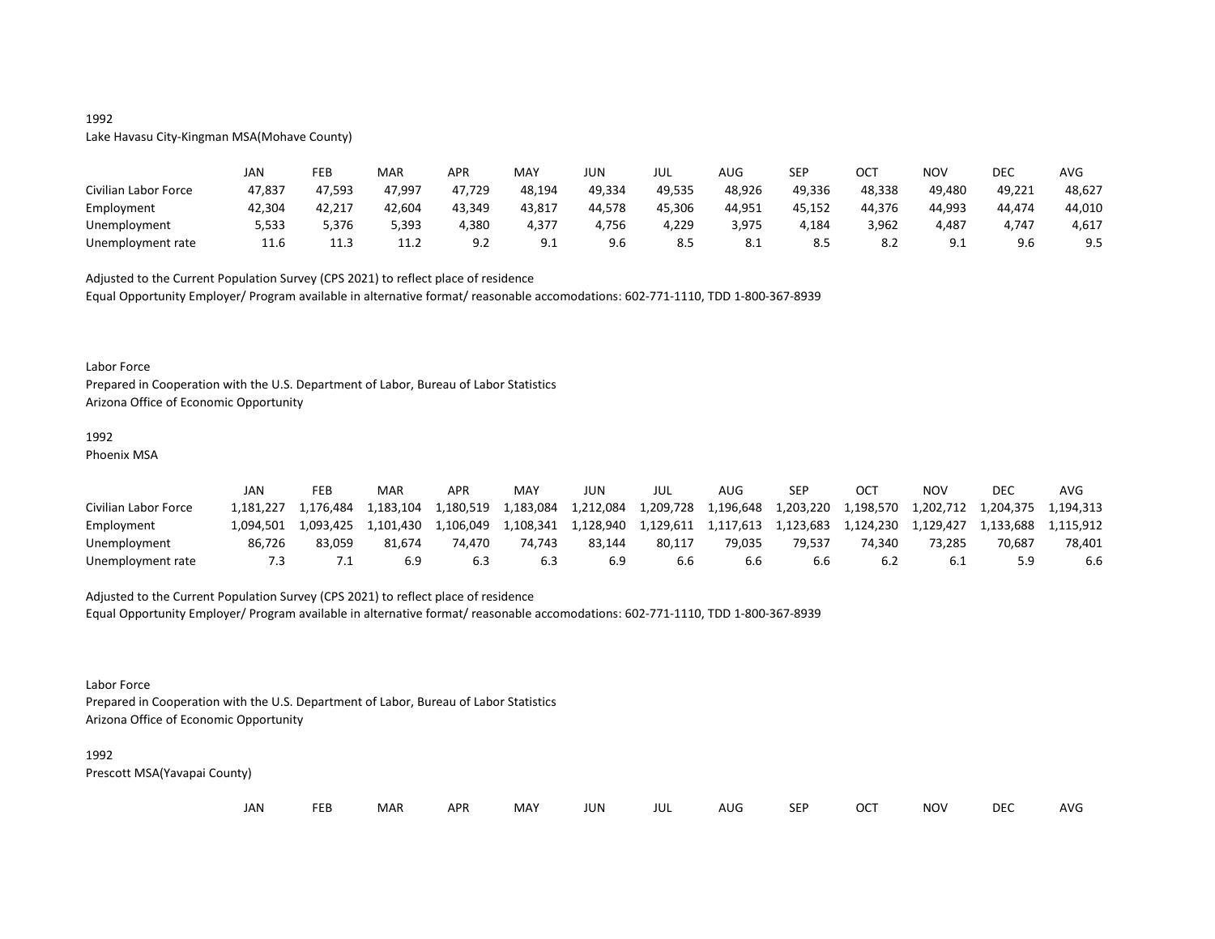1992

Lake Havasu City-Kingman MSA(Mohave County)

| | JAN | FEB | MAR | APR | MAY | JUN | JUL | AUG | SEP | OCT | NOV | DEC | AVG |
|---|---|---|---|---|---|---|---|---|---|---|---|---|---|
| Civilian Labor Force | 47,837 | 47,593 | 47,997 | 47,729 | 48,194 | 49,334 | 49,535 | 48,926 | 49,336 | 48,338 | 49,480 | 49,221 | 48,627 |
| Employment | 42,304 | 42,217 | 42,604 | 43,349 | 43,817 | 44,578 | 45,306 | 44,951 | 45,152 | 44,376 | 44,993 | 44,474 | 44,010 |
| Unemployment | 5,533 | 5,376 | 5,393 | 4,380 | 4,377 | 4,756 | 4,229 | 3,975 | 4,184 | 3,962 | 4,487 | 4,747 | 4,617 |
| Unemployment rate | 11.6 | 11.3 | 11.2 | 9.2 | 9.1 | 9.6 | 8.5 | 8.1 | 8.5 | 8.2 | 9.1 | 9.6 | 9.5 |

Adjusted to the Current Population Survey (CPS 2021) to reflect place of residence

Equal Opportunity Employer/ Program available in alternative format/ reasonable accomodations: 602-771-1110, TDD 1-800-367-8939

Labor Force

Prepared in Cooperation with the U.S. Department of Labor, Bureau of Labor Statistics

Arizona Office of Economic Opportunity

1992

Phoenix MSA

| | JAN | FEB | MAR | APR | MAY | JUN | JUL | AUG | SEP | OCT | NOV | DEC | AVG |
|---|---|---|---|---|---|---|---|---|---|---|---|---|---|
| Civilian Labor Force | 1,181,227 | 1,176,484 | 1,183,104 | 1,180,519 | 1,183,084 | 1,212,084 | 1,209,728 | 1,196,648 | 1,203,220 | 1,198,570 | 1,202,712 | 1,204,375 | 1,194,313 |
| Employment | 1,094,501 | 1,093,425 | 1,101,430 | 1,106,049 | 1,108,341 | 1,128,940 | 1,129,611 | 1,117,613 | 1,123,683 | 1,124,230 | 1,129,427 | 1,133,688 | 1,115,912 |
| Unemployment | 86,726 | 83,059 | 81,674 | 74,470 | 74,743 | 83,144 | 80,117 | 79,035 | 79,537 | 74,340 | 73,285 | 70,687 | 78,401 |
| Unemployment rate | 7.3 | 7.1 | 6.9 | 6.3 | 6.3 | 6.9 | 6.6 | 6.6 | 6.6 | 6.2 | 6.1 | 5.9 | 6.6 |

Adjusted to the Current Population Survey (CPS 2021) to reflect place of residence

Equal Opportunity Employer/ Program available in alternative format/ reasonable accomodations: 602-771-1110, TDD 1-800-367-8939

Labor Force

Prepared in Cooperation with the U.S. Department of Labor, Bureau of Labor Statistics

Arizona Office of Economic Opportunity

1992

Prescott MSA(Yavapai County)

| | JAN | FEB | MAR | APR | MAY | JUN | JUL | AUG | SEP | OCT | NOV | DEC | AVG |
|---|---|---|---|---|---|---|---|---|---|---|---|---|---|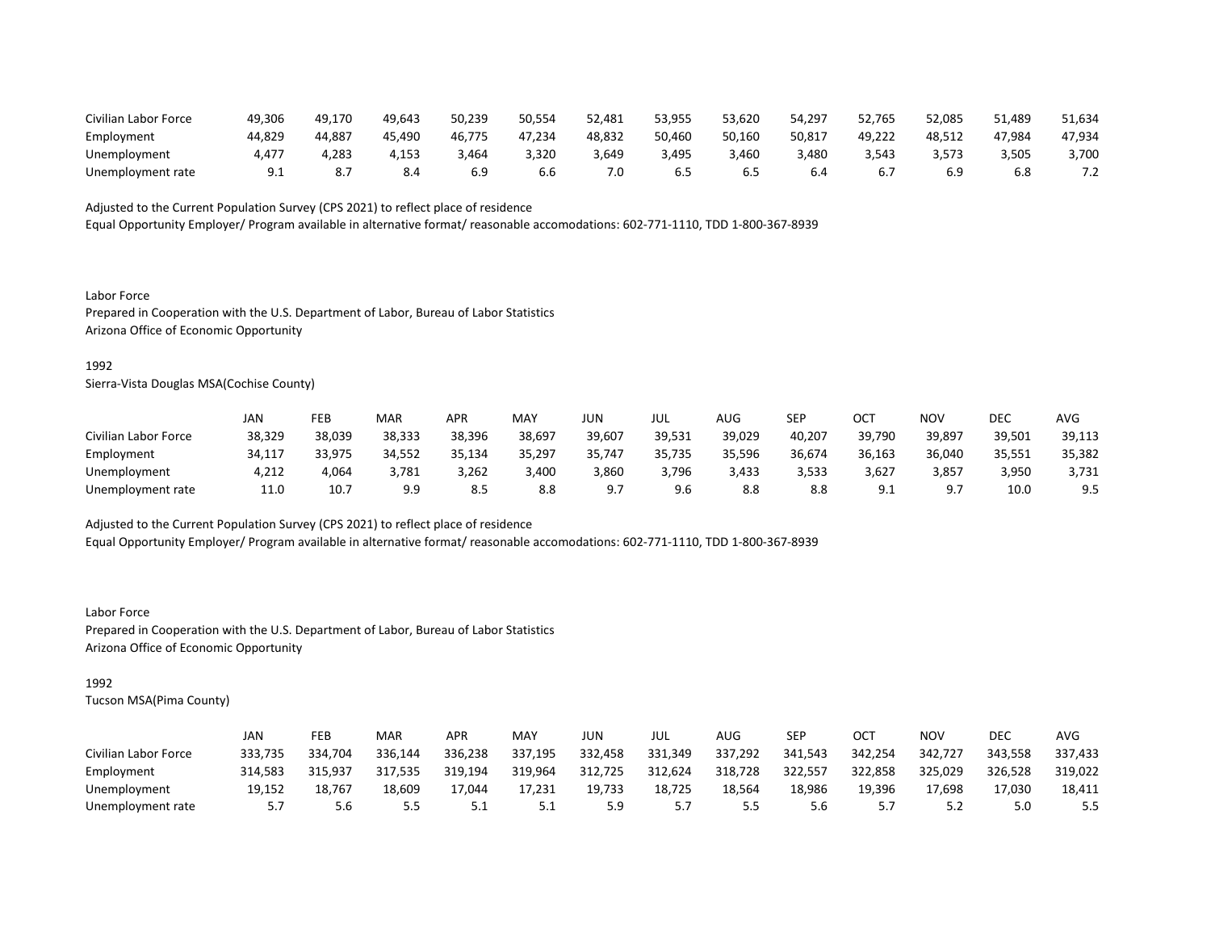| | | | | | | | | | | | | | |
|---|---|---|---|---|---|---|---|---|---|---|---|---|---|
| Civilian Labor Force | 49,306 | 49,170 | 49,643 | 50,239 | 50,554 | 52,481 | 53,955 | 53,620 | 54,297 | 52,765 | 52,085 | 51,489 | 51,634 |
| Employment | 44,829 | 44,887 | 45,490 | 46,775 | 47,234 | 48,832 | 50,460 | 50,160 | 50,817 | 49,222 | 48,512 | 47,984 | 47,934 |
| Unemployment | 4,477 | 4,283 | 4,153 | 3,464 | 3,320 | 3,649 | 3,495 | 3,460 | 3,480 | 3,543 | 3,573 | 3,505 | 3,700 |
| Unemployment rate | 9.1 | 8.7 | 8.4 | 6.9 | 6.6 | 7.0 | 6.5 | 6.5 | 6.4 | 6.7 | 6.9 | 6.8 | 7.2 |

Adjusted to the Current Population Survey (CPS 2021) to reflect place of residence
Equal Opportunity Employer/ Program available in alternative format/ reasonable accomodations: 602-771-1110, TDD 1-800-367-8939

Labor Force
Prepared in Cooperation with the U.S. Department of Labor, Bureau of Labor Statistics
Arizona Office of Economic Opportunity

1992
Sierra-Vista Douglas MSA(Cochise County)

| | JAN | FEB | MAR | APR | MAY | JUN | JUL | AUG | SEP | OCT | NOV | DEC | AVG |
|---|---|---|---|---|---|---|---|---|---|---|---|---|---|
| Civilian Labor Force | 38,329 | 38,039 | 38,333 | 38,396 | 38,697 | 39,607 | 39,531 | 39,029 | 40,207 | 39,790 | 39,897 | 39,501 | 39,113 |
| Employment | 34,117 | 33,975 | 34,552 | 35,134 | 35,297 | 35,747 | 35,735 | 35,596 | 36,674 | 36,163 | 36,040 | 35,551 | 35,382 |
| Unemployment | 4,212 | 4,064 | 3,781 | 3,262 | 3,400 | 3,860 | 3,796 | 3,433 | 3,533 | 3,627 | 3,857 | 3,950 | 3,731 |
| Unemployment rate | 11.0 | 10.7 | 9.9 | 8.5 | 8.8 | 9.7 | 9.6 | 8.8 | 8.8 | 9.1 | 9.7 | 10.0 | 9.5 |

Adjusted to the Current Population Survey (CPS 2021) to reflect place of residence
Equal Opportunity Employer/ Program available in alternative format/ reasonable accomodations: 602-771-1110, TDD 1-800-367-8939

Labor Force
Prepared in Cooperation with the U.S. Department of Labor, Bureau of Labor Statistics
Arizona Office of Economic Opportunity

1992
Tucson MSA(Pima County)

| | JAN | FEB | MAR | APR | MAY | JUN | JUL | AUG | SEP | OCT | NOV | DEC | AVG |
|---|---|---|---|---|---|---|---|---|---|---|---|---|---|
| Civilian Labor Force | 333,735 | 334,704 | 336,144 | 336,238 | 337,195 | 332,458 | 331,349 | 337,292 | 341,543 | 342,254 | 342,727 | 343,558 | 337,433 |
| Employment | 314,583 | 315,937 | 317,535 | 319,194 | 319,964 | 312,725 | 312,624 | 318,728 | 322,557 | 322,858 | 325,029 | 326,528 | 319,022 |
| Unemployment | 19,152 | 18,767 | 18,609 | 17,044 | 17,231 | 19,733 | 18,725 | 18,564 | 18,986 | 19,396 | 17,698 | 17,030 | 18,411 |
| Unemployment rate | 5.7 | 5.6 | 5.5 | 5.1 | 5.1 | 5.9 | 5.7 | 5.5 | 5.6 | 5.7 | 5.2 | 5.0 | 5.5 |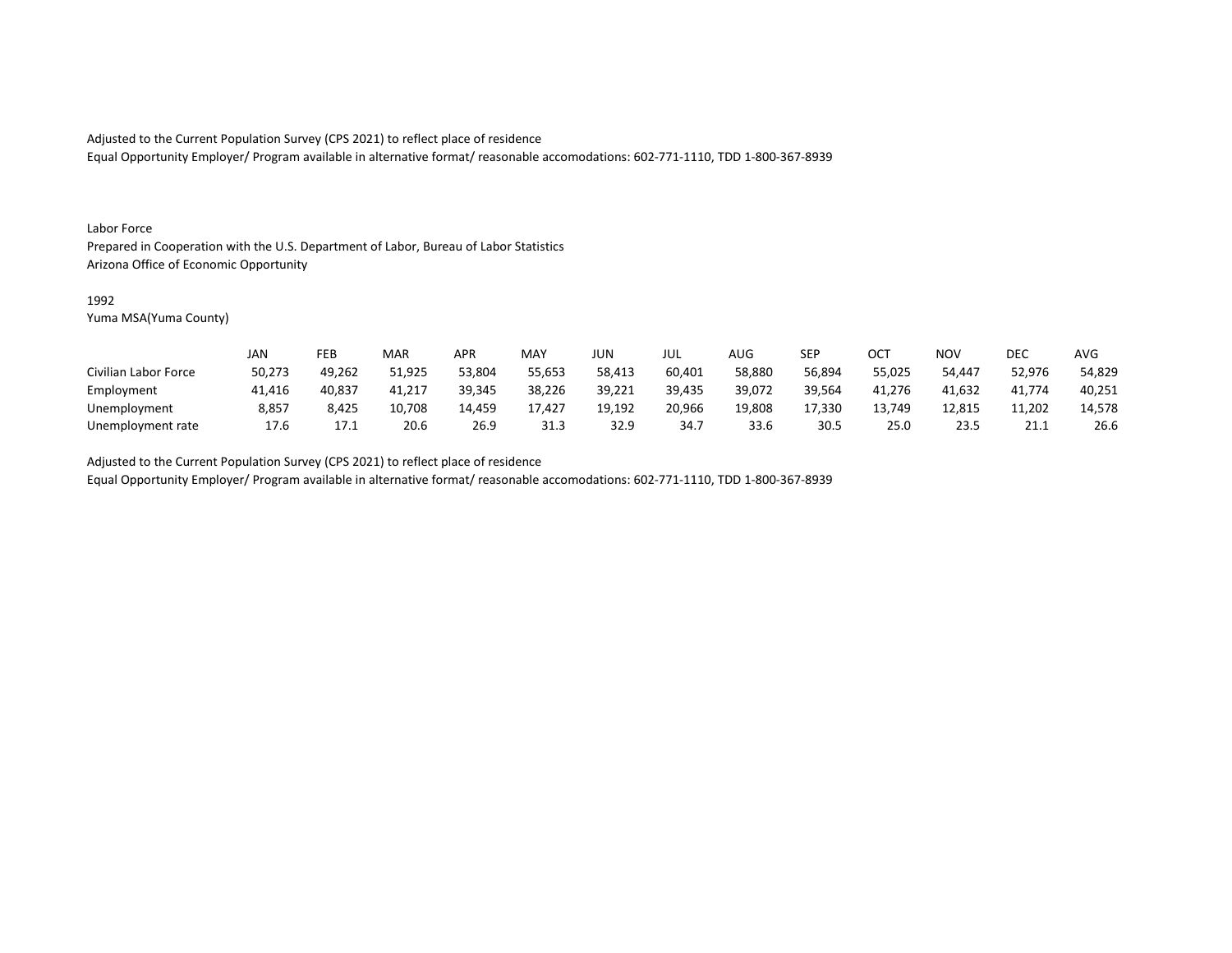Adjusted to the Current Population Survey (CPS 2021) to reflect place of residence
Equal Opportunity Employer/ Program available in alternative format/ reasonable accomodations: 602-771-1110, TDD 1-800-367-8939

Labor Force
Prepared in Cooperation with the U.S. Department of Labor, Bureau of Labor Statistics
Arizona Office of Economic Opportunity

1992
Yuma MSA(Yuma County)

| | JAN | FEB | MAR | APR | MAY | JUN | JUL | AUG | SEP | OCT | NOV | DEC | AVG |
|---|---|---|---|---|---|---|---|---|---|---|---|---|---|
| Civilian Labor Force | 50,273 | 49,262 | 51,925 | 53,804 | 55,653 | 58,413 | 60,401 | 58,880 | 56,894 | 55,025 | 54,447 | 52,976 | 54,829 |
| Employment | 41,416 | 40,837 | 41,217 | 39,345 | 38,226 | 39,221 | 39,435 | 39,072 | 39,564 | 41,276 | 41,632 | 41,774 | 40,251 |
| Unemployment | 8,857 | 8,425 | 10,708 | 14,459 | 17,427 | 19,192 | 20,966 | 19,808 | 17,330 | 13,749 | 12,815 | 11,202 | 14,578 |
| Unemployment rate | 17.6 | 17.1 | 20.6 | 26.9 | 31.3 | 32.9 | 34.7 | 33.6 | 30.5 | 25.0 | 23.5 | 21.1 | 26.6 |

Adjusted to the Current Population Survey (CPS 2021) to reflect place of residence
Equal Opportunity Employer/ Program available in alternative format/ reasonable accomodations: 602-771-1110, TDD 1-800-367-8939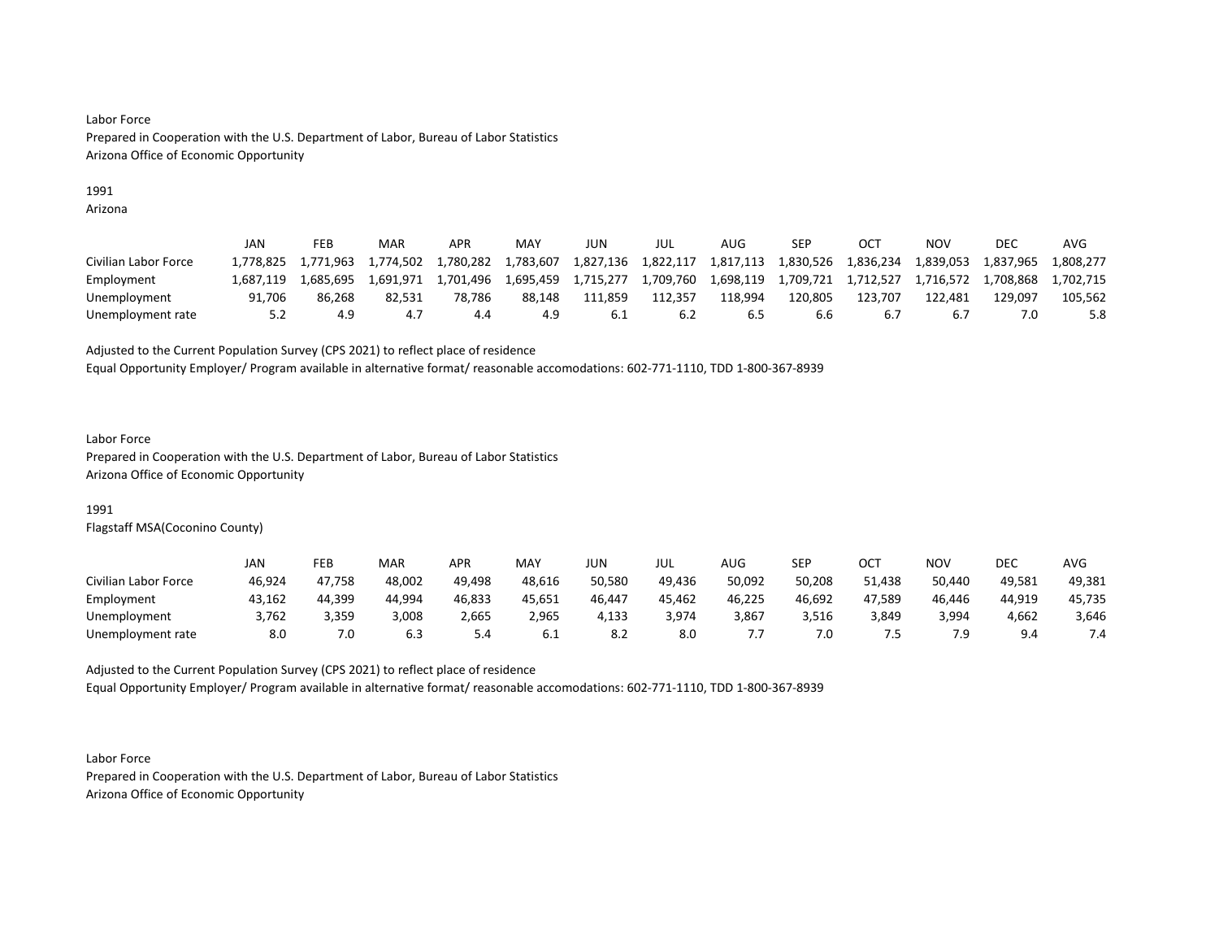Labor Force
Prepared in Cooperation with the U.S. Department of Labor, Bureau of Labor Statistics
Arizona Office of Economic Opportunity

1991
Arizona

| | JAN | FEB | MAR | APR | MAY | JUN | JUL | AUG | SEP | OCT | NOV | DEC | AVG |
|---|---|---|---|---|---|---|---|---|---|---|---|---|---|
| Civilian Labor Force | 1,778,825 | 1,771,963 | 1,774,502 | 1,780,282 | 1,783,607 | 1,827,136 | 1,822,117 | 1,817,113 | 1,830,526 | 1,836,234 | 1,839,053 | 1,837,965 | 1,808,277 |
| Employment | 1,687,119 | 1,685,695 | 1,691,971 | 1,701,496 | 1,695,459 | 1,715,277 | 1,709,760 | 1,698,119 | 1,709,721 | 1,712,527 | 1,716,572 | 1,708,868 | 1,702,715 |
| Unemployment | 91,706 | 86,268 | 82,531 | 78,786 | 88,148 | 111,859 | 112,357 | 118,994 | 120,805 | 123,707 | 122,481 | 129,097 | 105,562 |
| Unemployment rate | 5.2 | 4.9 | 4.7 | 4.4 | 4.9 | 6.1 | 6.2 | 6.5 | 6.6 | 6.7 | 6.7 | 7.0 | 5.8 |

Adjusted to the Current Population Survey (CPS 2021) to reflect place of residence
Equal Opportunity Employer/ Program available in alternative format/ reasonable accomodations: 602-771-1110, TDD 1-800-367-8939

Labor Force
Prepared in Cooperation with the U.S. Department of Labor, Bureau of Labor Statistics
Arizona Office of Economic Opportunity

1991
Flagstaff MSA(Coconino County)

| | JAN | FEB | MAR | APR | MAY | JUN | JUL | AUG | SEP | OCT | NOV | DEC | AVG |
|---|---|---|---|---|---|---|---|---|---|---|---|---|---|
| Civilian Labor Force | 46,924 | 47,758 | 48,002 | 49,498 | 48,616 | 50,580 | 49,436 | 50,092 | 50,208 | 51,438 | 50,440 | 49,581 | 49,381 |
| Employment | 43,162 | 44,399 | 44,994 | 46,833 | 45,651 | 46,447 | 45,462 | 46,225 | 46,692 | 47,589 | 46,446 | 44,919 | 45,735 |
| Unemployment | 3,762 | 3,359 | 3,008 | 2,665 | 2,965 | 4,133 | 3,974 | 3,867 | 3,516 | 3,849 | 3,994 | 4,662 | 3,646 |
| Unemployment rate | 8.0 | 7.0 | 6.3 | 5.4 | 6.1 | 8.2 | 8.0 | 7.7 | 7.0 | 7.5 | 7.9 | 9.4 | 7.4 |

Adjusted to the Current Population Survey (CPS 2021) to reflect place of residence
Equal Opportunity Employer/ Program available in alternative format/ reasonable accomodations: 602-771-1110, TDD 1-800-367-8939

Labor Force
Prepared in Cooperation with the U.S. Department of Labor, Bureau of Labor Statistics
Arizona Office of Economic Opportunity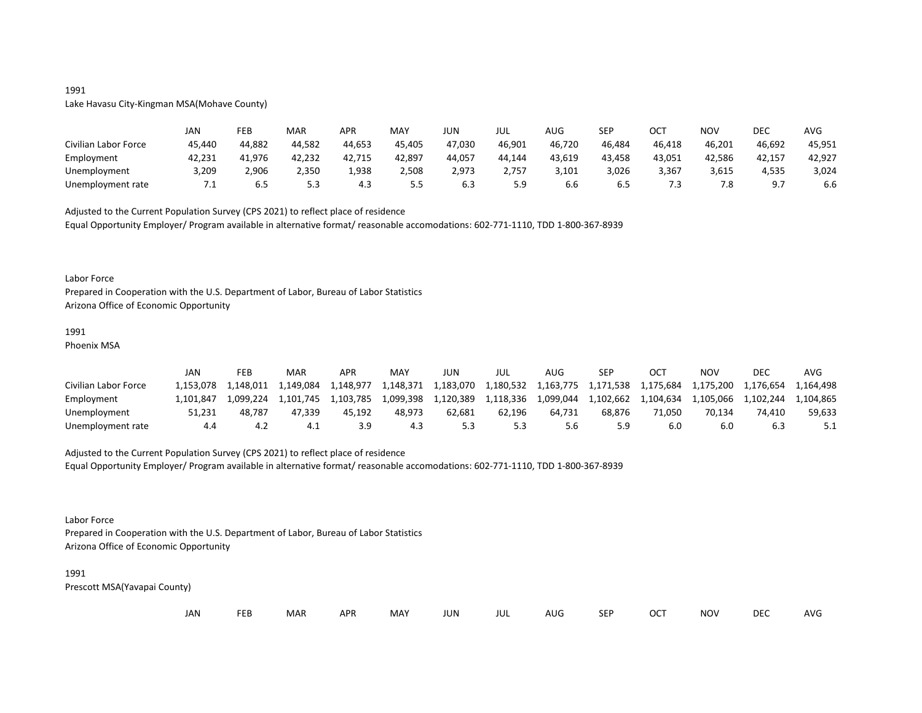1991
Lake Havasu City-Kingman MSA(Mohave County)

| | JAN | FEB | MAR | APR | MAY | JUN | JUL | AUG | SEP | OCT | NOV | DEC | AVG |
|---|---|---|---|---|---|---|---|---|---|---|---|---|---|
| Civilian Labor Force | 45,440 | 44,882 | 44,582 | 44,653 | 45,405 | 47,030 | 46,901 | 46,720 | 46,484 | 46,418 | 46,201 | 46,692 | 45,951 |
| Employment | 42,231 | 41,976 | 42,232 | 42,715 | 42,897 | 44,057 | 44,144 | 43,619 | 43,458 | 43,051 | 42,586 | 42,157 | 42,927 |
| Unemployment | 3,209 | 2,906 | 2,350 | 1,938 | 2,508 | 2,973 | 2,757 | 3,101 | 3,026 | 3,367 | 3,615 | 4,535 | 3,024 |
| Unemployment rate | 7.1 | 6.5 | 5.3 | 4.3 | 5.5 | 6.3 | 5.9 | 6.6 | 6.5 | 7.3 | 7.8 | 9.7 | 6.6 |

Adjusted to the Current Population Survey (CPS 2021) to reflect place of residence
Equal Opportunity Employer/ Program available in alternative format/ reasonable accomodations: 602-771-1110, TDD 1-800-367-8939

Labor Force
Prepared in Cooperation with the U.S. Department of Labor, Bureau of Labor Statistics
Arizona Office of Economic Opportunity

1991
Phoenix MSA

| | JAN | FEB | MAR | APR | MAY | JUN | JUL | AUG | SEP | OCT | NOV | DEC | AVG |
|---|---|---|---|---|---|---|---|---|---|---|---|---|---|
| Civilian Labor Force | 1,153,078 | 1,148,011 | 1,149,084 | 1,148,977 | 1,148,371 | 1,183,070 | 1,180,532 | 1,163,775 | 1,171,538 | 1,175,684 | 1,175,200 | 1,176,654 | 1,164,498 |
| Employment | 1,101,847 | 1,099,224 | 1,101,745 | 1,103,785 | 1,099,398 | 1,120,389 | 1,118,336 | 1,099,044 | 1,102,662 | 1,104,634 | 1,105,066 | 1,102,244 | 1,104,865 |
| Unemployment | 51,231 | 48,787 | 47,339 | 45,192 | 48,973 | 62,681 | 62,196 | 64,731 | 68,876 | 71,050 | 70,134 | 74,410 | 59,633 |
| Unemployment rate | 4.4 | 4.2 | 4.1 | 3.9 | 4.3 | 5.3 | 5.3 | 5.6 | 5.9 | 6.0 | 6.0 | 6.3 | 5.1 |

Adjusted to the Current Population Survey (CPS 2021) to reflect place of residence
Equal Opportunity Employer/ Program available in alternative format/ reasonable accomodations: 602-771-1110, TDD 1-800-367-8939

Labor Force
Prepared in Cooperation with the U.S. Department of Labor, Bureau of Labor Statistics
Arizona Office of Economic Opportunity

1991
Prescott MSA(Yavapai County)

| | JAN | FEB | MAR | APR | MAY | JUN | JUL | AUG | SEP | OCT | NOV | DEC | AVG |
|---|---|---|---|---|---|---|---|---|---|---|---|---|---|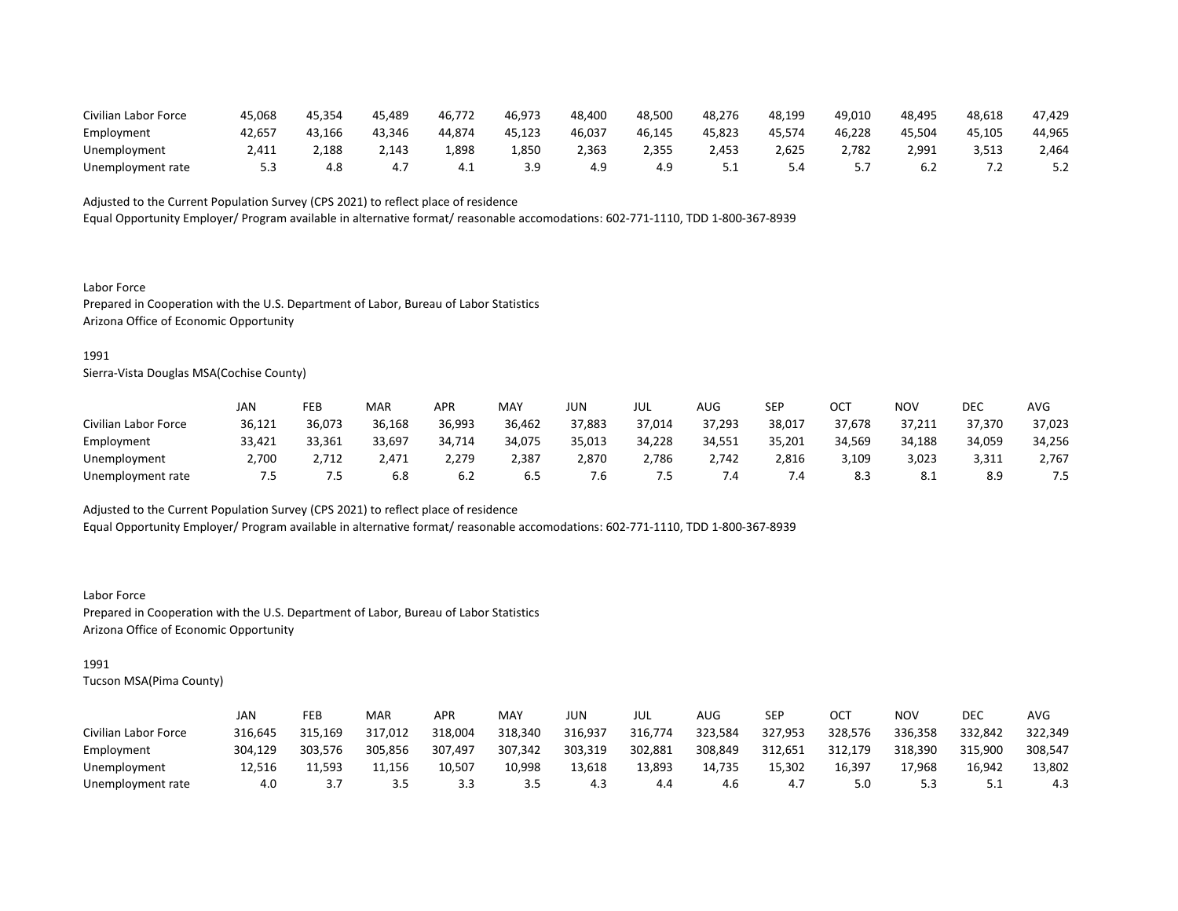| | | | | | | | | | | | | | |
|---|---|---|---|---|---|---|---|---|---|---|---|---|---|
| Civilian Labor Force | 45,068 | 45,354 | 45,489 | 46,772 | 46,973 | 48,400 | 48,500 | 48,276 | 48,199 | 49,010 | 48,495 | 48,618 | 47,429 |
| Employment | 42,657 | 43,166 | 43,346 | 44,874 | 45,123 | 46,037 | 46,145 | 45,823 | 45,574 | 46,228 | 45,504 | 45,105 | 44,965 |
| Unemployment | 2,411 | 2,188 | 2,143 | 1,898 | 1,850 | 2,363 | 2,355 | 2,453 | 2,625 | 2,782 | 2,991 | 3,513 | 2,464 |
| Unemployment rate | 5.3 | 4.8 | 4.7 | 4.1 | 3.9 | 4.9 | 4.9 | 5.1 | 5.4 | 5.7 | 6.2 | 7.2 | 5.2 |

Adjusted to the Current Population Survey (CPS 2021) to reflect place of residence
Equal Opportunity Employer/ Program available in alternative format/ reasonable accomodations: 602-771-1110, TDD 1-800-367-8939

Labor Force
Prepared in Cooperation with the U.S. Department of Labor, Bureau of Labor Statistics
Arizona Office of Economic Opportunity

1991
Sierra-Vista Douglas MSA(Cochise County)

| | JAN | FEB | MAR | APR | MAY | JUN | JUL | AUG | SEP | OCT | NOV | DEC | AVG |
|---|---|---|---|---|---|---|---|---|---|---|---|---|---|
| Civilian Labor Force | 36,121 | 36,073 | 36,168 | 36,993 | 36,462 | 37,883 | 37,014 | 37,293 | 38,017 | 37,678 | 37,211 | 37,370 | 37,023 |
| Employment | 33,421 | 33,361 | 33,697 | 34,714 | 34,075 | 35,013 | 34,228 | 34,551 | 35,201 | 34,569 | 34,188 | 34,059 | 34,256 |
| Unemployment | 2,700 | 2,712 | 2,471 | 2,279 | 2,387 | 2,870 | 2,786 | 2,742 | 2,816 | 3,109 | 3,023 | 3,311 | 2,767 |
| Unemployment rate | 7.5 | 7.5 | 6.8 | 6.2 | 6.5 | 7.6 | 7.5 | 7.4 | 7.4 | 8.3 | 8.1 | 8.9 | 7.5 |

Adjusted to the Current Population Survey (CPS 2021) to reflect place of residence
Equal Opportunity Employer/ Program available in alternative format/ reasonable accomodations: 602-771-1110, TDD 1-800-367-8939

Labor Force
Prepared in Cooperation with the U.S. Department of Labor, Bureau of Labor Statistics
Arizona Office of Economic Opportunity

1991
Tucson MSA(Pima County)

| | JAN | FEB | MAR | APR | MAY | JUN | JUL | AUG | SEP | OCT | NOV | DEC | AVG |
|---|---|---|---|---|---|---|---|---|---|---|---|---|---|
| Civilian Labor Force | 316,645 | 315,169 | 317,012 | 318,004 | 318,340 | 316,937 | 316,774 | 323,584 | 327,953 | 328,576 | 336,358 | 332,842 | 322,349 |
| Employment | 304,129 | 303,576 | 305,856 | 307,497 | 307,342 | 303,319 | 302,881 | 308,849 | 312,651 | 312,179 | 318,390 | 315,900 | 308,547 |
| Unemployment | 12,516 | 11,593 | 11,156 | 10,507 | 10,998 | 13,618 | 13,893 | 14,735 | 15,302 | 16,397 | 17,968 | 16,942 | 13,802 |
| Unemployment rate | 4.0 | 3.7 | 3.5 | 3.3 | 3.5 | 4.3 | 4.4 | 4.6 | 4.7 | 5.0 | 5.3 | 5.1 | 4.3 |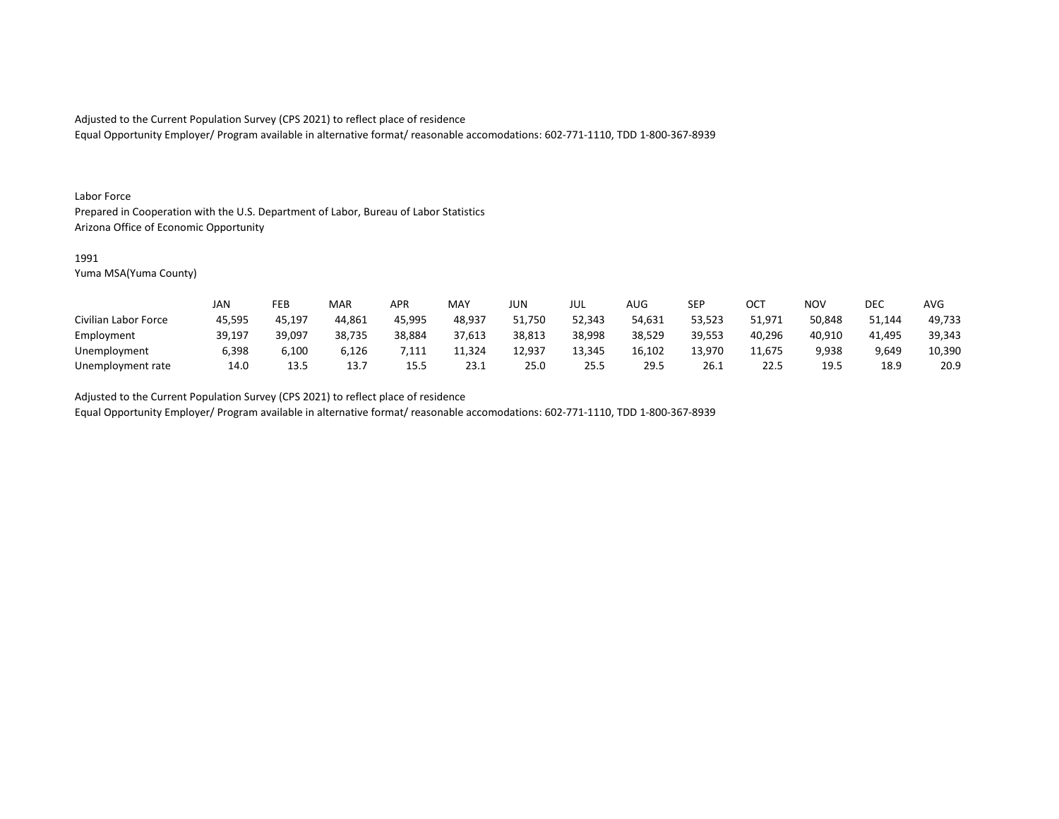Adjusted to the Current Population Survey (CPS 2021) to reflect place of residence
Equal Opportunity Employer/ Program available in alternative format/ reasonable accomodations: 602-771-1110, TDD 1-800-367-8939

Labor Force
Prepared in Cooperation with the U.S. Department of Labor, Bureau of Labor Statistics
Arizona Office of Economic Opportunity

1991
Yuma MSA(Yuma County)

| | JAN | FEB | MAR | APR | MAY | JUN | JUL | AUG | SEP | OCT | NOV | DEC | AVG |
|---|---|---|---|---|---|---|---|---|---|---|---|---|---|
| Civilian Labor Force | 45,595 | 45,197 | 44,861 | 45,995 | 48,937 | 51,750 | 52,343 | 54,631 | 53,523 | 51,971 | 50,848 | 51,144 | 49,733 |
| Employment | 39,197 | 39,097 | 38,735 | 38,884 | 37,613 | 38,813 | 38,998 | 38,529 | 39,553 | 40,296 | 40,910 | 41,495 | 39,343 |
| Unemployment | 6,398 | 6,100 | 6,126 | 7,111 | 11,324 | 12,937 | 13,345 | 16,102 | 13,970 | 11,675 | 9,938 | 9,649 | 10,390 |
| Unemployment rate | 14.0 | 13.5 | 13.7 | 15.5 | 23.1 | 25.0 | 25.5 | 29.5 | 26.1 | 22.5 | 19.5 | 18.9 | 20.9 |

Adjusted to the Current Population Survey (CPS 2021) to reflect place of residence
Equal Opportunity Employer/ Program available in alternative format/ reasonable accomodations: 602-771-1110, TDD 1-800-367-8939